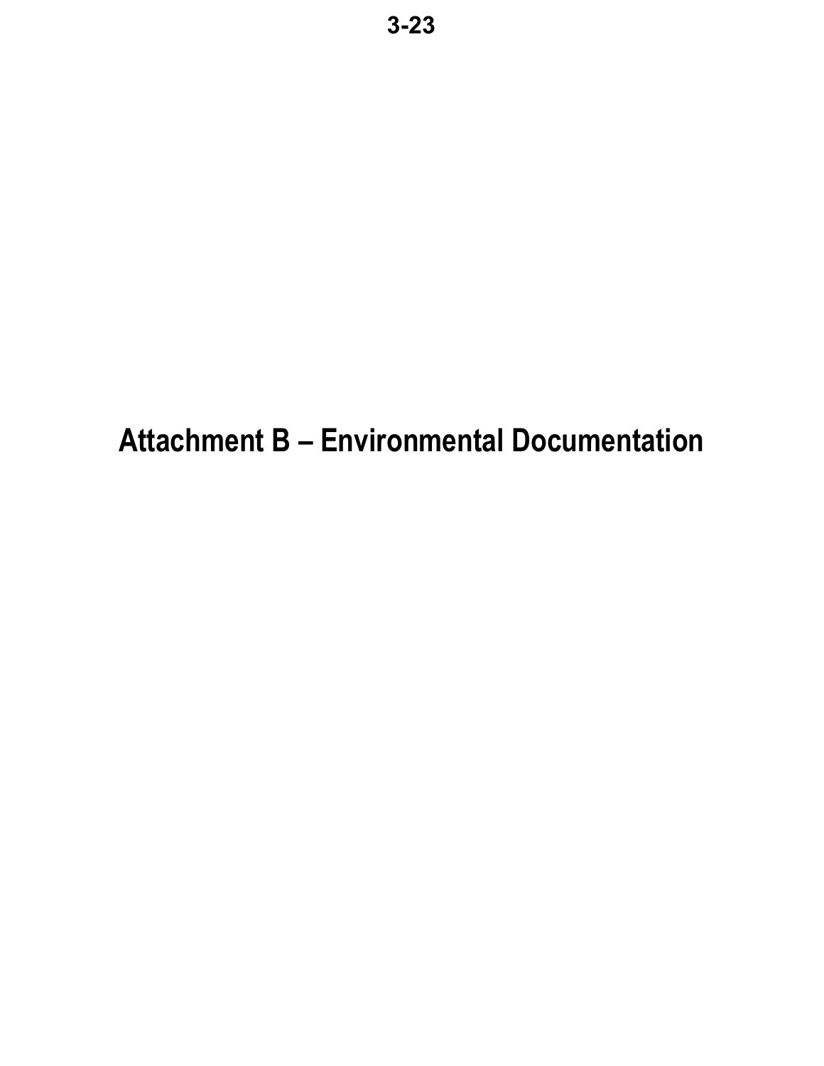# Attachment B – Environmental Documentation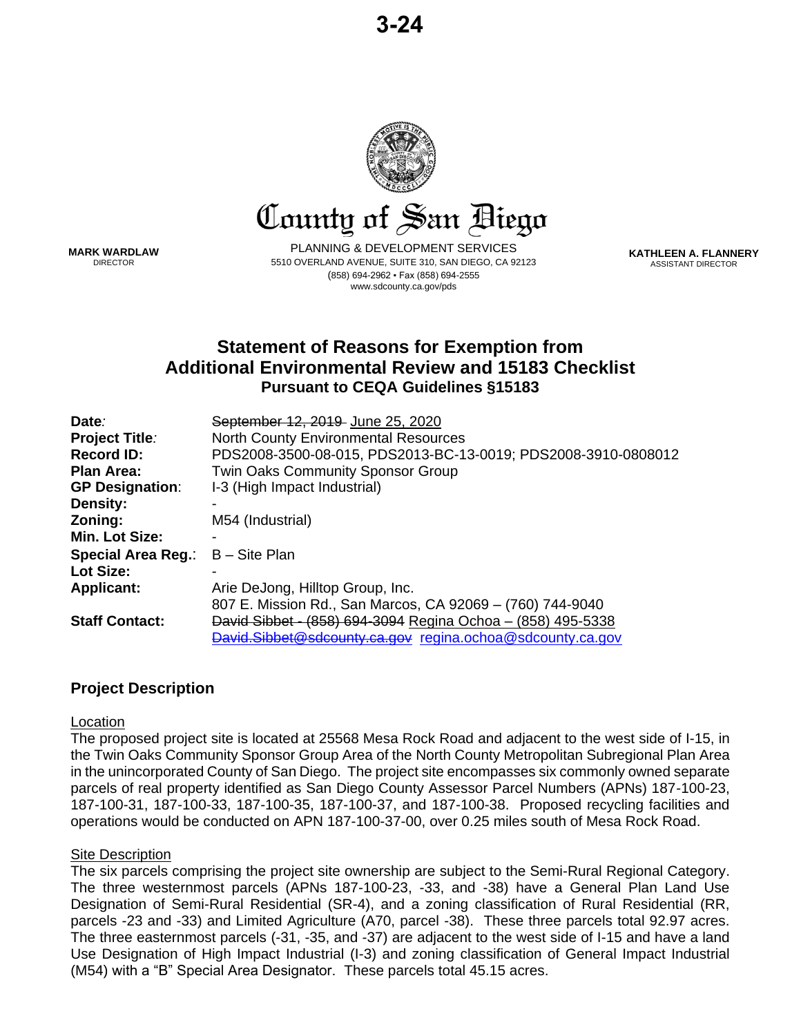# County of San Diego

**MARK WARDLAW**
DIRECTOR

PLANNING & DEVELOPMENT SERVICES
5510 OVERLAND AVENUE, SUITE 310, SAN DIEGO, CA 92123
(858) 694-2962 • Fax (858) 694-2555
www.sdcounty.ca.gov/pds

**KATHLEEN A. FLANNERY**
ASSISTANT DIRECTOR

## Statement of Reasons for Exemption from Additional Environmental Review and 15183 Checklist

### Pursuant to CEQA Guidelines §15183

| | |
|---|---|
| **Date:** | ~~September 12, 2019~~ June 25, 2020 |
| **Project Title:** | North County Environmental Resources |
| **Record ID:** | PDS2008-3500-08-015, PDS2013-BC-13-0019; PDS2008-3910-0808012 |
| **Plan Area:** | Twin Oaks Community Sponsor Group |
| **GP Designation:** | I-3 (High Impact Industrial) |
| **Density:** | - |
| **Zoning:** | M54 (Industrial) |
| **Min. Lot Size:** | - |
| **Special Area Reg.:** | B – Site Plan |
| **Lot Size:** | - |
| **Applicant:** | Arie DeJong, Hilltop Group, Inc.<br>807 E. Mission Rd., San Marcos, CA 92069 – (760) 744-9040 |
| **Staff Contact:** | ~~David Sibbet - (858) 694-3094~~ Regina Ochoa – (858) 495-5338<br>~~David.Sibbet@sdcounty.ca.gov~~ regina.ochoa@sdcounty.ca.gov |

## Project Description

Location

The proposed project site is located at 25568 Mesa Rock Road and adjacent to the west side of I-15, in the Twin Oaks Community Sponsor Group Area of the North County Metropolitan Subregional Plan Area in the unincorporated County of San Diego. The project site encompasses six commonly owned separate parcels of real property identified as San Diego County Assessor Parcel Numbers (APNs) 187-100-23, 187-100-31, 187-100-33, 187-100-35, 187-100-37, and 187-100-38. Proposed recycling facilities and operations would be conducted on APN 187-100-37-00, over 0.25 miles south of Mesa Rock Road.

Site Description

The six parcels comprising the project site ownership are subject to the Semi-Rural Regional Category. The three westernmost parcels (APNs 187-100-23, -33, and -38) have a General Plan Land Use Designation of Semi-Rural Residential (SR-4), and a zoning classification of Rural Residential (RR, parcels -23 and -33) and Limited Agriculture (A70, parcel -38). These three parcels total 92.97 acres. The three easternmost parcels (-31, -35, and -37) are adjacent to the west side of I-15 and have a land Use Designation of High Impact Industrial (I-3) and zoning classification of General Impact Industrial (M54) with a "B" Special Area Designator. These parcels total 45.15 acres.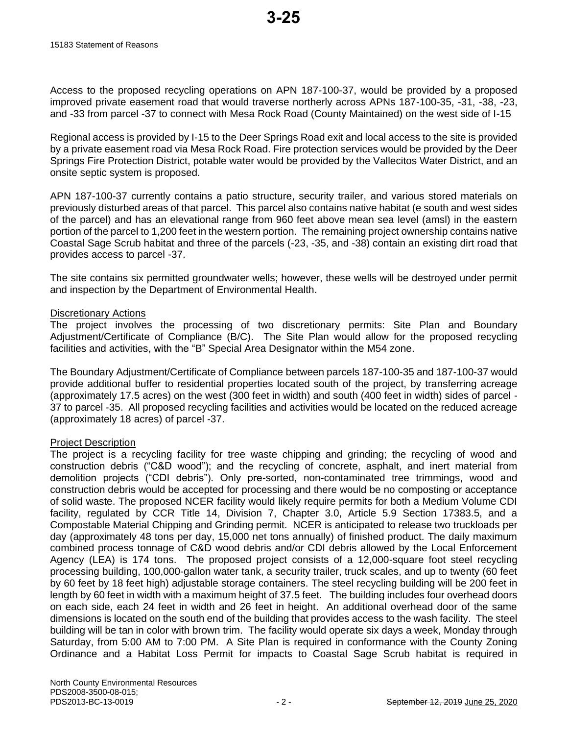Access to the proposed recycling operations on APN 187-100-37, would be provided by a proposed improved private easement road that would traverse northerly across APNs 187-100-35, -31, -38, -23, and -33 from parcel -37 to connect with Mesa Rock Road (County Maintained) on the west side of I-15

Regional access is provided by I-15 to the Deer Springs Road exit and local access to the site is provided by a private easement road via Mesa Rock Road. Fire protection services would be provided by the Deer Springs Fire Protection District, potable water would be provided by the Vallecitos Water District, and an onsite septic system is proposed.

APN 187-100-37 currently contains a patio structure, security trailer, and various stored materials on previously disturbed areas of that parcel. This parcel also contains native habitat (e south and west sides of the parcel) and has an elevational range from 960 feet above mean sea level (amsl) in the eastern portion of the parcel to 1,200 feet in the western portion. The remaining project ownership contains native Coastal Sage Scrub habitat and three of the parcels (-23, -35, and -38) contain an existing dirt road that provides access to parcel -37.

The site contains six permitted groundwater wells; however, these wells will be destroyed under permit and inspection by the Department of Environmental Health.

## Discretionary Actions

The project involves the processing of two discretionary permits: Site Plan and Boundary Adjustment/Certificate of Compliance (B/C). The Site Plan would allow for the proposed recycling facilities and activities, with the "B" Special Area Designator within the M54 zone.

The Boundary Adjustment/Certificate of Compliance between parcels 187-100-35 and 187-100-37 would provide additional buffer to residential properties located south of the project, by transferring acreage (approximately 17.5 acres) on the west (300 feet in width) and south (400 feet in width) sides of parcel -37 to parcel -35. All proposed recycling facilities and activities would be located on the reduced acreage (approximately 18 acres) of parcel -37.

## Project Description

The project is a recycling facility for tree waste chipping and grinding; the recycling of wood and construction debris ("C&D wood"); and the recycling of concrete, asphalt, and inert material from demolition projects ("CDI debris"). Only pre-sorted, non-contaminated tree trimmings, wood and construction debris would be accepted for processing and there would be no composting or acceptance of solid waste. The proposed NCER facility would likely require permits for both a Medium Volume CDI facility, regulated by CCR Title 14, Division 7, Chapter 3.0, Article 5.9 Section 17383.5, and a Compostable Material Chipping and Grinding permit. NCER is anticipated to release two truckloads per day (approximately 48 tons per day, 15,000 net tons annually) of finished product. The daily maximum combined process tonnage of C&D wood debris and/or CDI debris allowed by the Local Enforcement Agency (LEA) is 174 tons. The proposed project consists of a 12,000-square foot steel recycling processing building, 100,000-gallon water tank, a security trailer, truck scales, and up to twenty (60 feet by 60 feet by 18 feet high) adjustable storage containers. The steel recycling building will be 200 feet in length by 60 feet in width with a maximum height of 37.5 feet. The building includes four overhead doors on each side, each 24 feet in width and 26 feet in height. An additional overhead door of the same dimensions is located on the south end of the building that provides access to the wash facility. The steel building will be tan in color with brown trim. The facility would operate six days a week, Monday through Saturday, from 5:00 AM to 7:00 PM. A Site Plan is required in conformance with the County Zoning Ordinance and a Habitat Loss Permit for impacts to Coastal Sage Scrub habitat is required in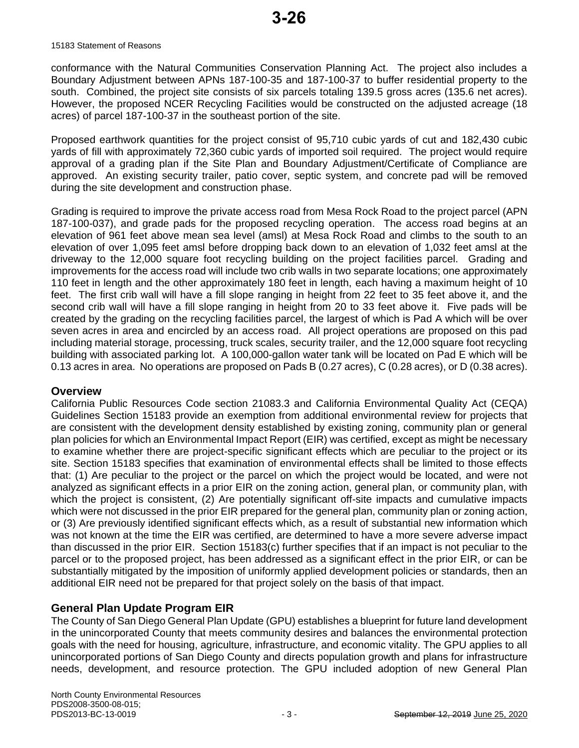conformance with the Natural Communities Conservation Planning Act. The project also includes a Boundary Adjustment between APNs 187-100-35 and 187-100-37 to buffer residential property to the south. Combined, the project site consists of six parcels totaling 139.5 gross acres (135.6 net acres). However, the proposed NCER Recycling Facilities would be constructed on the adjusted acreage (18 acres) of parcel 187-100-37 in the southeast portion of the site.

Proposed earthwork quantities for the project consist of 95,710 cubic yards of cut and 182,430 cubic yards of fill with approximately 72,360 cubic yards of imported soil required. The project would require approval of a grading plan if the Site Plan and Boundary Adjustment/Certificate of Compliance are approved. An existing security trailer, patio cover, septic system, and concrete pad will be removed during the site development and construction phase.

Grading is required to improve the private access road from Mesa Rock Road to the project parcel (APN 187-100-037), and grade pads for the proposed recycling operation. The access road begins at an elevation of 961 feet above mean sea level (amsl) at Mesa Rock Road and climbs to the south to an elevation of over 1,095 feet amsl before dropping back down to an elevation of 1,032 feet amsl at the driveway to the 12,000 square foot recycling building on the project facilities parcel. Grading and improvements for the access road will include two crib walls in two separate locations; one approximately 110 feet in length and the other approximately 180 feet in length, each having a maximum height of 10 feet. The first crib wall will have a fill slope ranging in height from 22 feet to 35 feet above it, and the second crib wall will have a fill slope ranging in height from 20 to 33 feet above it. Five pads will be created by the grading on the recycling facilities parcel, the largest of which is Pad A which will be over seven acres in area and encircled by an access road. All project operations are proposed on this pad including material storage, processing, truck scales, security trailer, and the 12,000 square foot recycling building with associated parking lot. A 100,000-gallon water tank will be located on Pad E which will be 0.13 acres in area. No operations are proposed on Pads B (0.27 acres), C (0.28 acres), or D (0.38 acres).

## Overview

California Public Resources Code section 21083.3 and California Environmental Quality Act (CEQA) Guidelines Section 15183 provide an exemption from additional environmental review for projects that are consistent with the development density established by existing zoning, community plan or general plan policies for which an Environmental Impact Report (EIR) was certified, except as might be necessary to examine whether there are project-specific significant effects which are peculiar to the project or its site. Section 15183 specifies that examination of environmental effects shall be limited to those effects that: (1) Are peculiar to the project or the parcel on which the project would be located, and were not analyzed as significant effects in a prior EIR on the zoning action, general plan, or community plan, with which the project is consistent, (2) Are potentially significant off-site impacts and cumulative impacts which were not discussed in the prior EIR prepared for the general plan, community plan or zoning action, or (3) Are previously identified significant effects which, as a result of substantial new information which was not known at the time the EIR was certified, are determined to have a more severe adverse impact than discussed in the prior EIR. Section 15183(c) further specifies that if an impact is not peculiar to the parcel or to the proposed project, has been addressed as a significant effect in the prior EIR, or can be substantially mitigated by the imposition of uniformly applied development policies or standards, then an additional EIR need not be prepared for that project solely on the basis of that impact.

## General Plan Update Program EIR

The County of San Diego General Plan Update (GPU) establishes a blueprint for future land development in the unincorporated County that meets community desires and balances the environmental protection goals with the need for housing, agriculture, infrastructure, and economic vitality. The GPU applies to all unincorporated portions of San Diego County and directs population growth and plans for infrastructure needs, development, and resource protection. The GPU included adoption of new General Plan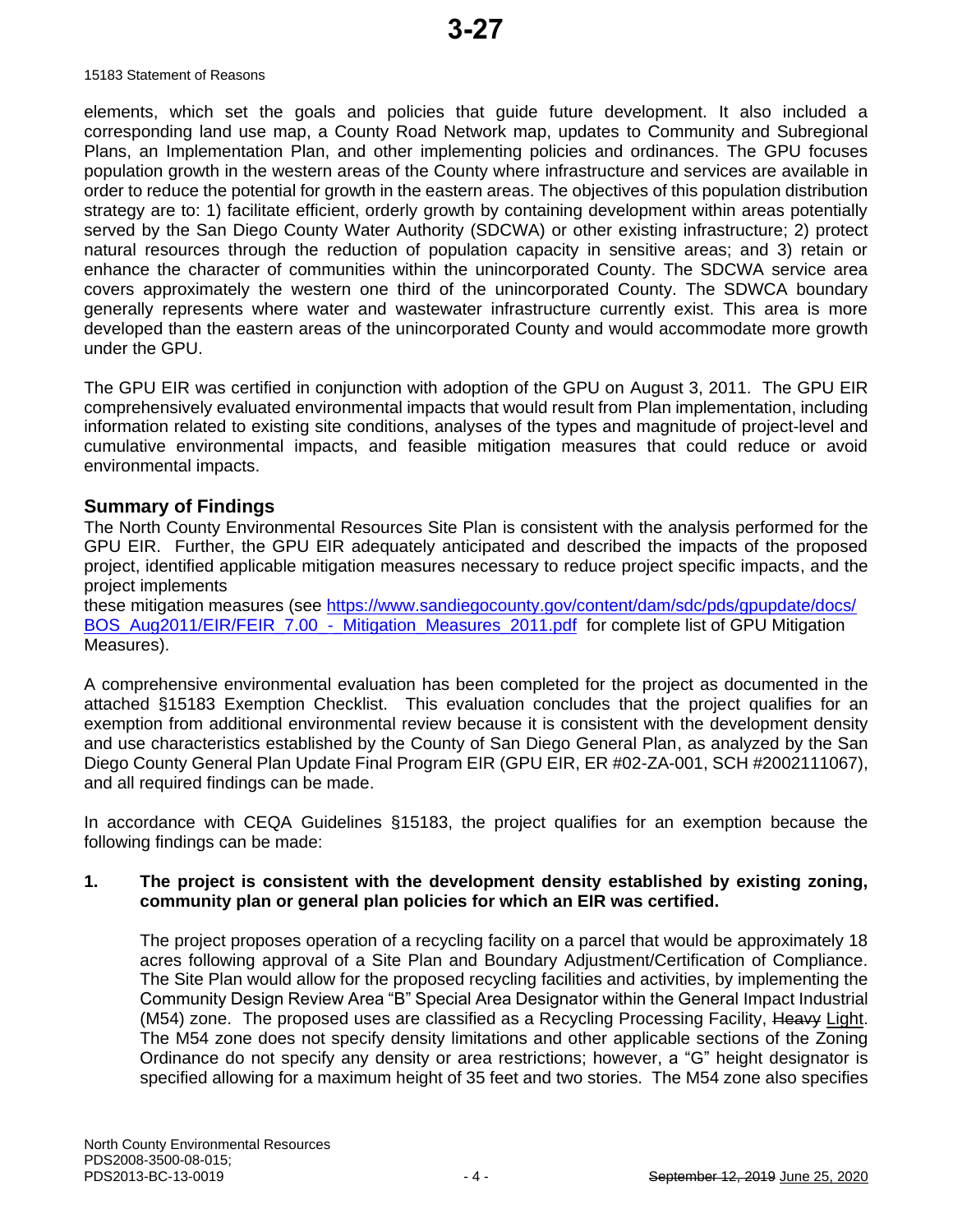elements, which set the goals and policies that guide future development. It also included a corresponding land use map, a County Road Network map, updates to Community and Subregional Plans, an Implementation Plan, and other implementing policies and ordinances. The GPU focuses population growth in the western areas of the County where infrastructure and services are available in order to reduce the potential for growth in the eastern areas. The objectives of this population distribution strategy are to: 1) facilitate efficient, orderly growth by containing development within areas potentially served by the San Diego County Water Authority (SDCWA) or other existing infrastructure; 2) protect natural resources through the reduction of population capacity in sensitive areas; and 3) retain or enhance the character of communities within the unincorporated County. The SDCWA service area covers approximately the western one third of the unincorporated County. The SDWCA boundary generally represents where water and wastewater infrastructure currently exist. This area is more developed than the eastern areas of the unincorporated County and would accommodate more growth under the GPU.

The GPU EIR was certified in conjunction with adoption of the GPU on August 3, 2011. The GPU EIR comprehensively evaluated environmental impacts that would result from Plan implementation, including information related to existing site conditions, analyses of the types and magnitude of project-level and cumulative environmental impacts, and feasible mitigation measures that could reduce or avoid environmental impacts.

## Summary of Findings

The North County Environmental Resources Site Plan is consistent with the analysis performed for the GPU EIR. Further, the GPU EIR adequately anticipated and described the impacts of the proposed project, identified applicable mitigation measures necessary to reduce project specific impacts, and the project implements these mitigation measures (see https://www.sandiegocounty.gov/content/dam/sdc/pds/gpupdate/docs/BOS_Aug2011/EIR/FEIR_7.00_-_Mitigation_Measures_2011.pdf for complete list of GPU Mitigation Measures).

A comprehensive environmental evaluation has been completed for the project as documented in the attached §15183 Exemption Checklist. This evaluation concludes that the project qualifies for an exemption from additional environmental review because it is consistent with the development density and use characteristics established by the County of San Diego General Plan, as analyzed by the San Diego County General Plan Update Final Program EIR (GPU EIR, ER #02-ZA-001, SCH #2002111067), and all required findings can be made.

In accordance with CEQA Guidelines §15183, the project qualifies for an exemption because the following findings can be made:

**1. The project is consistent with the development density established by existing zoning, community plan or general plan policies for which an EIR was certified.**

The project proposes operation of a recycling facility on a parcel that would be approximately 18 acres following approval of a Site Plan and Boundary Adjustment/Certification of Compliance. The Site Plan would allow for the proposed recycling facilities and activities, by implementing the Community Design Review Area "B" Special Area Designator within the General Impact Industrial (M54) zone. The proposed uses are classified as a Recycling Processing Facility, ~~Heavy~~ Light. The M54 zone does not specify density limitations and other applicable sections of the Zoning Ordinance do not specify any density or area restrictions; however, a "G" height designator is specified allowing for a maximum height of 35 feet and two stories. The M54 zone also specifies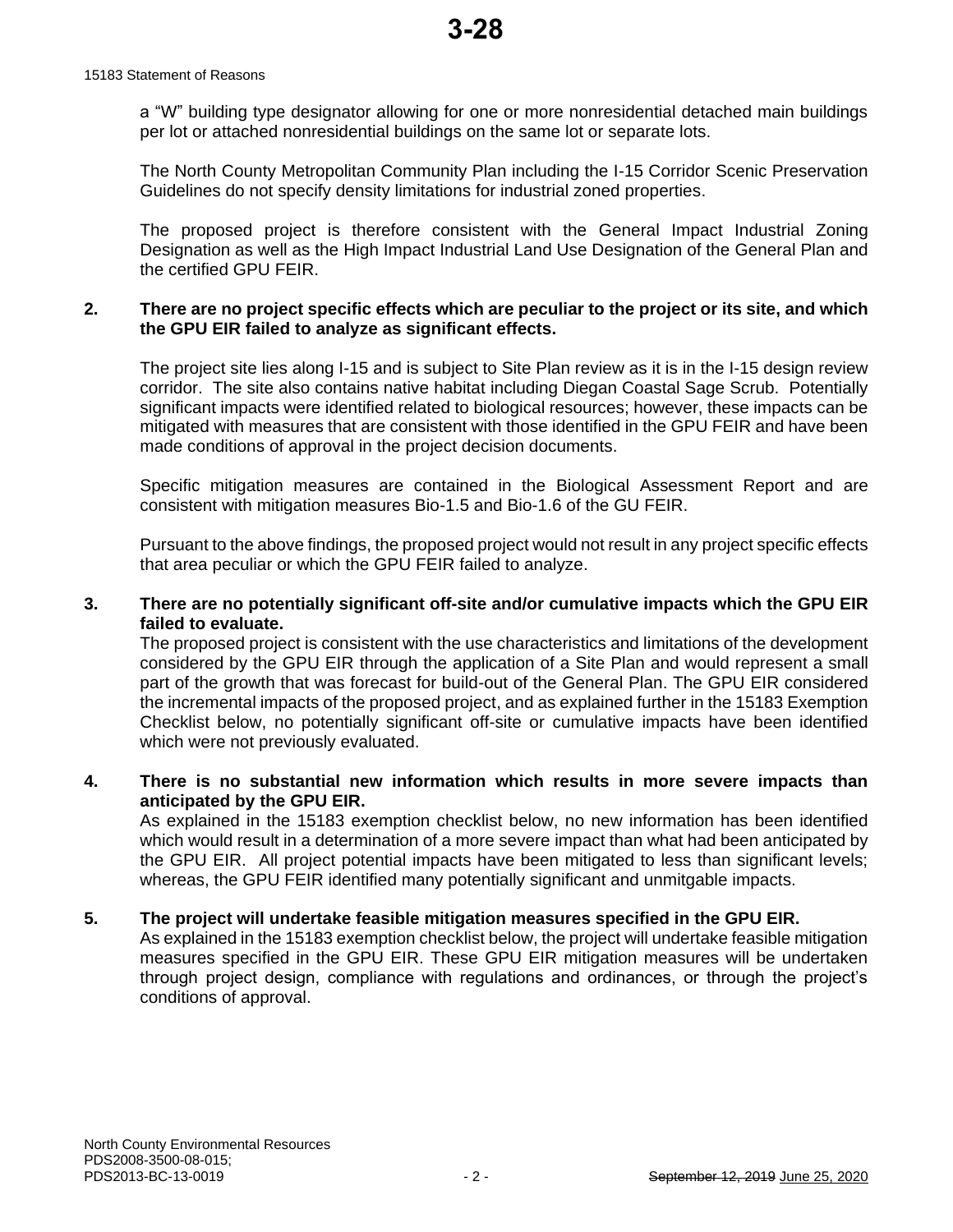a "W" building type designator allowing for one or more nonresidential detached main buildings per lot or attached nonresidential buildings on the same lot or separate lots.

The North County Metropolitan Community Plan including the I-15 Corridor Scenic Preservation Guidelines do not specify density limitations for industrial zoned properties.

The proposed project is therefore consistent with the General Impact Industrial Zoning Designation as well as the High Impact Industrial Land Use Designation of the General Plan and the certified GPU FEIR.

**2. There are no project specific effects which are peculiar to the project or its site, and which the GPU EIR failed to analyze as significant effects.**

The project site lies along I-15 and is subject to Site Plan review as it is in the I-15 design review corridor. The site also contains native habitat including Diegan Coastal Sage Scrub. Potentially significant impacts were identified related to biological resources; however, these impacts can be mitigated with measures that are consistent with those identified in the GPU FEIR and have been made conditions of approval in the project decision documents.

Specific mitigation measures are contained in the Biological Assessment Report and are consistent with mitigation measures Bio-1.5 and Bio-1.6 of the GU FEIR.

Pursuant to the above findings, the proposed project would not result in any project specific effects that area peculiar or which the GPU FEIR failed to analyze.

**3. There are no potentially significant off-site and/or cumulative impacts which the GPU EIR failed to evaluate.**

The proposed project is consistent with the use characteristics and limitations of the development considered by the GPU EIR through the application of a Site Plan and would represent a small part of the growth that was forecast for build-out of the General Plan. The GPU EIR considered the incremental impacts of the proposed project, and as explained further in the 15183 Exemption Checklist below, no potentially significant off-site or cumulative impacts have been identified which were not previously evaluated.

**4. There is no substantial new information which results in more severe impacts than anticipated by the GPU EIR.**

As explained in the 15183 exemption checklist below, no new information has been identified which would result in a determination of a more severe impact than what had been anticipated by the GPU EIR. All project potential impacts have been mitigated to less than significant levels; whereas, the GPU FEIR identified many potentially significant and unmitgable impacts.

**5. The project will undertake feasible mitigation measures specified in the GPU EIR.**

As explained in the 15183 exemption checklist below, the project will undertake feasible mitigation measures specified in the GPU EIR. These GPU EIR mitigation measures will be undertaken through project design, compliance with regulations and ordinances, or through the project's conditions of approval.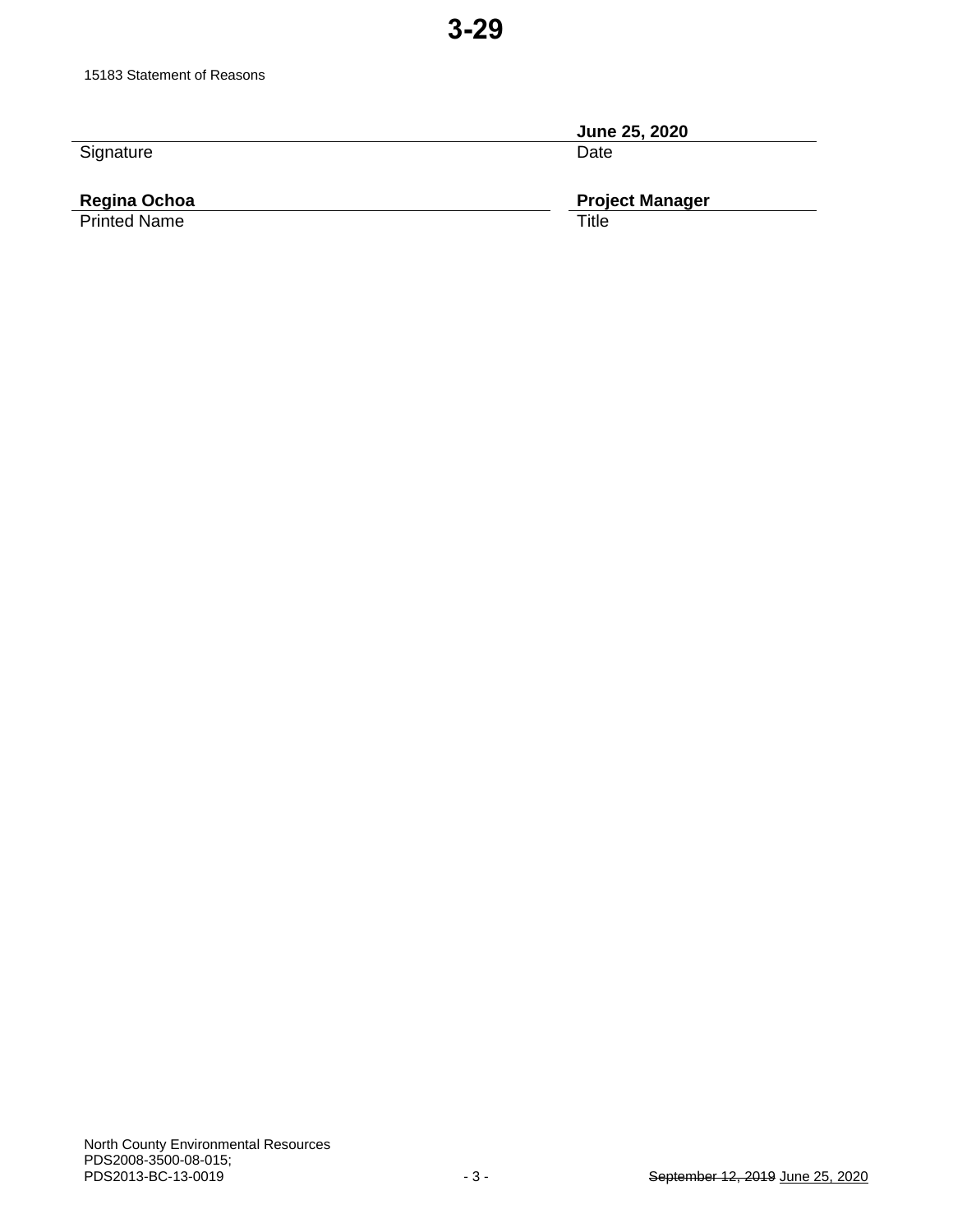15183 Statement of Reasons

| | |
|---|---|
| | **June 25, 2020** |
| Signature | Date |
| **Regina Ochoa** | **Project Manager** |
| Printed Name | Title |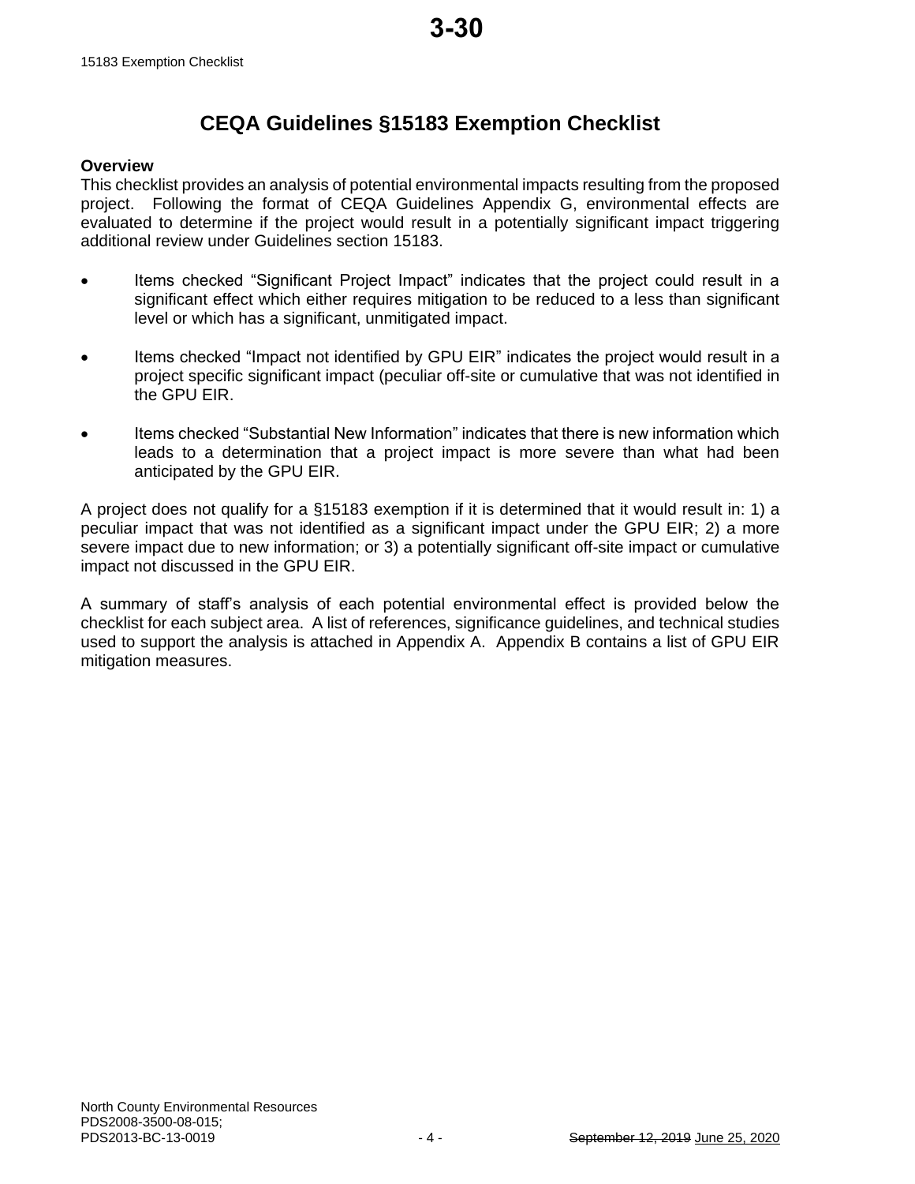# CEQA Guidelines §15183 Exemption Checklist

**Overview**

This checklist provides an analysis of potential environmental impacts resulting from the proposed project. Following the format of CEQA Guidelines Appendix G, environmental effects are evaluated to determine if the project would result in a potentially significant impact triggering additional review under Guidelines section 15183.

- Items checked "Significant Project Impact" indicates that the project could result in a significant effect which either requires mitigation to be reduced to a less than significant level or which has a significant, unmitigated impact.
- Items checked "Impact not identified by GPU EIR" indicates the project would result in a project specific significant impact (peculiar off-site or cumulative that was not identified in the GPU EIR.
- Items checked "Substantial New Information" indicates that there is new information which leads to a determination that a project impact is more severe than what had been anticipated by the GPU EIR.

A project does not qualify for a §15183 exemption if it is determined that it would result in: 1) a peculiar impact that was not identified as a significant impact under the GPU EIR; 2) a more severe impact due to new information; or 3) a potentially significant off-site impact or cumulative impact not discussed in the GPU EIR.

A summary of staff's analysis of each potential environmental effect is provided below the checklist for each subject area. A list of references, significance guidelines, and technical studies used to support the analysis is attached in Appendix A. Appendix B contains a list of GPU EIR mitigation measures.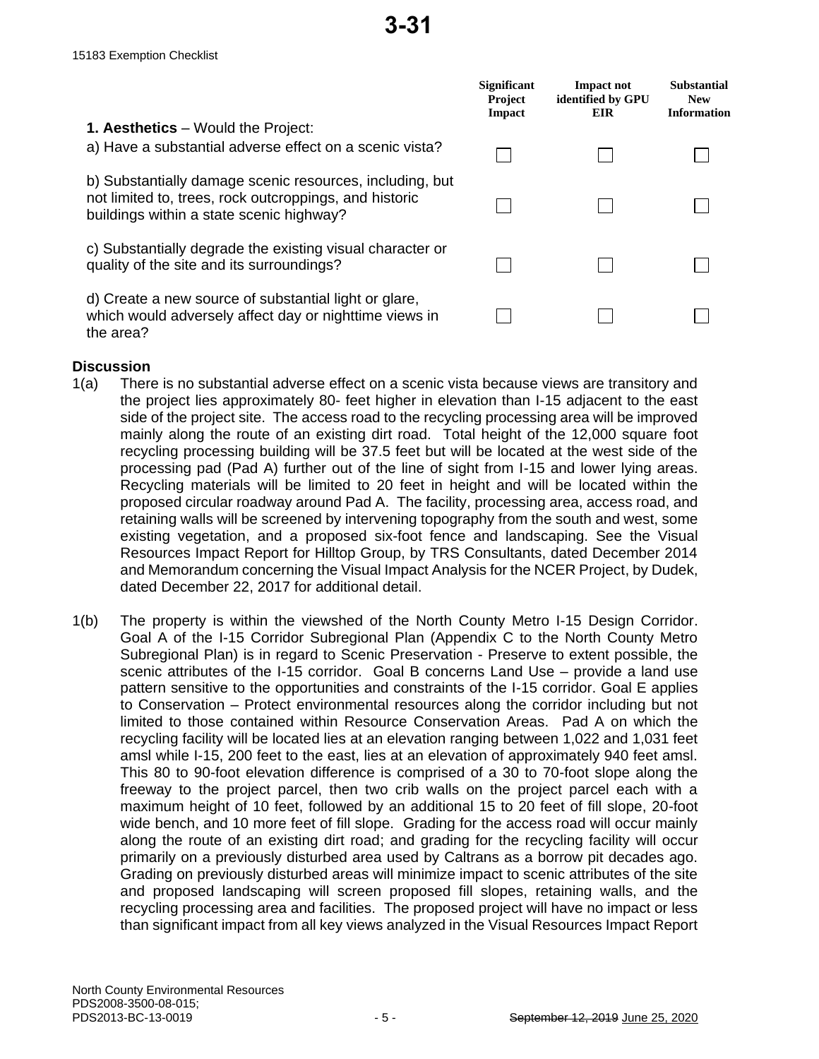|  | Significant Project Impact | Impact not identified by GPU EIR | Substantial New Information |
|---|---|---|---|
| **1. Aesthetics** – Would the Project: | | | |
| a) Have a substantial adverse effect on a scenic vista? | ☐ | ☐ | ☐ |
| b) Substantially damage scenic resources, including, but not limited to, trees, rock outcroppings, and historic buildings within a state scenic highway? | ☐ | ☐ | ☐ |
| c) Substantially degrade the existing visual character or quality of the site and its surroundings? | ☐ | ☐ | ☐ |
| d) Create a new source of substantial light or glare, which would adversely affect day or nighttime views in the area? | ☐ | ☐ | ☐ |

**Discussion**

1(a) There is no substantial adverse effect on a scenic vista because views are transitory and the project lies approximately 80- feet higher in elevation than I-15 adjacent to the east side of the project site. The access road to the recycling processing area will be improved mainly along the route of an existing dirt road. Total height of the 12,000 square foot recycling processing building will be 37.5 feet but will be located at the west side of the processing pad (Pad A) further out of the line of sight from I-15 and lower lying areas. Recycling materials will be limited to 20 feet in height and will be located within the proposed circular roadway around Pad A. The facility, processing area, access road, and retaining walls will be screened by intervening topography from the south and west, some existing vegetation, and a proposed six-foot fence and landscaping. See the Visual Resources Impact Report for Hilltop Group, by TRS Consultants, dated December 2014 and Memorandum concerning the Visual Impact Analysis for the NCER Project, by Dudek, dated December 22, 2017 for additional detail.

1(b) The property is within the viewshed of the North County Metro I-15 Design Corridor. Goal A of the I-15 Corridor Subregional Plan (Appendix C to the North County Metro Subregional Plan) is in regard to Scenic Preservation - Preserve to extent possible, the scenic attributes of the I-15 corridor. Goal B concerns Land Use – provide a land use pattern sensitive to the opportunities and constraints of the I-15 corridor. Goal E applies to Conservation – Protect environmental resources along the corridor including but not limited to those contained within Resource Conservation Areas. Pad A on which the recycling facility will be located lies at an elevation ranging between 1,022 and 1,031 feet amsl while I-15, 200 feet to the east, lies at an elevation of approximately 940 feet amsl. This 80 to 90-foot elevation difference is comprised of a 30 to 70-foot slope along the freeway to the project parcel, then two crib walls on the project parcel each with a maximum height of 10 feet, followed by an additional 15 to 20 feet of fill slope, 20-foot wide bench, and 10 more feet of fill slope. Grading for the access road will occur mainly along the route of an existing dirt road; and grading for the recycling facility will occur primarily on a previously disturbed area used by Caltrans as a borrow pit decades ago. Grading on previously disturbed areas will minimize impact to scenic attributes of the site and proposed landscaping will screen proposed fill slopes, retaining walls, and the recycling processing area and facilities. The proposed project will have no impact or less than significant impact from all key views analyzed in the Visual Resources Impact Report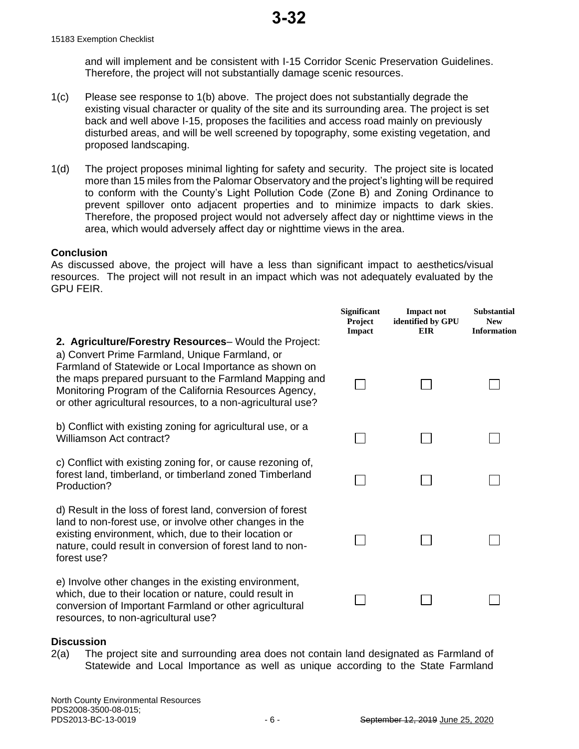and will implement and be consistent with I-15 Corridor Scenic Preservation Guidelines. Therefore, the project will not substantially damage scenic resources.

1(c) Please see response to 1(b) above. The project does not substantially degrade the existing visual character or quality of the site and its surrounding area. The project is set back and well above I-15, proposes the facilities and access road mainly on previously disturbed areas, and will be well screened by topography, some existing vegetation, and proposed landscaping.

1(d) The project proposes minimal lighting for safety and security. The project site is located more than 15 miles from the Palomar Observatory and the project's lighting will be required to conform with the County's Light Pollution Code (Zone B) and Zoning Ordinance to prevent spillover onto adjacent properties and to minimize impacts to dark skies. Therefore, the proposed project would not adversely affect day or nighttime views in the area, which would adversely affect day or nighttime views in the area.

**Conclusion**

As discussed above, the project will have a less than significant impact to aesthetics/visual resources. The project will not result in an impact which was not adequately evaluated by the GPU FEIR.

| | Significant Project Impact | Impact not identified by GPU EIR | Substantial New Information |
|---|---|---|---|
| **2. Agriculture/Forestry Resources**– Would the Project: a) Convert Prime Farmland, Unique Farmland, or Farmland of Statewide or Local Importance as shown on the maps prepared pursuant to the Farmland Mapping and Monitoring Program of the California Resources Agency, or other agricultural resources, to a non-agricultural use? | ☐ | ☐ | ☐ |
| b) Conflict with existing zoning for agricultural use, or a Williamson Act contract? | ☐ | ☐ | ☐ |
| c) Conflict with existing zoning for, or cause rezoning of, forest land, timberland, or timberland zoned Timberland Production? | ☐ | ☐ | ☐ |
| d) Result in the loss of forest land, conversion of forest land to non-forest use, or involve other changes in the existing environment, which, due to their location or nature, could result in conversion of forest land to non-forest use? | ☐ | ☐ | ☐ |
| e) Involve other changes in the existing environment, which, due to their location or nature, could result in conversion of Important Farmland or other agricultural resources, to non-agricultural use? | ☐ | ☐ | ☐ |

**Discussion**

2(a) The project site and surrounding area does not contain land designated as Farmland of Statewide and Local Importance as well as unique according to the State Farmland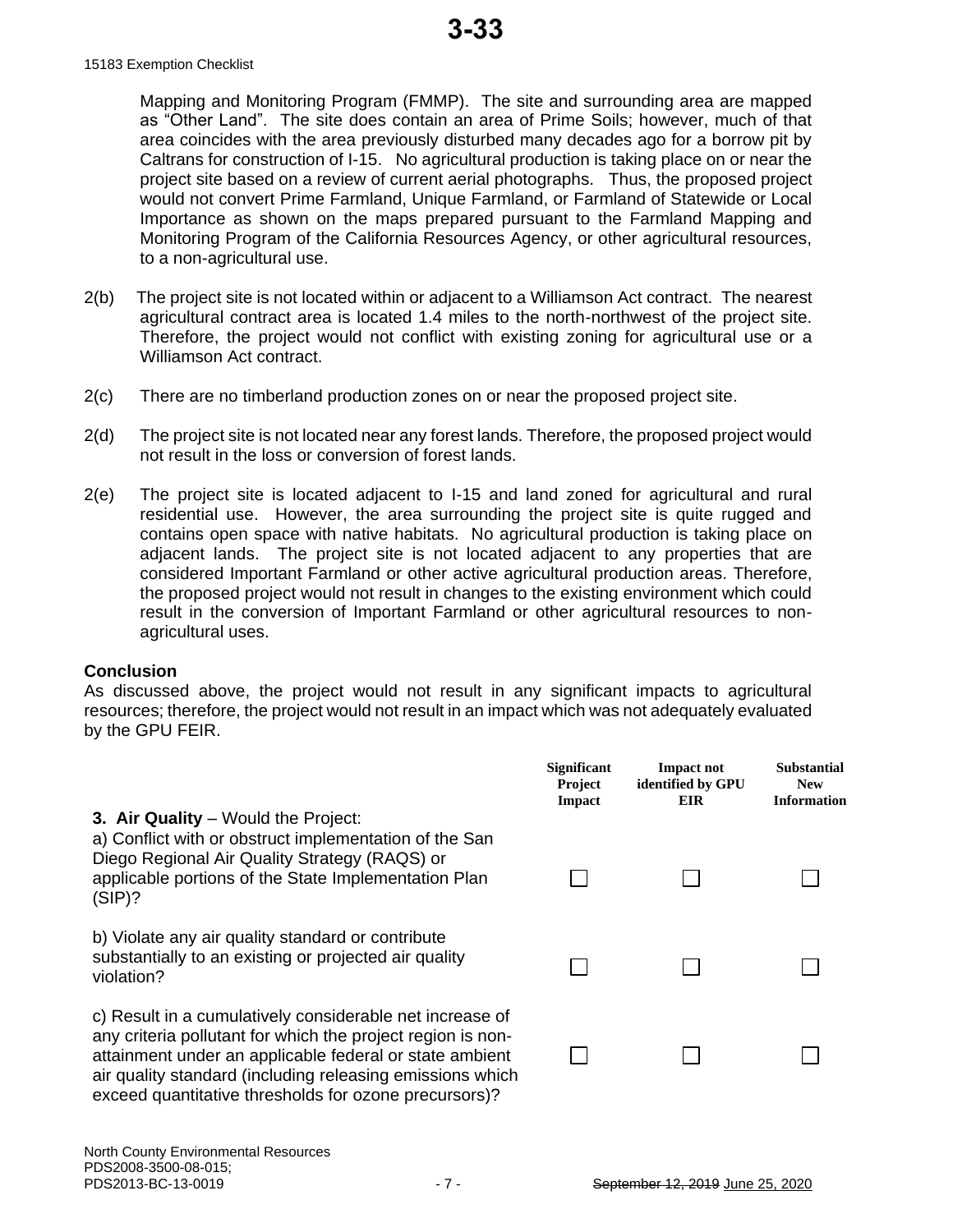Mapping and Monitoring Program (FMMP). The site and surrounding area are mapped as "Other Land". The site does contain an area of Prime Soils; however, much of that area coincides with the area previously disturbed many decades ago for a borrow pit by Caltrans for construction of I-15. No agricultural production is taking place on or near the project site based on a review of current aerial photographs. Thus, the proposed project would not convert Prime Farmland, Unique Farmland, or Farmland of Statewide or Local Importance as shown on the maps prepared pursuant to the Farmland Mapping and Monitoring Program of the California Resources Agency, or other agricultural resources, to a non-agricultural use.

2(b) The project site is not located within or adjacent to a Williamson Act contract. The nearest agricultural contract area is located 1.4 miles to the north-northwest of the project site. Therefore, the project would not conflict with existing zoning for agricultural use or a Williamson Act contract.

2(c) There are no timberland production zones on or near the proposed project site.

2(d) The project site is not located near any forest lands. Therefore, the proposed project would not result in the loss or conversion of forest lands.

2(e) The project site is located adjacent to I-15 and land zoned for agricultural and rural residential use. However, the area surrounding the project site is quite rugged and contains open space with native habitats. No agricultural production is taking place on adjacent lands. The project site is not located adjacent to any properties that are considered Important Farmland or other active agricultural production areas. Therefore, the proposed project would not result in changes to the existing environment which could result in the conversion of Important Farmland or other agricultural resources to non-agricultural uses.

**Conclusion**
As discussed above, the project would not result in any significant impacts to agricultural resources; therefore, the project would not result in an impact which was not adequately evaluated by the GPU FEIR.

| **3. Air Quality** – Would the Project: | Significant Project Impact | Impact not identified by GPU EIR | Substantial New Information |
|---|---|---|---|
| a) Conflict with or obstruct implementation of the San Diego Regional Air Quality Strategy (RAQS) or applicable portions of the State Implementation Plan (SIP)? | ☐ | ☐ | ☐ |
| b) Violate any air quality standard or contribute substantially to an existing or projected air quality violation? | ☐ | ☐ | ☐ |
| c) Result in a cumulatively considerable net increase of any criteria pollutant for which the project region is non-attainment under an applicable federal or state ambient air quality standard (including releasing emissions which exceed quantitative thresholds for ozone precursors)? | ☐ | ☐ | ☐ |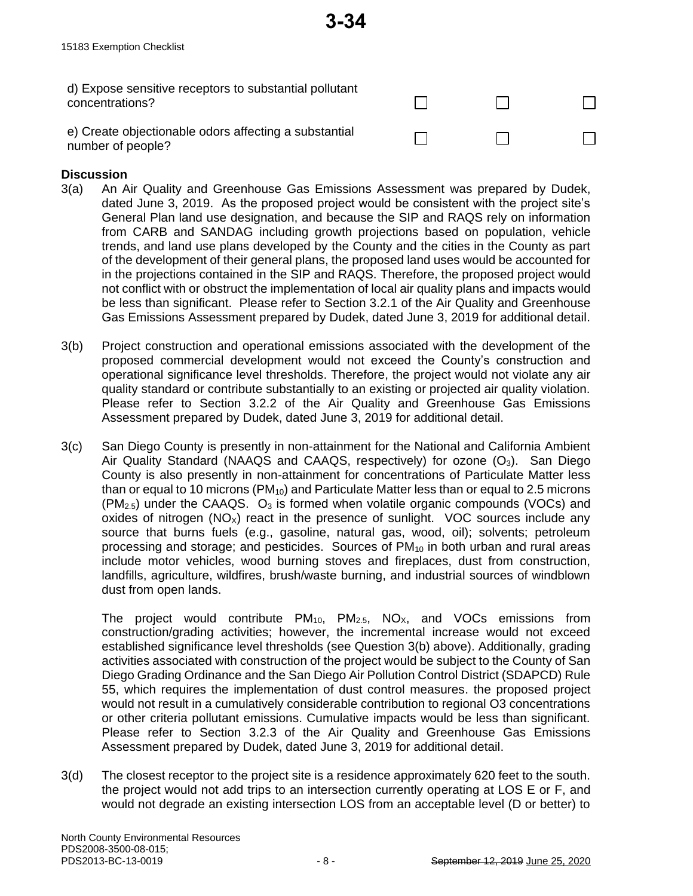| | | | |
|---|---|---|---|
| d) Expose sensitive receptors to substantial pollutant concentrations? | ☐ | ☐ | ☐ |
| e) Create objectionable odors affecting a substantial number of people? | ☐ | ☐ | ☐ |

**Discussion**

3(a) An Air Quality and Greenhouse Gas Emissions Assessment was prepared by Dudek, dated June 3, 2019. As the proposed project would be consistent with the project site's General Plan land use designation, and because the SIP and RAQS rely on information from CARB and SANDAG including growth projections based on population, vehicle trends, and land use plans developed by the County and the cities in the County as part of the development of their general plans, the proposed land uses would be accounted for in the projections contained in the SIP and RAQS. Therefore, the proposed project would not conflict with or obstruct the implementation of local air quality plans and impacts would be less than significant. Please refer to Section 3.2.1 of the Air Quality and Greenhouse Gas Emissions Assessment prepared by Dudek, dated June 3, 2019 for additional detail.

3(b) Project construction and operational emissions associated with the development of the proposed commercial development would not exceed the County's construction and operational significance level thresholds. Therefore, the project would not violate any air quality standard or contribute substantially to an existing or projected air quality violation. Please refer to Section 3.2.2 of the Air Quality and Greenhouse Gas Emissions Assessment prepared by Dudek, dated June 3, 2019 for additional detail.

3(c) San Diego County is presently in non-attainment for the National and California Ambient Air Quality Standard (NAAQS and CAAQS, respectively) for ozone ($O_3$). San Diego County is also presently in non-attainment for concentrations of Particulate Matter less than or equal to 10 microns ($PM_{10}$) and Particulate Matter less than or equal to 2.5 microns ($PM_{2.5}$) under the CAAQS. $O_3$ is formed when volatile organic compounds (VOCs) and oxides of nitrogen ($NO_X$) react in the presence of sunlight. VOC sources include any source that burns fuels (e.g., gasoline, natural gas, wood, oil); solvents; petroleum processing and storage; and pesticides. Sources of $PM_{10}$ in both urban and rural areas include motor vehicles, wood burning stoves and fireplaces, dust from construction, landfills, agriculture, wildfires, brush/waste burning, and industrial sources of windblown dust from open lands.

The project would contribute $PM_{10}$, $PM_{2.5}$, $NO_X$, and VOCs emissions from construction/grading activities; however, the incremental increase would not exceed established significance level thresholds (see Question 3(b) above). Additionally, grading activities associated with construction of the project would be subject to the County of San Diego Grading Ordinance and the San Diego Air Pollution Control District (SDAPCD) Rule 55, which requires the implementation of dust control measures. the proposed project would not result in a cumulatively considerable contribution to regional O3 concentrations or other criteria pollutant emissions. Cumulative impacts would be less than significant. Please refer to Section 3.2.3 of the Air Quality and Greenhouse Gas Emissions Assessment prepared by Dudek, dated June 3, 2019 for additional detail.

3(d) The closest receptor to the project site is a residence approximately 620 feet to the south. the project would not add trips to an intersection currently operating at LOS E or F, and would not degrade an existing intersection LOS from an acceptable level (D or better) to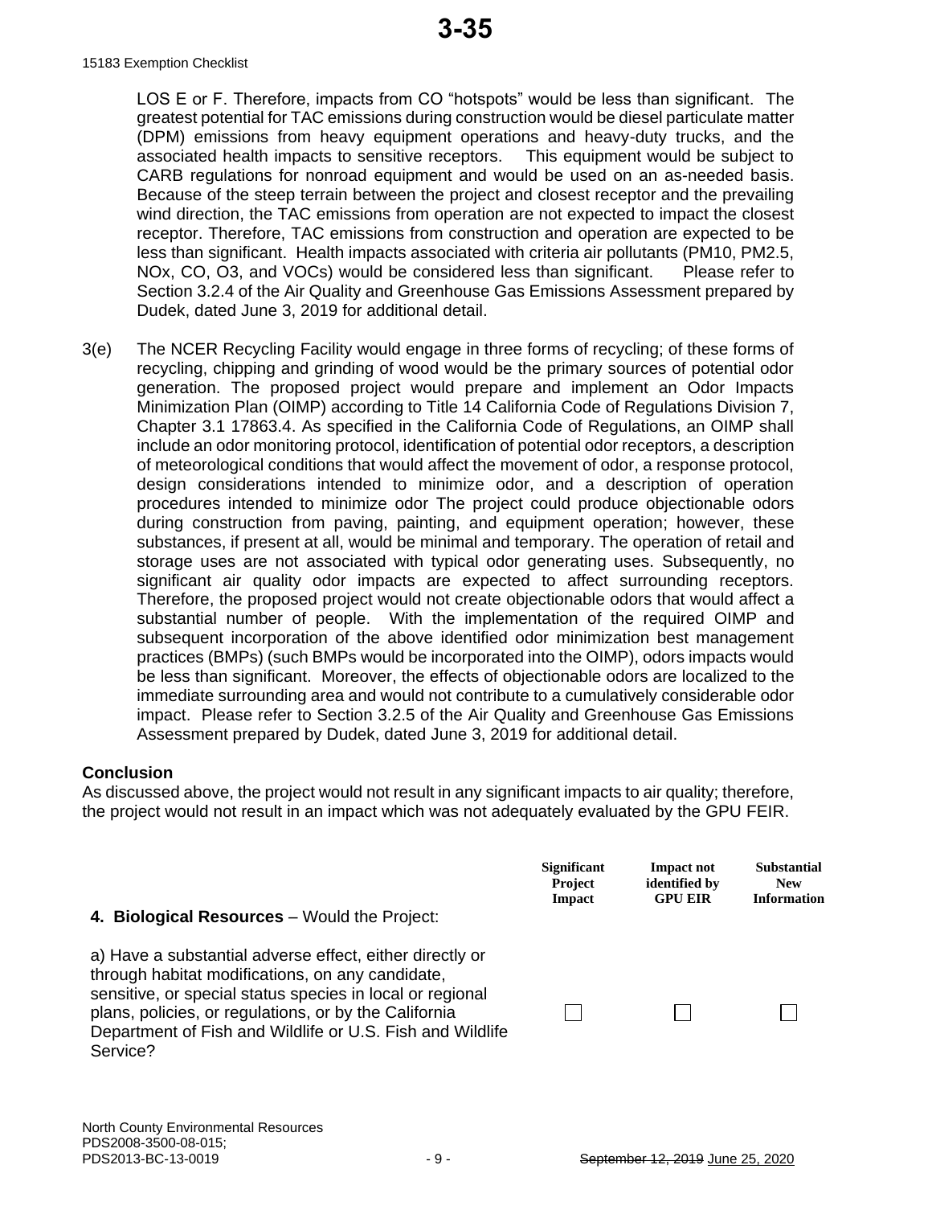LOS E or F. Therefore, impacts from CO "hotspots" would be less than significant. The greatest potential for TAC emissions during construction would be diesel particulate matter (DPM) emissions from heavy equipment operations and heavy-duty trucks, and the associated health impacts to sensitive receptors. This equipment would be subject to CARB regulations for nonroad equipment and would be used on an as-needed basis. Because of the steep terrain between the project and closest receptor and the prevailing wind direction, the TAC emissions from operation are not expected to impact the closest receptor. Therefore, TAC emissions from construction and operation are expected to be less than significant. Health impacts associated with criteria air pollutants (PM10, PM2.5, NOx, CO, O3, and VOCs) would be considered less than significant. Please refer to Section 3.2.4 of the Air Quality and Greenhouse Gas Emissions Assessment prepared by Dudek, dated June 3, 2019 for additional detail.

3(e) The NCER Recycling Facility would engage in three forms of recycling; of these forms of recycling, chipping and grinding of wood would be the primary sources of potential odor generation. The proposed project would prepare and implement an Odor Impacts Minimization Plan (OIMP) according to Title 14 California Code of Regulations Division 7, Chapter 3.1 17863.4. As specified in the California Code of Regulations, an OIMP shall include an odor monitoring protocol, identification of potential odor receptors, a description of meteorological conditions that would affect the movement of odor, a response protocol, design considerations intended to minimize odor, and a description of operation procedures intended to minimize odor The project could produce objectionable odors during construction from paving, painting, and equipment operation; however, these substances, if present at all, would be minimal and temporary. The operation of retail and storage uses are not associated with typical odor generating uses. Subsequently, no significant air quality odor impacts are expected to affect surrounding receptors. Therefore, the proposed project would not create objectionable odors that would affect a substantial number of people. With the implementation of the required OIMP and subsequent incorporation of the above identified odor minimization best management practices (BMPs) (such BMPs would be incorporated into the OIMP), odors impacts would be less than significant. Moreover, the effects of objectionable odors are localized to the immediate surrounding area and would not contribute to a cumulatively considerable odor impact. Please refer to Section 3.2.5 of the Air Quality and Greenhouse Gas Emissions Assessment prepared by Dudek, dated June 3, 2019 for additional detail.

**Conclusion**

As discussed above, the project would not result in any significant impacts to air quality; therefore, the project would not result in an impact which was not adequately evaluated by the GPU FEIR.

| **4. Biological Resources** – Would the Project: | **Significant Project Impact** | **Impact not identified by GPU EIR** | **Substantial New Information** |
|---|---|---|---|
| a) Have a substantial adverse effect, either directly or through habitat modifications, on any candidate, sensitive, or special status species in local or regional plans, policies, or regulations, or by the California Department of Fish and Wildlife or U.S. Fish and Wildlife Service? | ☐ | ☐ | ☐ |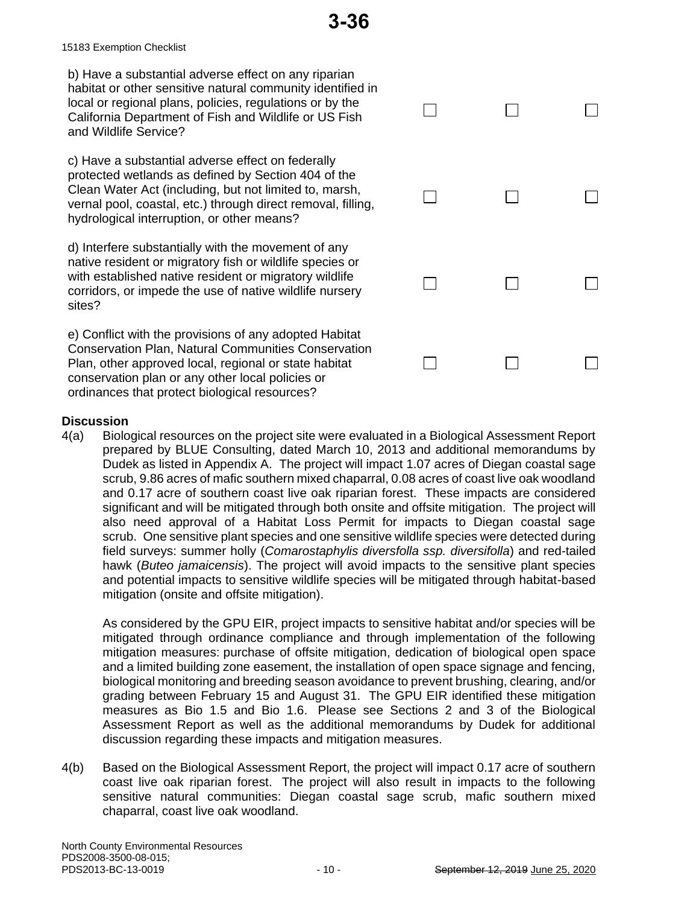b) Have a substantial adverse effect on any riparian habitat or other sensitive natural community identified in local or regional plans, policies, regulations or by the California Department of Fish and Wildlife or US Fish and Wildlife Service? ☐ ☐ ☐

c) Have a substantial adverse effect on federally protected wetlands as defined by Section 404 of the Clean Water Act (including, but not limited to, marsh, vernal pool, coastal, etc.) through direct removal, filling, hydrological interruption, or other means? ☐ ☐ ☐

d) Interfere substantially with the movement of any native resident or migratory fish or wildlife species or with established native resident or migratory wildlife corridors, or impede the use of native wildlife nursery sites? ☐ ☐ ☐

e) Conflict with the provisions of any adopted Habitat Conservation Plan, Natural Communities Conservation Plan, other approved local, regional or state habitat conservation plan or any other local policies or ordinances that protect biological resources? ☐ ☐ ☐

**Discussion**

4(a) Biological resources on the project site were evaluated in a Biological Assessment Report prepared by BLUE Consulting, dated March 10, 2013 and additional memorandums by Dudek as listed in Appendix A. The project will impact 1.07 acres of Diegan coastal sage scrub, 9.86 acres of mafic southern mixed chaparral, 0.08 acres of coast live oak woodland and 0.17 acre of southern coast live oak riparian forest. These impacts are considered significant and will be mitigated through both onsite and offsite mitigation. The project will also need approval of a Habitat Loss Permit for impacts to Diegan coastal sage scrub. One sensitive plant species and one sensitive wildlife species were detected during field surveys: summer holly (*Comarostaphylis diversfolla ssp. diversifolla*) and red-tailed hawk (*Buteo jamaicensis*). The project will avoid impacts to the sensitive plant species and potential impacts to sensitive wildlife species will be mitigated through habitat-based mitigation (onsite and offsite mitigation).

As considered by the GPU EIR, project impacts to sensitive habitat and/or species will be mitigated through ordinance compliance and through implementation of the following mitigation measures: purchase of offsite mitigation, dedication of biological open space and a limited building zone easement, the installation of open space signage and fencing, biological monitoring and breeding season avoidance to prevent brushing, clearing, and/or grading between February 15 and August 31. The GPU EIR identified these mitigation measures as Bio 1.5 and Bio 1.6. Please see Sections 2 and 3 of the Biological Assessment Report as well as the additional memorandums by Dudek for additional discussion regarding these impacts and mitigation measures.

4(b) Based on the Biological Assessment Report, the project will impact 0.17 acre of southern coast live oak riparian forest. The project will also result in impacts to the following sensitive natural communities: Diegan coastal sage scrub, mafic southern mixed chaparral, coast live oak woodland.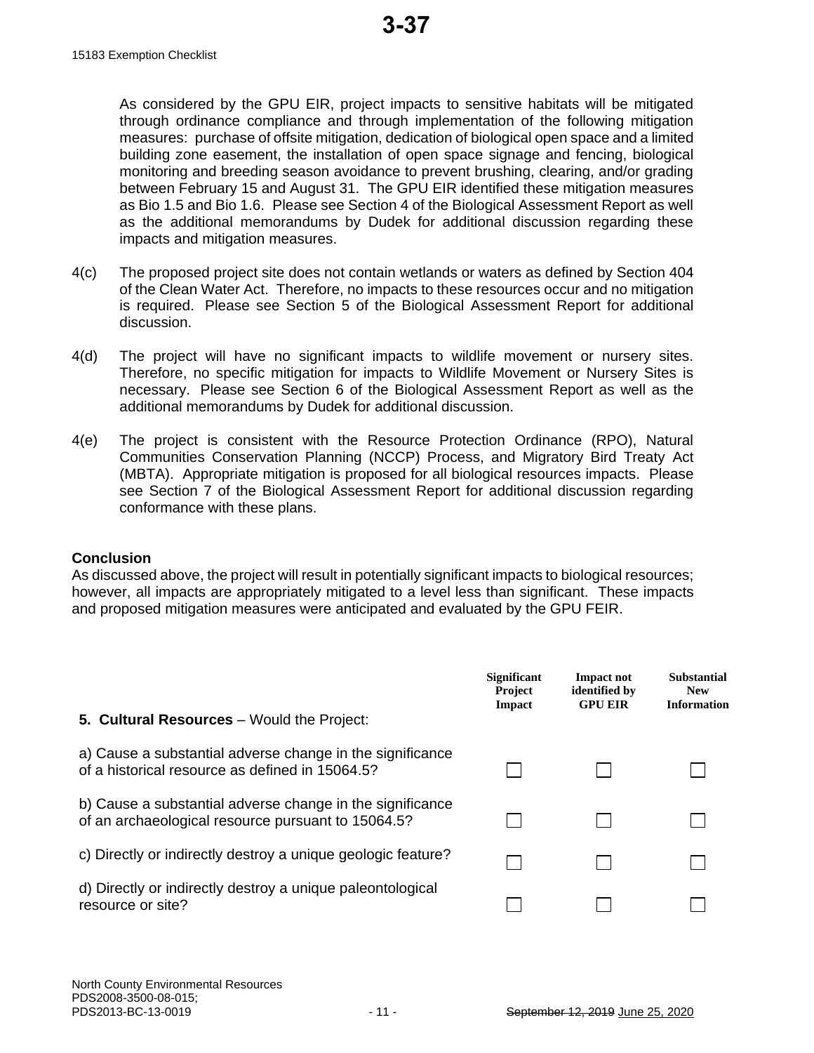As considered by the GPU EIR, project impacts to sensitive habitats will be mitigated through ordinance compliance and through implementation of the following mitigation measures: purchase of offsite mitigation, dedication of biological open space and a limited building zone easement, the installation of open space signage and fencing, biological monitoring and breeding season avoidance to prevent brushing, clearing, and/or grading between February 15 and August 31. The GPU EIR identified these mitigation measures as Bio 1.5 and Bio 1.6. Please see Section 4 of the Biological Assessment Report as well as the additional memorandums by Dudek for additional discussion regarding these impacts and mitigation measures.

4(c) The proposed project site does not contain wetlands or waters as defined by Section 404 of the Clean Water Act. Therefore, no impacts to these resources occur and no mitigation is required. Please see Section 5 of the Biological Assessment Report for additional discussion.

4(d) The project will have no significant impacts to wildlife movement or nursery sites. Therefore, no specific mitigation for impacts to Wildlife Movement or Nursery Sites is necessary. Please see Section 6 of the Biological Assessment Report as well as the additional memorandums by Dudek for additional discussion.

4(e) The project is consistent with the Resource Protection Ordinance (RPO), Natural Communities Conservation Planning (NCCP) Process, and Migratory Bird Treaty Act (MBTA). Appropriate mitigation is proposed for all biological resources impacts. Please see Section 7 of the Biological Assessment Report for additional discussion regarding conformance with these plans.

**Conclusion**

As discussed above, the project will result in potentially significant impacts to biological resources; however, all impacts are appropriately mitigated to a level less than significant. These impacts and proposed mitigation measures were anticipated and evaluated by the GPU FEIR.

| **5. Cultural Resources** – Would the Project: | Significant Project Impact | Impact not identified by GPU EIR | Substantial New Information |
|---|---|---|---|
| a) Cause a substantial adverse change in the significance of a historical resource as defined in 15064.5? | ☐ | ☐ | ☐ |
| b) Cause a substantial adverse change in the significance of an archaeological resource pursuant to 15064.5? | ☐ | ☐ | ☐ |
| c) Directly or indirectly destroy a unique geologic feature? | ☐ | ☐ | ☐ |
| d) Directly or indirectly destroy a unique paleontological resource or site? | ☐ | ☐ | ☐ |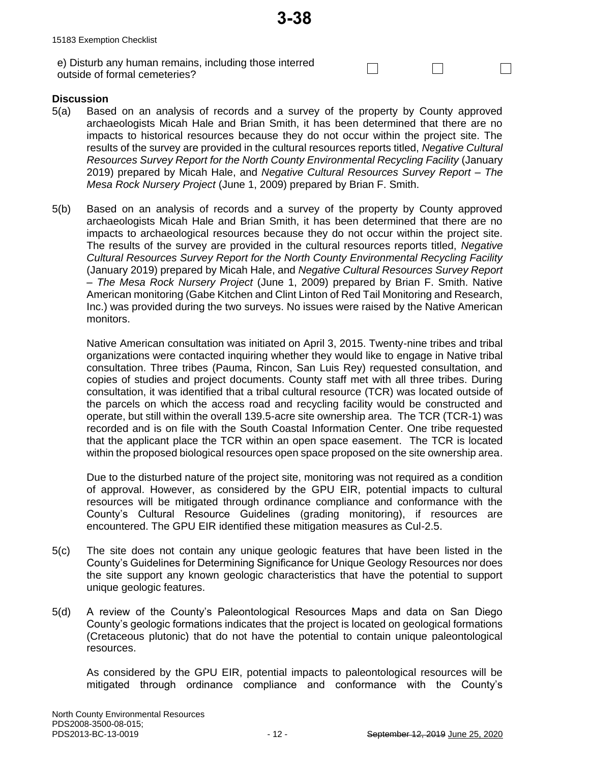e) Disturb any human remains, including those interred outside of formal cemeteries? ☐ ☐ ☐

**Discussion**

5(a) Based on an analysis of records and a survey of the property by County approved archaeologists Micah Hale and Brian Smith, it has been determined that there are no impacts to historical resources because they do not occur within the project site. The results of the survey are provided in the cultural resources reports titled, *Negative Cultural Resources Survey Report for the North County Environmental Recycling Facility* (January 2019) prepared by Micah Hale, and *Negative Cultural Resources Survey Report – The Mesa Rock Nursery Project* (June 1, 2009) prepared by Brian F. Smith.

5(b) Based on an analysis of records and a survey of the property by County approved archaeologists Micah Hale and Brian Smith, it has been determined that there are no impacts to archaeological resources because they do not occur within the project site. The results of the survey are provided in the cultural resources reports titled, *Negative Cultural Resources Survey Report for the North County Environmental Recycling Facility* (January 2019) prepared by Micah Hale, and *Negative Cultural Resources Survey Report – The Mesa Rock Nursery Project* (June 1, 2009) prepared by Brian F. Smith. Native American monitoring (Gabe Kitchen and Clint Linton of Red Tail Monitoring and Research, Inc.) was provided during the two surveys. No issues were raised by the Native American monitors.

Native American consultation was initiated on April 3, 2015. Twenty-nine tribes and tribal organizations were contacted inquiring whether they would like to engage in Native tribal consultation. Three tribes (Pauma, Rincon, San Luis Rey) requested consultation, and copies of studies and project documents. County staff met with all three tribes. During consultation, it was identified that a tribal cultural resource (TCR) was located outside of the parcels on which the access road and recycling facility would be constructed and operate, but still within the overall 139.5-acre site ownership area. The TCR (TCR-1) was recorded and is on file with the South Coastal Information Center. One tribe requested that the applicant place the TCR within an open space easement. The TCR is located within the proposed biological resources open space proposed on the site ownership area.

Due to the disturbed nature of the project site, monitoring was not required as a condition of approval. However, as considered by the GPU EIR, potential impacts to cultural resources will be mitigated through ordinance compliance and conformance with the County's Cultural Resource Guidelines (grading monitoring), if resources are encountered. The GPU EIR identified these mitigation measures as Cul-2.5.

5(c) The site does not contain any unique geologic features that have been listed in the County's Guidelines for Determining Significance for Unique Geology Resources nor does the site support any known geologic characteristics that have the potential to support unique geologic features.

5(d) A review of the County's Paleontological Resources Maps and data on San Diego County's geologic formations indicates that the project is located on geological formations (Cretaceous plutonic) that do not have the potential to contain unique paleontological resources.

As considered by the GPU EIR, potential impacts to paleontological resources will be mitigated through ordinance compliance and conformance with the County's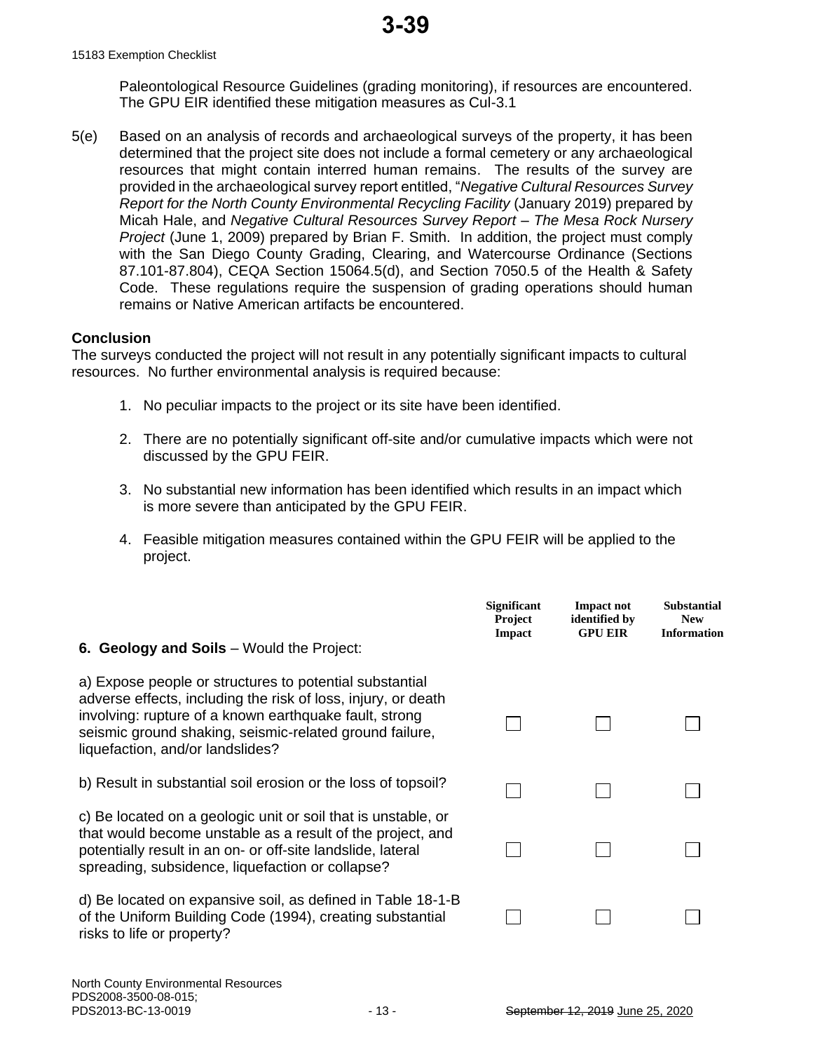Paleontological Resource Guidelines (grading monitoring), if resources are encountered. The GPU EIR identified these mitigation measures as Cul-3.1

5(e) Based on an analysis of records and archaeological surveys of the property, it has been determined that the project site does not include a formal cemetery or any archaeological resources that might contain interred human remains. The results of the survey are provided in the archaeological survey report entitled, "*Negative Cultural Resources Survey Report for the North County Environmental Recycling Facility* (January 2019) prepared by Micah Hale, and *Negative Cultural Resources Survey Report – The Mesa Rock Nursery Project* (June 1, 2009) prepared by Brian F. Smith. In addition, the project must comply with the San Diego County Grading, Clearing, and Watercourse Ordinance (Sections 87.101-87.804), CEQA Section 15064.5(d), and Section 7050.5 of the Health & Safety Code. These regulations require the suspension of grading operations should human remains or Native American artifacts be encountered.

**Conclusion**

The surveys conducted the project will not result in any potentially significant impacts to cultural resources. No further environmental analysis is required because:

1. No peculiar impacts to the project or its site have been identified.

2. There are no potentially significant off-site and/or cumulative impacts which were not discussed by the GPU FEIR.

3. No substantial new information has been identified which results in an impact which is more severe than anticipated by the GPU FEIR.

4. Feasible mitigation measures contained within the GPU FEIR will be applied to the project.

| **6. Geology and Soils** – Would the Project: | Significant Project Impact | Impact not identified by GPU EIR | Substantial New Information |
|---|---|---|---|
| a) Expose people or structures to potential substantial adverse effects, including the risk of loss, injury, or death involving: rupture of a known earthquake fault, strong seismic ground shaking, seismic-related ground failure, liquefaction, and/or landslides? | ☐ | ☐ | ☐ |
| b) Result in substantial soil erosion or the loss of topsoil? | ☐ | ☐ | ☐ |
| c) Be located on a geologic unit or soil that is unstable, or that would become unstable as a result of the project, and potentially result in an on- or off-site landslide, lateral spreading, subsidence, liquefaction or collapse? | ☐ | ☐ | ☐ |
| d) Be located on expansive soil, as defined in Table 18-1-B of the Uniform Building Code (1994), creating substantial risks to life or property? | ☐ | ☐ | ☐ |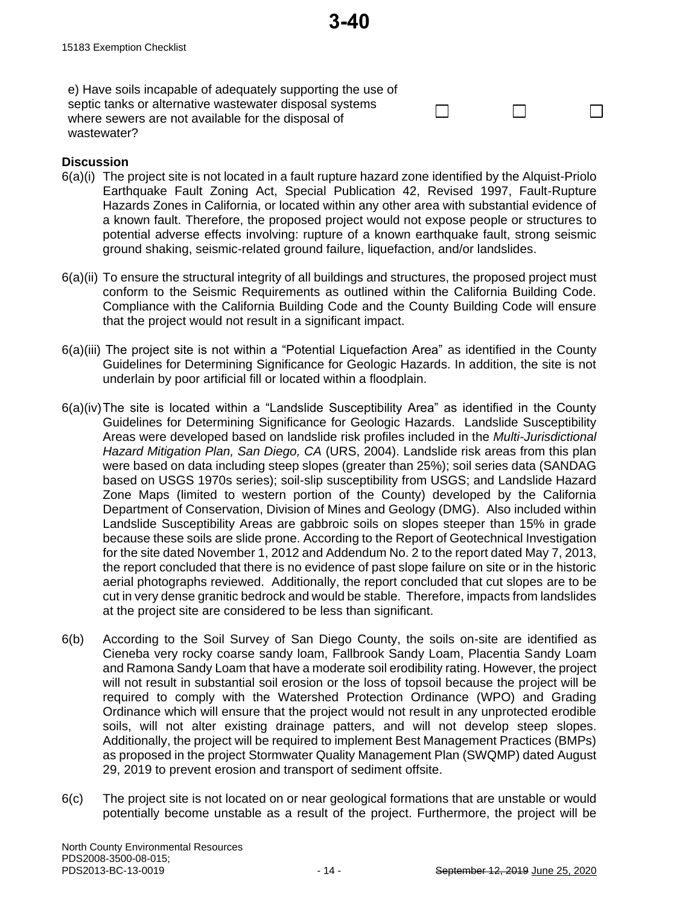e) Have soils incapable of adequately supporting the use of septic tanks or alternative wastewater disposal systems where sewers are not available for the disposal of wastewater? ☐ ☐ ☐

**Discussion**

6(a)(i) The project site is not located in a fault rupture hazard zone identified by the Alquist-Priolo Earthquake Fault Zoning Act, Special Publication 42, Revised 1997, Fault-Rupture Hazards Zones in California, or located within any other area with substantial evidence of a known fault. Therefore, the proposed project would not expose people or structures to potential adverse effects involving: rupture of a known earthquake fault, strong seismic ground shaking, seismic-related ground failure, liquefaction, and/or landslides.

6(a)(ii) To ensure the structural integrity of all buildings and structures, the proposed project must conform to the Seismic Requirements as outlined within the California Building Code. Compliance with the California Building Code and the County Building Code will ensure that the project would not result in a significant impact.

6(a)(iii) The project site is not within a "Potential Liquefaction Area" as identified in the County Guidelines for Determining Significance for Geologic Hazards. In addition, the site is not underlain by poor artificial fill or located within a floodplain.

6(a)(iv) The site is located within a "Landslide Susceptibility Area" as identified in the County Guidelines for Determining Significance for Geologic Hazards. Landslide Susceptibility Areas were developed based on landslide risk profiles included in the *Multi-Jurisdictional Hazard Mitigation Plan, San Diego, CA* (URS, 2004). Landslide risk areas from this plan were based on data including steep slopes (greater than 25%); soil series data (SANDAG based on USGS 1970s series); soil-slip susceptibility from USGS; and Landslide Hazard Zone Maps (limited to western portion of the County) developed by the California Department of Conservation, Division of Mines and Geology (DMG). Also included within Landslide Susceptibility Areas are gabbroic soils on slopes steeper than 15% in grade because these soils are slide prone. According to the Report of Geotechnical Investigation for the site dated November 1, 2012 and Addendum No. 2 to the report dated May 7, 2013, the report concluded that there is no evidence of past slope failure on site or in the historic aerial photographs reviewed. Additionally, the report concluded that cut slopes are to be cut in very dense granitic bedrock and would be stable. Therefore, impacts from landslides at the project site are considered to be less than significant.

6(b) According to the Soil Survey of San Diego County, the soils on-site are identified as Cieneba very rocky coarse sandy loam, Fallbrook Sandy Loam, Placentia Sandy Loam and Ramona Sandy Loam that have a moderate soil erodibility rating. However, the project will not result in substantial soil erosion or the loss of topsoil because the project will be required to comply with the Watershed Protection Ordinance (WPO) and Grading Ordinance which will ensure that the project would not result in any unprotected erodible soils, will not alter existing drainage patters, and will not develop steep slopes. Additionally, the project will be required to implement Best Management Practices (BMPs) as proposed in the project Stormwater Quality Management Plan (SWQMP) dated August 29, 2019 to prevent erosion and transport of sediment offsite.

6(c) The project site is not located on or near geological formations that are unstable or would potentially become unstable as a result of the project. Furthermore, the project will be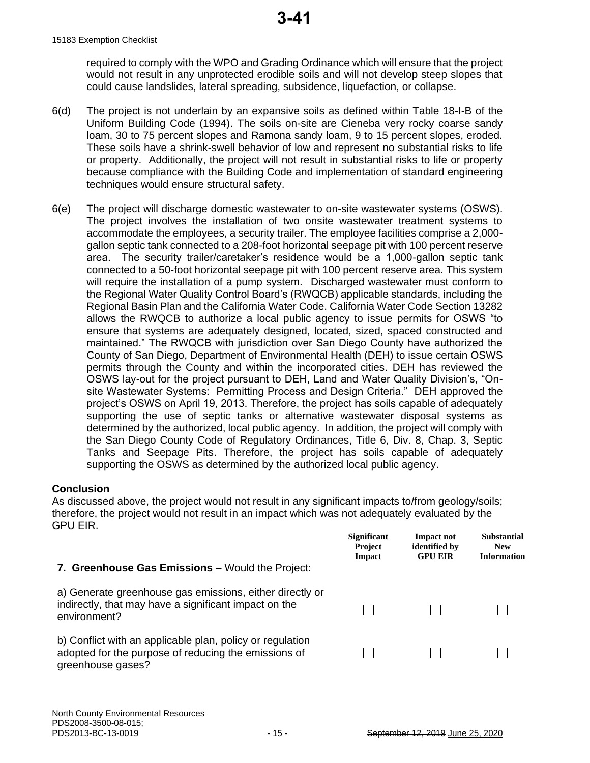required to comply with the WPO and Grading Ordinance which will ensure that the project would not result in any unprotected erodible soils and will not develop steep slopes that could cause landslides, lateral spreading, subsidence, liquefaction, or collapse.

6(d) The project is not underlain by an expansive soils as defined within Table 18-I-B of the Uniform Building Code (1994). The soils on-site are Cieneba very rocky coarse sandy loam, 30 to 75 percent slopes and Ramona sandy loam, 9 to 15 percent slopes, eroded. These soils have a shrink-swell behavior of low and represent no substantial risks to life or property. Additionally, the project will not result in substantial risks to life or property because compliance with the Building Code and implementation of standard engineering techniques would ensure structural safety.

6(e) The project will discharge domestic wastewater to on-site wastewater systems (OSWS). The project involves the installation of two onsite wastewater treatment systems to accommodate the employees, a security trailer. The employee facilities comprise a 2,000-gallon septic tank connected to a 208-foot horizontal seepage pit with 100 percent reserve area. The security trailer/caretaker's residence would be a 1,000-gallon septic tank connected to a 50-foot horizontal seepage pit with 100 percent reserve area. This system will require the installation of a pump system. Discharged wastewater must conform to the Regional Water Quality Control Board's (RWQCB) applicable standards, including the Regional Basin Plan and the California Water Code. California Water Code Section 13282 allows the RWQCB to authorize a local public agency to issue permits for OSWS "to ensure that systems are adequately designed, located, sized, spaced constructed and maintained." The RWQCB with jurisdiction over San Diego County have authorized the County of San Diego, Department of Environmental Health (DEH) to issue certain OSWS permits through the County and within the incorporated cities. DEH has reviewed the OSWS lay-out for the project pursuant to DEH, Land and Water Quality Division's, "On-site Wastewater Systems: Permitting Process and Design Criteria." DEH approved the project's OSWS on April 19, 2013. Therefore, the project has soils capable of adequately supporting the use of septic tanks or alternative wastewater disposal systems as determined by the authorized, local public agency. In addition, the project will comply with the San Diego County Code of Regulatory Ordinances, Title 6, Div. 8, Chap. 3, Septic Tanks and Seepage Pits. Therefore, the project has soils capable of adequately supporting the OSWS as determined by the authorized local public agency.

**Conclusion**

As discussed above, the project would not result in any significant impacts to/from geology/soils; therefore, the project would not result in an impact which was not adequately evaluated by the GPU EIR.

| **7. Greenhouse Gas Emissions** – Would the Project: | Significant Project Impact | Impact not identified by GPU EIR | Substantial New Information |
|---|---|---|---|
| a) Generate greenhouse gas emissions, either directly or indirectly, that may have a significant impact on the environment? | ☐ | ☐ | ☐ |
| b) Conflict with an applicable plan, policy or regulation adopted for the purpose of reducing the emissions of greenhouse gases? | ☐ | ☐ | ☐ |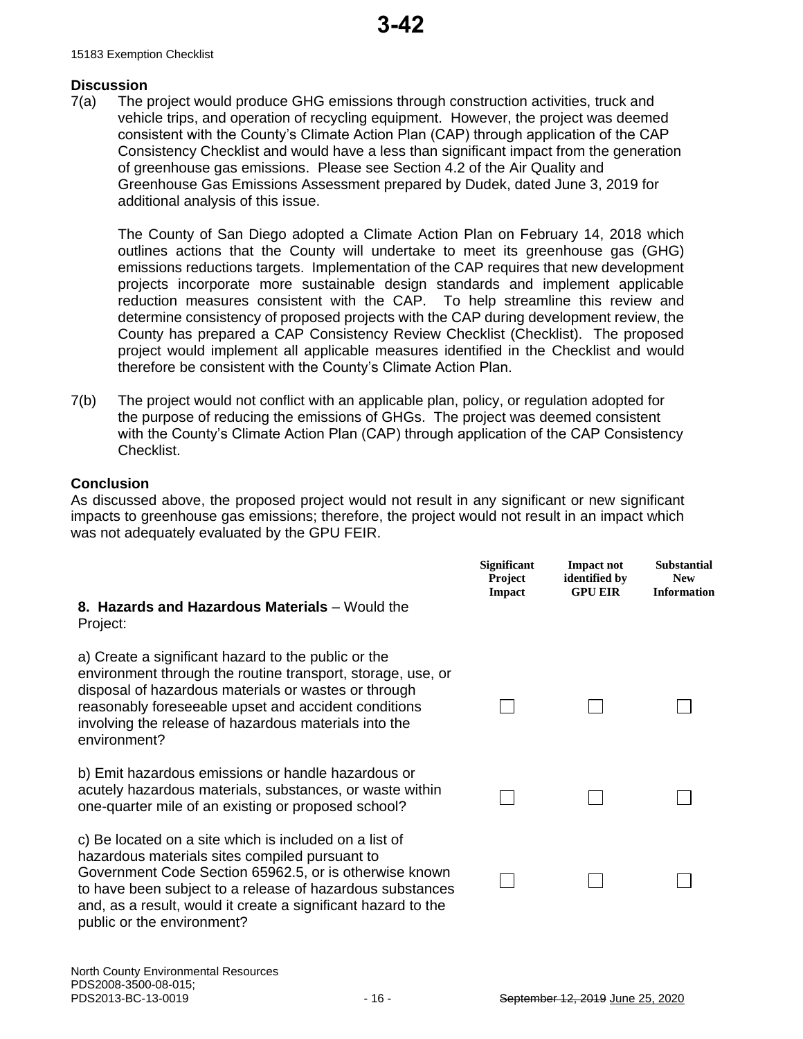## Discussion

7(a) The project would produce GHG emissions through construction activities, truck and vehicle trips, and operation of recycling equipment. However, the project was deemed consistent with the County's Climate Action Plan (CAP) through application of the CAP Consistency Checklist and would have a less than significant impact from the generation of greenhouse gas emissions. Please see Section 4.2 of the Air Quality and Greenhouse Gas Emissions Assessment prepared by Dudek, dated June 3, 2019 for additional analysis of this issue.

The County of San Diego adopted a Climate Action Plan on February 14, 2018 which outlines actions that the County will undertake to meet its greenhouse gas (GHG) emissions reductions targets. Implementation of the CAP requires that new development projects incorporate more sustainable design standards and implement applicable reduction measures consistent with the CAP. To help streamline this review and determine consistency of proposed projects with the CAP during development review, the County has prepared a CAP Consistency Review Checklist (Checklist). The proposed project would implement all applicable measures identified in the Checklist and would therefore be consistent with the County's Climate Action Plan.

7(b) The project would not conflict with an applicable plan, policy, or regulation adopted for the purpose of reducing the emissions of GHGs. The project was deemed consistent with the County's Climate Action Plan (CAP) through application of the CAP Consistency Checklist.

## Conclusion

As discussed above, the proposed project would not result in any significant or new significant impacts to greenhouse gas emissions; therefore, the project would not result in an impact which was not adequately evaluated by the GPU FEIR.

| **8. Hazards and Hazardous Materials** – Would the Project: | Significant Project Impact | Impact not identified by GPU EIR | Substantial New Information |
|---|---|---|---|
| a) Create a significant hazard to the public or the environment through the routine transport, storage, use, or disposal of hazardous materials or wastes or through reasonably foreseeable upset and accident conditions involving the release of hazardous materials into the environment? | ☐ | ☐ | ☐ |
| b) Emit hazardous emissions or handle hazardous or acutely hazardous materials, substances, or waste within one-quarter mile of an existing or proposed school? | ☐ | ☐ | ☐ |
| c) Be located on a site which is included on a list of hazardous materials sites compiled pursuant to Government Code Section 65962.5, or is otherwise known to have been subject to a release of hazardous substances and, as a result, would it create a significant hazard to the public or the environment? | ☐ | ☐ | ☐ |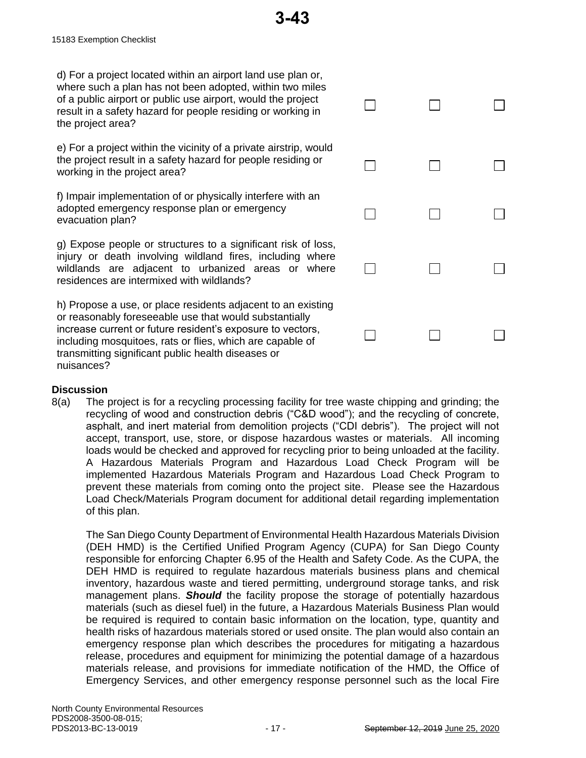d) For a project located within an airport land use plan or, where such a plan has not been adopted, within two miles of a public airport or public use airport, would the project result in a safety hazard for people residing or working in the project area? ☐ ☐ ☐

e) For a project within the vicinity of a private airstrip, would the project result in a safety hazard for people residing or working in the project area? ☐ ☐ ☐

f) Impair implementation of or physically interfere with an adopted emergency response plan or emergency evacuation plan? ☐ ☐ ☐

g) Expose people or structures to a significant risk of loss, injury or death involving wildland fires, including where wildlands are adjacent to urbanized areas or where residences are intermixed with wildlands? ☐ ☐ ☐

h) Propose a use, or place residents adjacent to an existing or reasonably foreseeable use that would substantially increase current or future resident's exposure to vectors, including mosquitoes, rats or flies, which are capable of transmitting significant public health diseases or nuisances? ☐ ☐ ☐

**Discussion**

8(a) The project is for a recycling processing facility for tree waste chipping and grinding; the recycling of wood and construction debris ("C&D wood"); and the recycling of concrete, asphalt, and inert material from demolition projects ("CDI debris"). The project will not accept, transport, use, store, or dispose hazardous wastes or materials. All incoming loads would be checked and approved for recycling prior to being unloaded at the facility. A Hazardous Materials Program and Hazardous Load Check Program will be implemented Hazardous Materials Program and Hazardous Load Check Program to prevent these materials from coming onto the project site. Please see the Hazardous Load Check/Materials Program document for additional detail regarding implementation of this plan.

The San Diego County Department of Environmental Health Hazardous Materials Division (DEH HMD) is the Certified Unified Program Agency (CUPA) for San Diego County responsible for enforcing Chapter 6.95 of the Health and Safety Code. As the CUPA, the DEH HMD is required to regulate hazardous materials business plans and chemical inventory, hazardous waste and tiered permitting, underground storage tanks, and risk management plans. ***Should*** the facility propose the storage of potentially hazardous materials (such as diesel fuel) in the future, a Hazardous Materials Business Plan would be required is required to contain basic information on the location, type, quantity and health risks of hazardous materials stored or used onsite. The plan would also contain an emergency response plan which describes the procedures for mitigating a hazardous release, procedures and equipment for minimizing the potential damage of a hazardous materials release, and provisions for immediate notification of the HMD, the Office of Emergency Services, and other emergency response personnel such as the local Fire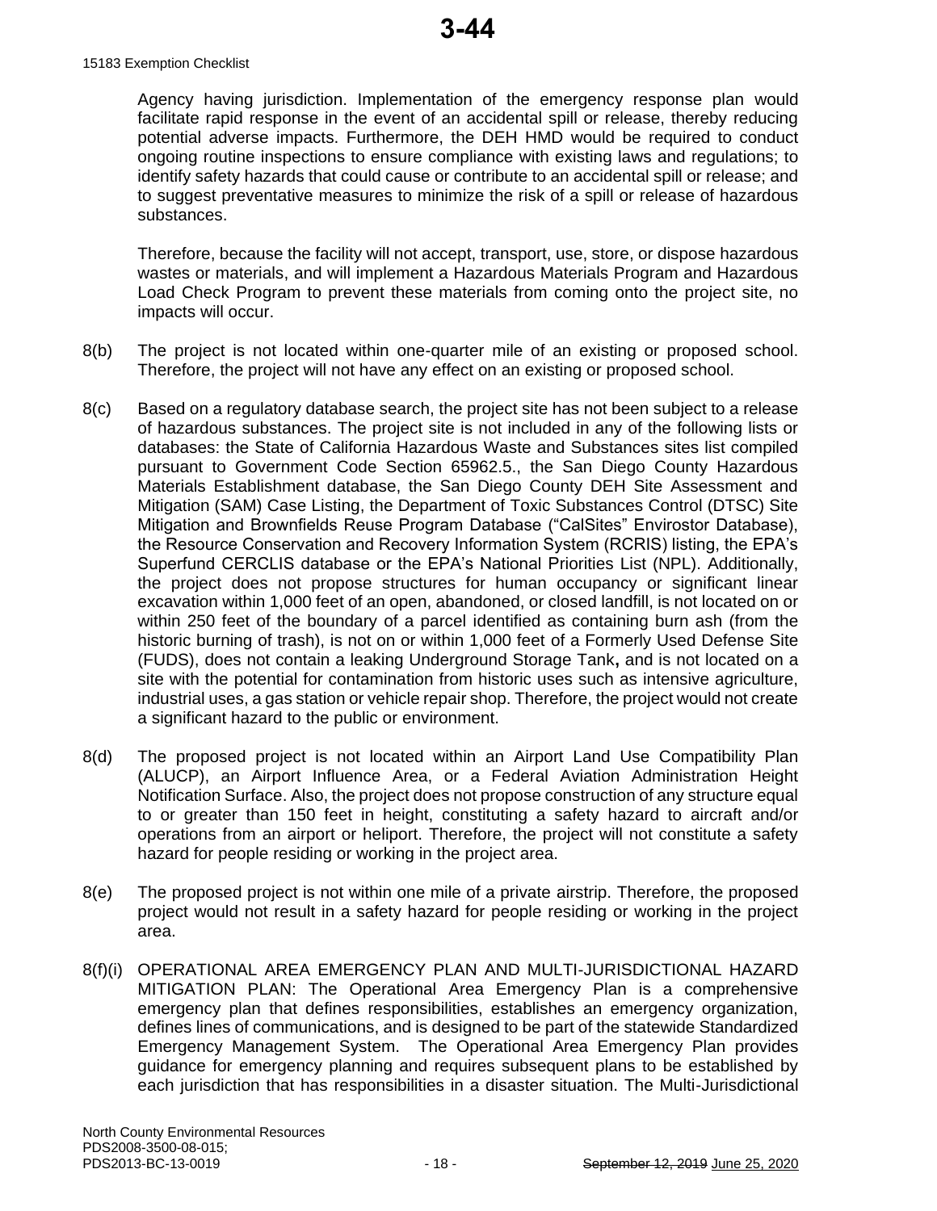Agency having jurisdiction. Implementation of the emergency response plan would facilitate rapid response in the event of an accidental spill or release, thereby reducing potential adverse impacts. Furthermore, the DEH HMD would be required to conduct ongoing routine inspections to ensure compliance with existing laws and regulations; to identify safety hazards that could cause or contribute to an accidental spill or release; and to suggest preventative measures to minimize the risk of a spill or release of hazardous substances.

Therefore, because the facility will not accept, transport, use, store, or dispose hazardous wastes or materials, and will implement a Hazardous Materials Program and Hazardous Load Check Program to prevent these materials from coming onto the project site, no impacts will occur.

8(b) The project is not located within one-quarter mile of an existing or proposed school. Therefore, the project will not have any effect on an existing or proposed school.

8(c) Based on a regulatory database search, the project site has not been subject to a release of hazardous substances. The project site is not included in any of the following lists or databases: the State of California Hazardous Waste and Substances sites list compiled pursuant to Government Code Section 65962.5., the San Diego County Hazardous Materials Establishment database, the San Diego County DEH Site Assessment and Mitigation (SAM) Case Listing, the Department of Toxic Substances Control (DTSC) Site Mitigation and Brownfields Reuse Program Database ("CalSites" Envirostor Database), the Resource Conservation and Recovery Information System (RCRIS) listing, the EPA's Superfund CERCLIS database or the EPA's National Priorities List (NPL). Additionally, the project does not propose structures for human occupancy or significant linear excavation within 1,000 feet of an open, abandoned, or closed landfill, is not located on or within 250 feet of the boundary of a parcel identified as containing burn ash (from the historic burning of trash), is not on or within 1,000 feet of a Formerly Used Defense Site (FUDS), does not contain a leaking Underground Storage Tank**,** and is not located on a site with the potential for contamination from historic uses such as intensive agriculture, industrial uses, a gas station or vehicle repair shop. Therefore, the project would not create a significant hazard to the public or environment.

8(d) The proposed project is not located within an Airport Land Use Compatibility Plan (ALUCP), an Airport Influence Area, or a Federal Aviation Administration Height Notification Surface. Also, the project does not propose construction of any structure equal to or greater than 150 feet in height, constituting a safety hazard to aircraft and/or operations from an airport or heliport. Therefore, the project will not constitute a safety hazard for people residing or working in the project area.

8(e) The proposed project is not within one mile of a private airstrip. Therefore, the proposed project would not result in a safety hazard for people residing or working in the project area.

8(f)(i) OPERATIONAL AREA EMERGENCY PLAN AND MULTI-JURISDICTIONAL HAZARD MITIGATION PLAN: The Operational Area Emergency Plan is a comprehensive emergency plan that defines responsibilities, establishes an emergency organization, defines lines of communications, and is designed to be part of the statewide Standardized Emergency Management System. The Operational Area Emergency Plan provides guidance for emergency planning and requires subsequent plans to be established by each jurisdiction that has responsibilities in a disaster situation. The Multi-Jurisdictional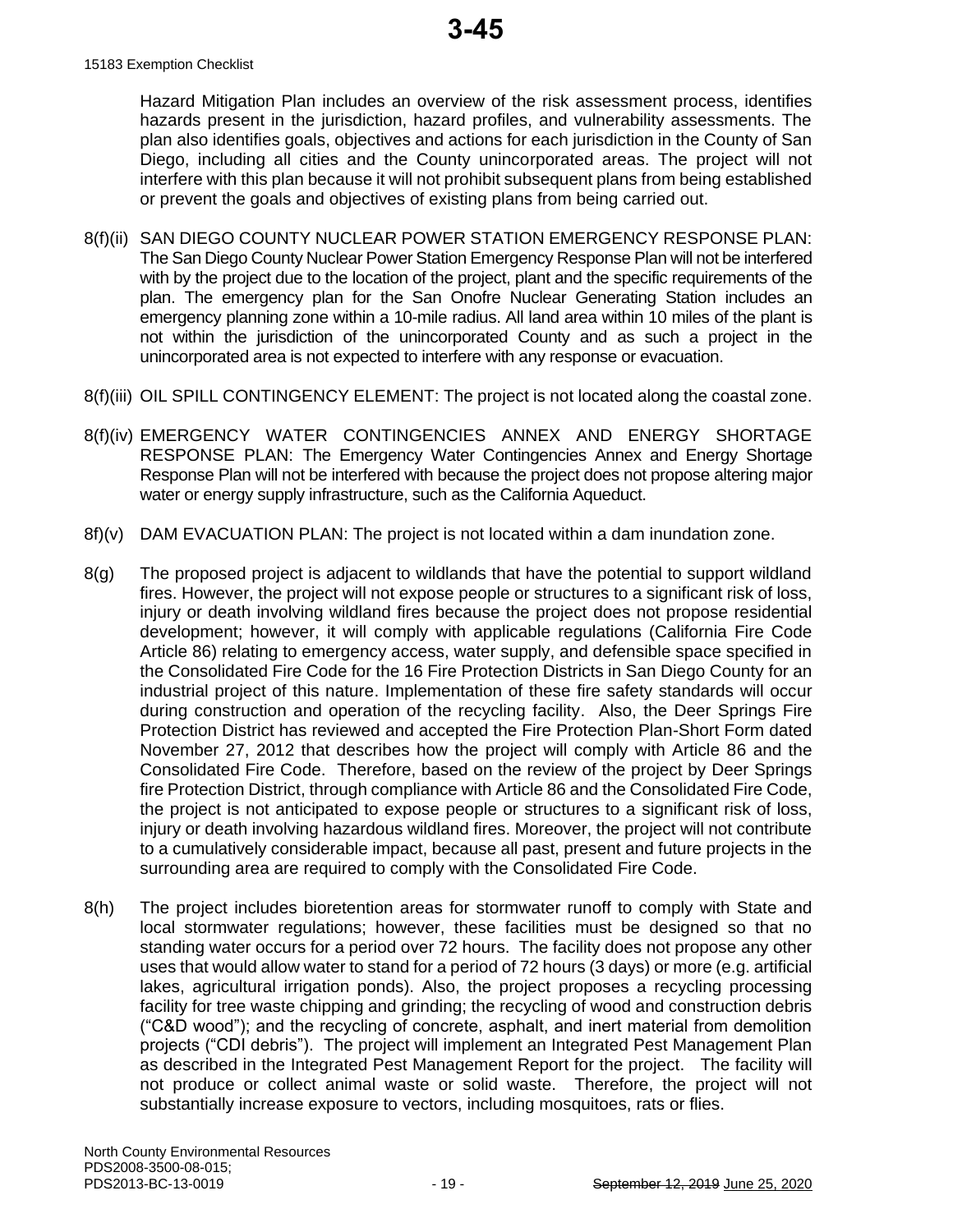Hazard Mitigation Plan includes an overview of the risk assessment process, identifies hazards present in the jurisdiction, hazard profiles, and vulnerability assessments. The plan also identifies goals, objectives and actions for each jurisdiction in the County of San Diego, including all cities and the County unincorporated areas. The project will not interfere with this plan because it will not prohibit subsequent plans from being established or prevent the goals and objectives of existing plans from being carried out.

8(f)(ii) SAN DIEGO COUNTY NUCLEAR POWER STATION EMERGENCY RESPONSE PLAN: The San Diego County Nuclear Power Station Emergency Response Plan will not be interfered with by the project due to the location of the project, plant and the specific requirements of the plan. The emergency plan for the San Onofre Nuclear Generating Station includes an emergency planning zone within a 10-mile radius. All land area within 10 miles of the plant is not within the jurisdiction of the unincorporated County and as such a project in the unincorporated area is not expected to interfere with any response or evacuation.

8(f)(iii) OIL SPILL CONTINGENCY ELEMENT: The project is not located along the coastal zone.

8(f)(iv) EMERGENCY WATER CONTINGENCIES ANNEX AND ENERGY SHORTAGE RESPONSE PLAN: The Emergency Water Contingencies Annex and Energy Shortage Response Plan will not be interfered with because the project does not propose altering major water or energy supply infrastructure, such as the California Aqueduct.

8f)(v) DAM EVACUATION PLAN: The project is not located within a dam inundation zone.

8(g) The proposed project is adjacent to wildlands that have the potential to support wildland fires. However, the project will not expose people or structures to a significant risk of loss, injury or death involving wildland fires because the project does not propose residential development; however, it will comply with applicable regulations (California Fire Code Article 86) relating to emergency access, water supply, and defensible space specified in the Consolidated Fire Code for the 16 Fire Protection Districts in San Diego County for an industrial project of this nature. Implementation of these fire safety standards will occur during construction and operation of the recycling facility. Also, the Deer Springs Fire Protection District has reviewed and accepted the Fire Protection Plan-Short Form dated November 27, 2012 that describes how the project will comply with Article 86 and the Consolidated Fire Code. Therefore, based on the review of the project by Deer Springs fire Protection District, through compliance with Article 86 and the Consolidated Fire Code, the project is not anticipated to expose people or structures to a significant risk of loss, injury or death involving hazardous wildland fires. Moreover, the project will not contribute to a cumulatively considerable impact, because all past, present and future projects in the surrounding area are required to comply with the Consolidated Fire Code.

8(h) The project includes bioretention areas for stormwater runoff to comply with State and local stormwater regulations; however, these facilities must be designed so that no standing water occurs for a period over 72 hours. The facility does not propose any other uses that would allow water to stand for a period of 72 hours (3 days) or more (e.g. artificial lakes, agricultural irrigation ponds). Also, the project proposes a recycling processing facility for tree waste chipping and grinding; the recycling of wood and construction debris ("C&D wood"); and the recycling of concrete, asphalt, and inert material from demolition projects ("CDI debris"). The project will implement an Integrated Pest Management Plan as described in the Integrated Pest Management Report for the project. The facility will not produce or collect animal waste or solid waste. Therefore, the project will not substantially increase exposure to vectors, including mosquitoes, rats or flies.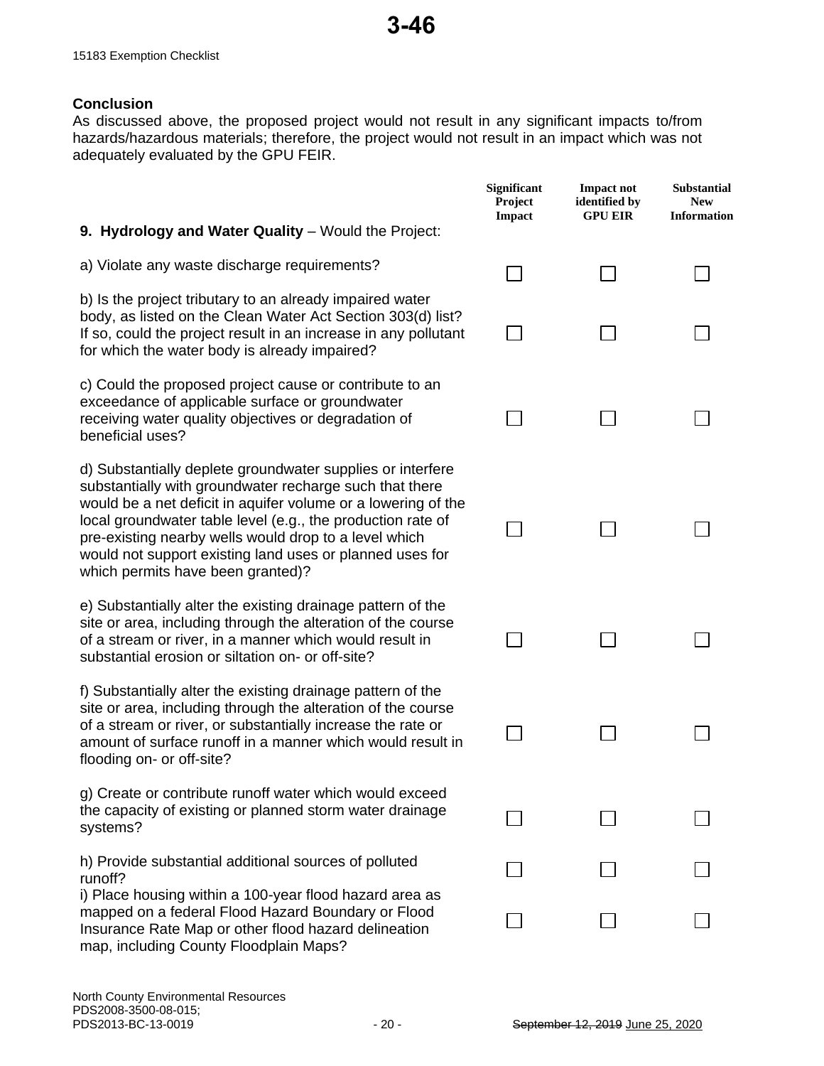### Conclusion

As discussed above, the proposed project would not result in any significant impacts to/from hazards/hazardous materials; therefore, the project would not result in an impact which was not adequately evaluated by the GPU FEIR.

| 9. **Hydrology and Water Quality** – Would the Project: | Significant Project Impact | Impact not identified by GPU EIR | Substantial New Information |
|---|---|---|---|
| a) Violate any waste discharge requirements? | ☐ | ☐ | ☐ |
| b) Is the project tributary to an already impaired water body, as listed on the Clean Water Act Section 303(d) list? If so, could the project result in an increase in any pollutant for which the water body is already impaired? | ☐ | ☐ | ☐ |
| c) Could the proposed project cause or contribute to an exceedance of applicable surface or groundwater receiving water quality objectives or degradation of beneficial uses? | ☐ | ☐ | ☐ |
| d) Substantially deplete groundwater supplies or interfere substantially with groundwater recharge such that there would be a net deficit in aquifer volume or a lowering of the local groundwater table level (e.g., the production rate of pre-existing nearby wells would drop to a level which would not support existing land uses or planned uses for which permits have been granted)? | ☐ | ☐ | ☐ |
| e) Substantially alter the existing drainage pattern of the site or area, including through the alteration of the course of a stream or river, in a manner which would result in substantial erosion or siltation on- or off-site? | ☐ | ☐ | ☐ |
| f) Substantially alter the existing drainage pattern of the site or area, including through the alteration of the course of a stream or river, or substantially increase the rate or amount of surface runoff in a manner which would result in flooding on- or off-site? | ☐ | ☐ | ☐ |
| g) Create or contribute runoff water which would exceed the capacity of existing or planned storm water drainage systems? | ☐ | ☐ | ☐ |
| h) Provide substantial additional sources of polluted runoff? | ☐ | ☐ | ☐ |
| i) Place housing within a 100-year flood hazard area as mapped on a federal Flood Hazard Boundary or Flood Insurance Rate Map or other flood hazard delineation map, including County Floodplain Maps? | ☐ | ☐ | ☐ |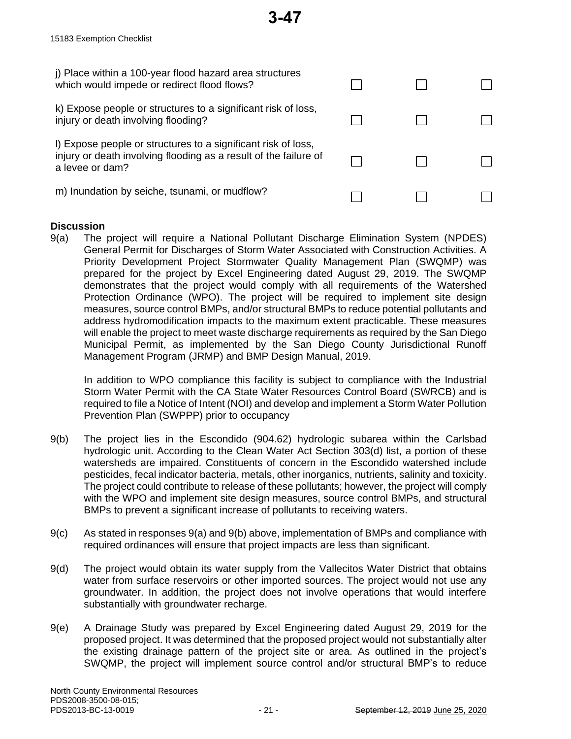| | | | |
|---|---|---|---|
| j) Place within a 100-year flood hazard area structures which would impede or redirect flood flows? | ☐ | ☐ | ☐ |
| k) Expose people or structures to a significant risk of loss, injury or death involving flooding? | ☐ | ☐ | ☐ |
| l) Expose people or structures to a significant risk of loss, injury or death involving flooding as a result of the failure of a levee or dam? | ☐ | ☐ | ☐ |
| m) Inundation by seiche, tsunami, or mudflow? | ☐ | ☐ | ☐ |

**Discussion**

9(a) The project will require a National Pollutant Discharge Elimination System (NPDES) General Permit for Discharges of Storm Water Associated with Construction Activities. A Priority Development Project Stormwater Quality Management Plan (SWQMP) was prepared for the project by Excel Engineering dated August 29, 2019. The SWQMP demonstrates that the project would comply with all requirements of the Watershed Protection Ordinance (WPO). The project will be required to implement site design measures, source control BMPs, and/or structural BMPs to reduce potential pollutants and address hydromodification impacts to the maximum extent practicable. These measures will enable the project to meet waste discharge requirements as required by the San Diego Municipal Permit, as implemented by the San Diego County Jurisdictional Runoff Management Program (JRMP) and BMP Design Manual, 2019.

In addition to WPO compliance this facility is subject to compliance with the Industrial Storm Water Permit with the CA State Water Resources Control Board (SWRCB) and is required to file a Notice of Intent (NOI) and develop and implement a Storm Water Pollution Prevention Plan (SWPPP) prior to occupancy

9(b) The project lies in the Escondido (904.62) hydrologic subarea within the Carlsbad hydrologic unit. According to the Clean Water Act Section 303(d) list, a portion of these watersheds are impaired. Constituents of concern in the Escondido watershed include pesticides, fecal indicator bacteria, metals, other inorganics, nutrients, salinity and toxicity. The project could contribute to release of these pollutants; however, the project will comply with the WPO and implement site design measures, source control BMPs, and structural BMPs to prevent a significant increase of pollutants to receiving waters.

9(c) As stated in responses 9(a) and 9(b) above, implementation of BMPs and compliance with required ordinances will ensure that project impacts are less than significant.

9(d) The project would obtain its water supply from the Vallecitos Water District that obtains water from surface reservoirs or other imported sources. The project would not use any groundwater. In addition, the project does not involve operations that would interfere substantially with groundwater recharge.

9(e) A Drainage Study was prepared by Excel Engineering dated August 29, 2019 for the proposed project. It was determined that the proposed project would not substantially alter the existing drainage pattern of the project site or area. As outlined in the project's SWQMP, the project will implement source control and/or structural BMP's to reduce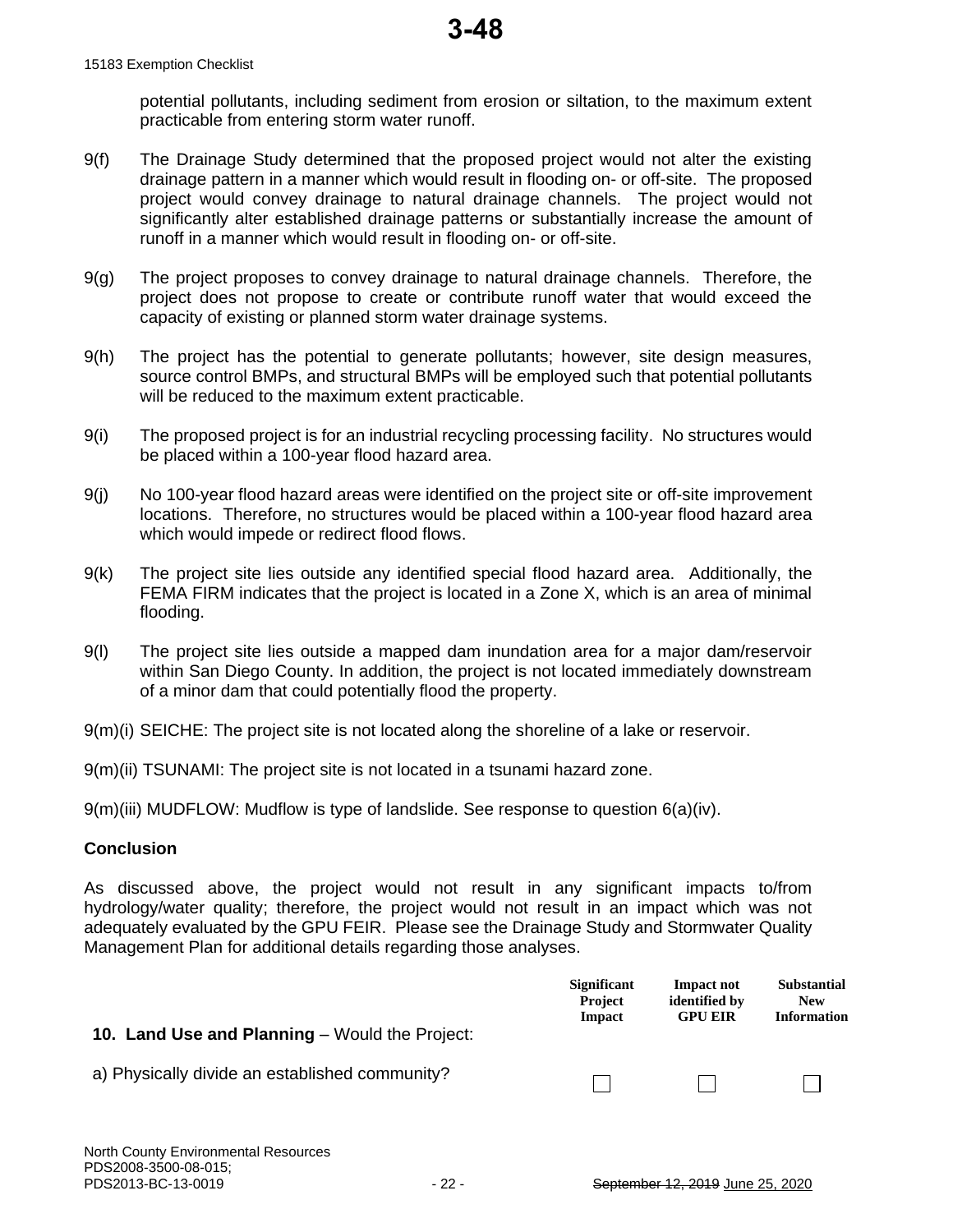potential pollutants, including sediment from erosion or siltation, to the maximum extent practicable from entering storm water runoff.

9(f) The Drainage Study determined that the proposed project would not alter the existing drainage pattern in a manner which would result in flooding on- or off-site. The proposed project would convey drainage to natural drainage channels. The project would not significantly alter established drainage patterns or substantially increase the amount of runoff in a manner which would result in flooding on- or off-site.

9(g) The project proposes to convey drainage to natural drainage channels. Therefore, the project does not propose to create or contribute runoff water that would exceed the capacity of existing or planned storm water drainage systems.

9(h) The project has the potential to generate pollutants; however, site design measures, source control BMPs, and structural BMPs will be employed such that potential pollutants will be reduced to the maximum extent practicable.

9(i) The proposed project is for an industrial recycling processing facility. No structures would be placed within a 100-year flood hazard area.

9(j) No 100-year flood hazard areas were identified on the project site or off-site improvement locations. Therefore, no structures would be placed within a 100-year flood hazard area which would impede or redirect flood flows.

9(k) The project site lies outside any identified special flood hazard area. Additionally, the FEMA FIRM indicates that the project is located in a Zone X, which is an area of minimal flooding.

9(l) The project site lies outside a mapped dam inundation area for a major dam/reservoir within San Diego County. In addition, the project is not located immediately downstream of a minor dam that could potentially flood the property.

9(m)(i) SEICHE: The project site is not located along the shoreline of a lake or reservoir.

9(m)(ii) TSUNAMI: The project site is not located in a tsunami hazard zone.

9(m)(iii) MUDFLOW: Mudflow is type of landslide. See response to question 6(a)(iv).

**Conclusion**

As discussed above, the project would not result in any significant impacts to/from hydrology/water quality; therefore, the project would not result in an impact which was not adequately evaluated by the GPU FEIR. Please see the Drainage Study and Stormwater Quality Management Plan for additional details regarding those analyses.

| **10. Land Use and Planning** – Would the Project: | Significant Project Impact | Impact not identified by GPU EIR | Substantial New Information |
|---|---|---|---|
| a) Physically divide an established community? | ☐ | ☐ | ☐ |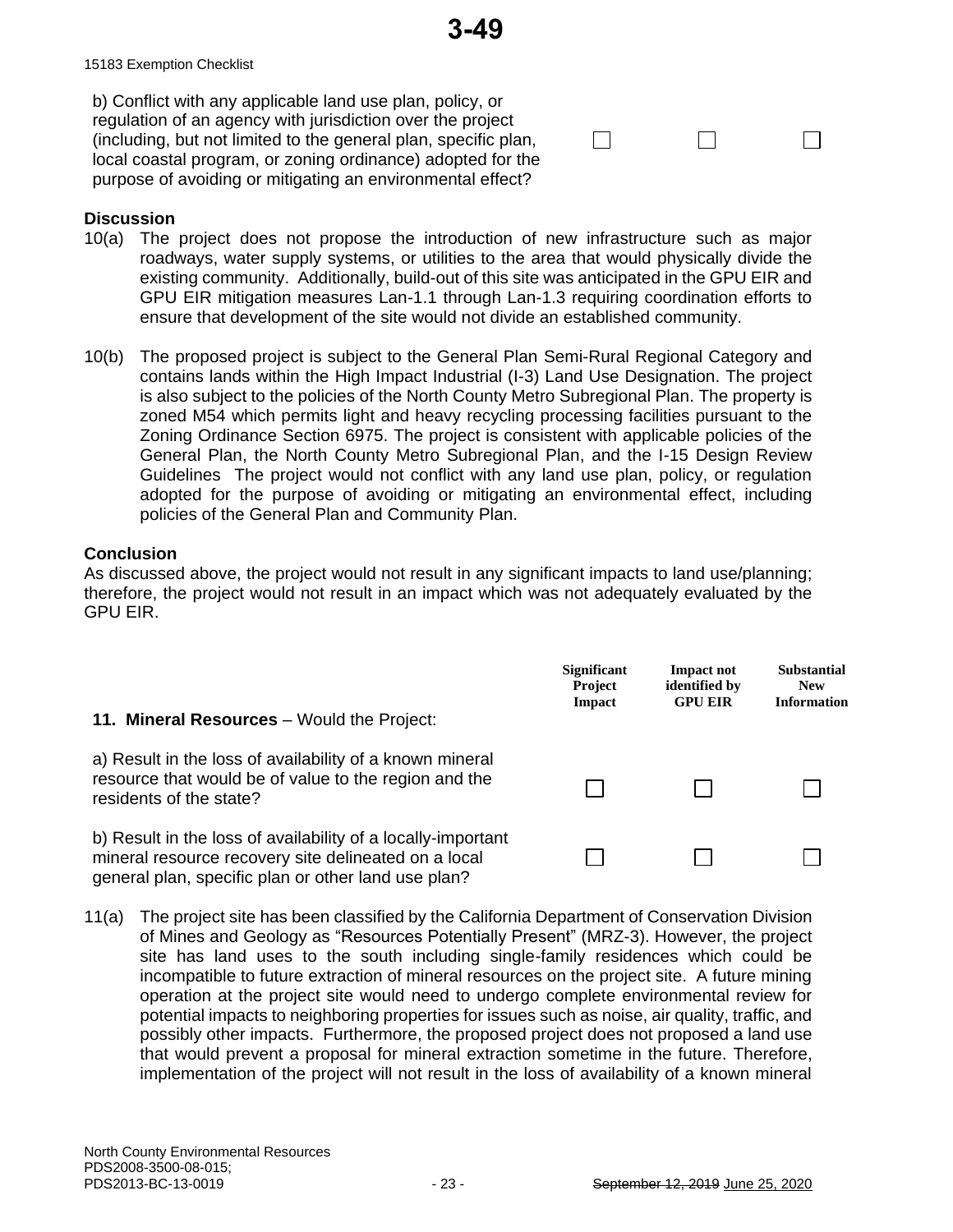b) Conflict with any applicable land use plan, policy, or regulation of an agency with jurisdiction over the project (including, but not limited to the general plan, specific plan, local coastal program, or zoning ordinance) adopted for the purpose of avoiding or mitigating an environmental effect? ☐ ☐ ☐

**Discussion**

10(a) The project does not propose the introduction of new infrastructure such as major roadways, water supply systems, or utilities to the area that would physically divide the existing community. Additionally, build-out of this site was anticipated in the GPU EIR and GPU EIR mitigation measures Lan-1.1 through Lan-1.3 requiring coordination efforts to ensure that development of the site would not divide an established community.

10(b) The proposed project is subject to the General Plan Semi-Rural Regional Category and contains lands within the High Impact Industrial (I-3) Land Use Designation. The project is also subject to the policies of the North County Metro Subregional Plan. The property is zoned M54 which permits light and heavy recycling processing facilities pursuant to the Zoning Ordinance Section 6975. The project is consistent with applicable policies of the General Plan, the North County Metro Subregional Plan, and the I-15 Design Review Guidelines The project would not conflict with any land use plan, policy, or regulation adopted for the purpose of avoiding or mitigating an environmental effect, including policies of the General Plan and Community Plan.

**Conclusion**

As discussed above, the project would not result in any significant impacts to land use/planning; therefore, the project would not result in an impact which was not adequately evaluated by the GPU EIR.

| **11. Mineral Resources** – Would the Project: | Significant Project Impact | Impact not identified by GPU EIR | Substantial New Information |
|---|---|---|---|
| a) Result in the loss of availability of a known mineral resource that would be of value to the region and the residents of the state? | ☐ | ☐ | ☐ |
| b) Result in the loss of availability of a locally-important mineral resource recovery site delineated on a local general plan, specific plan or other land use plan? | ☐ | ☐ | ☐ |

11(a) The project site has been classified by the California Department of Conservation Division of Mines and Geology as "Resources Potentially Present" (MRZ-3). However, the project site has land uses to the south including single-family residences which could be incompatible to future extraction of mineral resources on the project site. A future mining operation at the project site would need to undergo complete environmental review for potential impacts to neighboring properties for issues such as noise, air quality, traffic, and possibly other impacts. Furthermore, the proposed project does not proposed a land use that would prevent a proposal for mineral extraction sometime in the future. Therefore, implementation of the project will not result in the loss of availability of a known mineral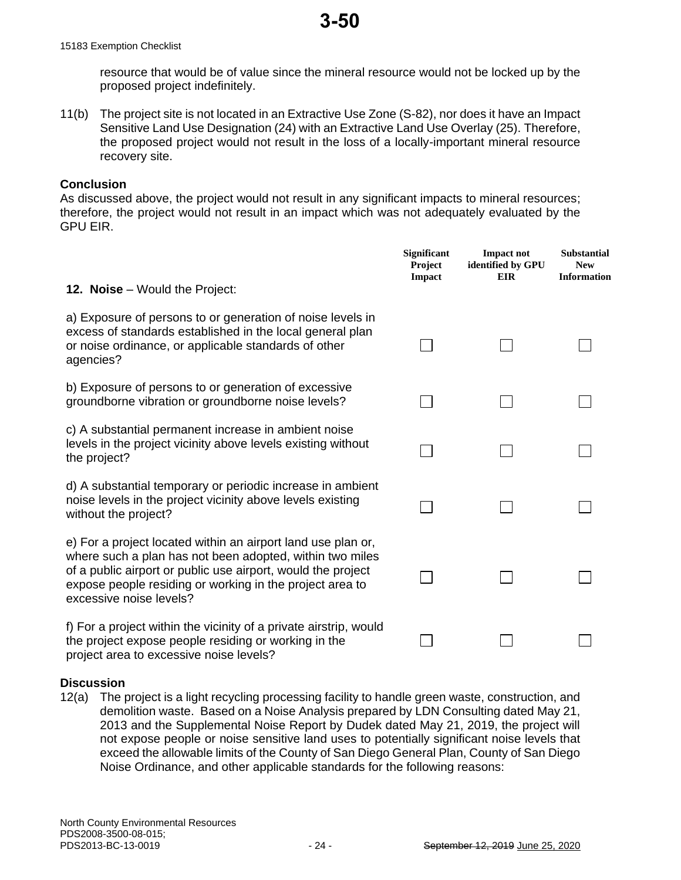resource that would be of value since the mineral resource would not be locked up by the proposed project indefinitely.

11(b) The project site is not located in an Extractive Use Zone (S-82), nor does it have an Impact Sensitive Land Use Designation (24) with an Extractive Land Use Overlay (25). Therefore, the proposed project would not result in the loss of a locally-important mineral resource recovery site.

**Conclusion**

As discussed above, the project would not result in any significant impacts to mineral resources; therefore, the project would not result in an impact which was not adequately evaluated by the GPU EIR.

| **12. Noise** – Would the Project: | Significant Project Impact | Impact not identified by GPU EIR | Substantial New Information |
|---|---|---|---|
| a) Exposure of persons to or generation of noise levels in excess of standards established in the local general plan or noise ordinance, or applicable standards of other agencies? | ☐ | ☐ | ☐ |
| b) Exposure of persons to or generation of excessive groundborne vibration or groundborne noise levels? | ☐ | ☐ | ☐ |
| c) A substantial permanent increase in ambient noise levels in the project vicinity above levels existing without the project? | ☐ | ☐ | ☐ |
| d) A substantial temporary or periodic increase in ambient noise levels in the project vicinity above levels existing without the project? | ☐ | ☐ | ☐ |
| e) For a project located within an airport land use plan or, where such a plan has not been adopted, within two miles of a public airport or public use airport, would the project expose people residing or working in the project area to excessive noise levels? | ☐ | ☐ | ☐ |
| f) For a project within the vicinity of a private airstrip, would the project expose people residing or working in the project area to excessive noise levels? | ☐ | ☐ | ☐ |

**Discussion**

12(a) The project is a light recycling processing facility to handle green waste, construction, and demolition waste. Based on a Noise Analysis prepared by LDN Consulting dated May 21, 2013 and the Supplemental Noise Report by Dudek dated May 21, 2019, the project will not expose people or noise sensitive land uses to potentially significant noise levels that exceed the allowable limits of the County of San Diego General Plan, County of San Diego Noise Ordinance, and other applicable standards for the following reasons: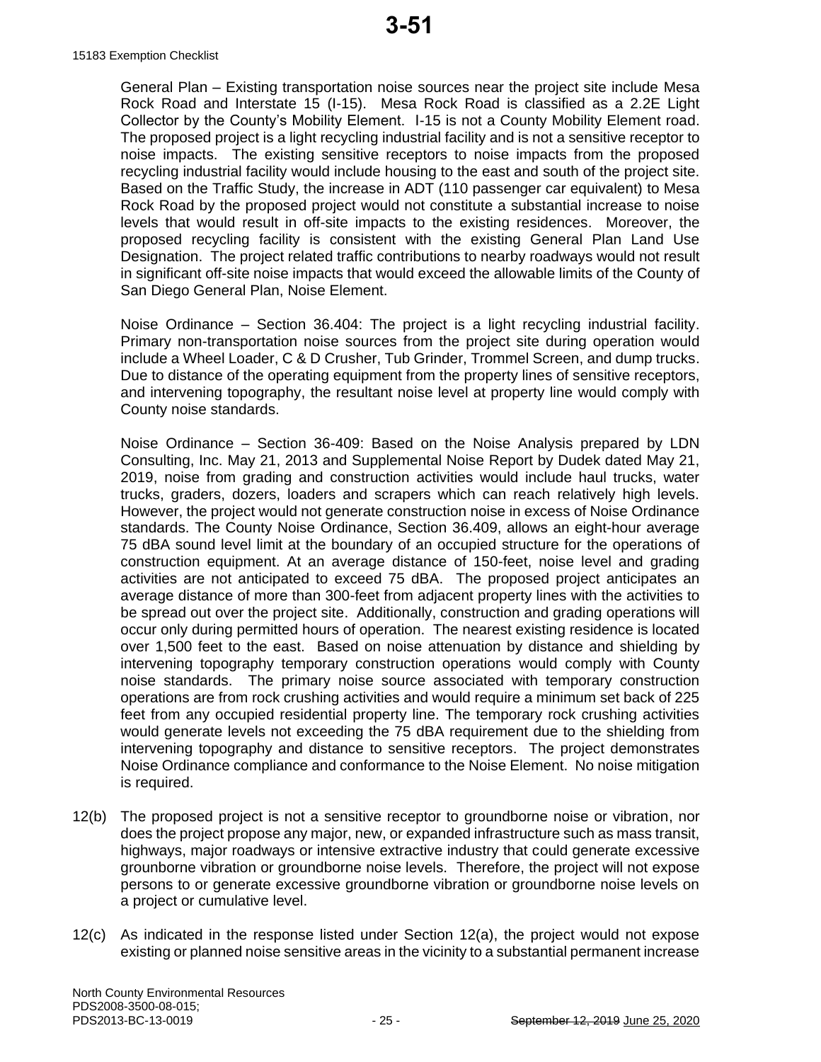General Plan – Existing transportation noise sources near the project site include Mesa Rock Road and Interstate 15 (I-15). Mesa Rock Road is classified as a 2.2E Light Collector by the County's Mobility Element. I-15 is not a County Mobility Element road. The proposed project is a light recycling industrial facility and is not a sensitive receptor to noise impacts. The existing sensitive receptors to noise impacts from the proposed recycling industrial facility would include housing to the east and south of the project site. Based on the Traffic Study, the increase in ADT (110 passenger car equivalent) to Mesa Rock Road by the proposed project would not constitute a substantial increase to noise levels that would result in off-site impacts to the existing residences. Moreover, the proposed recycling facility is consistent with the existing General Plan Land Use Designation. The project related traffic contributions to nearby roadways would not result in significant off-site noise impacts that would exceed the allowable limits of the County of San Diego General Plan, Noise Element.

Noise Ordinance – Section 36.404: The project is a light recycling industrial facility. Primary non-transportation noise sources from the project site during operation would include a Wheel Loader, C & D Crusher, Tub Grinder, Trommel Screen, and dump trucks. Due to distance of the operating equipment from the property lines of sensitive receptors, and intervening topography, the resultant noise level at property line would comply with County noise standards.

Noise Ordinance – Section 36-409: Based on the Noise Analysis prepared by LDN Consulting, Inc. May 21, 2013 and Supplemental Noise Report by Dudek dated May 21, 2019, noise from grading and construction activities would include haul trucks, water trucks, graders, dozers, loaders and scrapers which can reach relatively high levels. However, the project would not generate construction noise in excess of Noise Ordinance standards. The County Noise Ordinance, Section 36.409, allows an eight-hour average 75 dBA sound level limit at the boundary of an occupied structure for the operations of construction equipment. At an average distance of 150-feet, noise level and grading activities are not anticipated to exceed 75 dBA. The proposed project anticipates an average distance of more than 300-feet from adjacent property lines with the activities to be spread out over the project site. Additionally, construction and grading operations will occur only during permitted hours of operation. The nearest existing residence is located over 1,500 feet to the east. Based on noise attenuation by distance and shielding by intervening topography temporary construction operations would comply with County noise standards. The primary noise source associated with temporary construction operations are from rock crushing activities and would require a minimum set back of 225 feet from any occupied residential property line. The temporary rock crushing activities would generate levels not exceeding the 75 dBA requirement due to the shielding from intervening topography and distance to sensitive receptors. The project demonstrates Noise Ordinance compliance and conformance to the Noise Element. No noise mitigation is required.

12(b) The proposed project is not a sensitive receptor to groundborne noise or vibration, nor does the project propose any major, new, or expanded infrastructure such as mass transit, highways, major roadways or intensive extractive industry that could generate excessive grounborne vibration or groundborne noise levels. Therefore, the project will not expose persons to or generate excessive groundborne vibration or groundborne noise levels on a project or cumulative level.

12(c) As indicated in the response listed under Section 12(a), the project would not expose existing or planned noise sensitive areas in the vicinity to a substantial permanent increase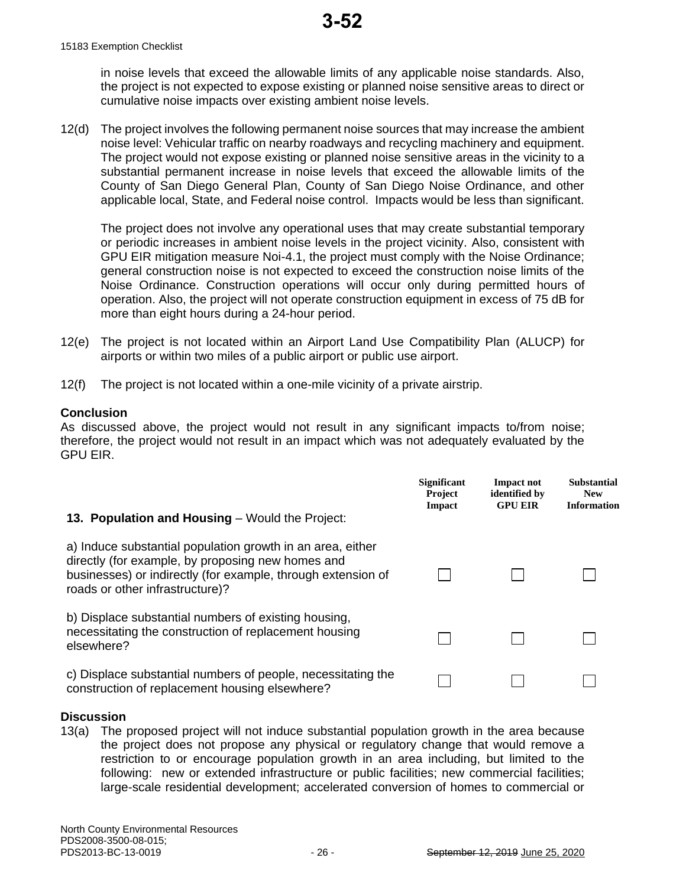in noise levels that exceed the allowable limits of any applicable noise standards. Also, the project is not expected to expose existing or planned noise sensitive areas to direct or cumulative noise impacts over existing ambient noise levels.

12(d) The project involves the following permanent noise sources that may increase the ambient noise level: Vehicular traffic on nearby roadways and recycling machinery and equipment. The project would not expose existing or planned noise sensitive areas in the vicinity to a substantial permanent increase in noise levels that exceed the allowable limits of the County of San Diego General Plan, County of San Diego Noise Ordinance, and other applicable local, State, and Federal noise control. Impacts would be less than significant.

The project does not involve any operational uses that may create substantial temporary or periodic increases in ambient noise levels in the project vicinity. Also, consistent with GPU EIR mitigation measure Noi-4.1, the project must comply with the Noise Ordinance; general construction noise is not expected to exceed the construction noise limits of the Noise Ordinance. Construction operations will occur only during permitted hours of operation. Also, the project will not operate construction equipment in excess of 75 dB for more than eight hours during a 24-hour period.

12(e) The project is not located within an Airport Land Use Compatibility Plan (ALUCP) for airports or within two miles of a public airport or public use airport.

12(f) The project is not located within a one-mile vicinity of a private airstrip.

**Conclusion**
As discussed above, the project would not result in any significant impacts to/from noise; therefore, the project would not result in an impact which was not adequately evaluated by the GPU EIR.

| **13. Population and Housing** – Would the Project: | Significant Project Impact | Impact not identified by GPU EIR | Substantial New Information |
|---|---|---|---|
| a) Induce substantial population growth in an area, either directly (for example, by proposing new homes and businesses) or indirectly (for example, through extension of roads or other infrastructure)? | ☐ | ☐ | ☐ |
| b) Displace substantial numbers of existing housing, necessitating the construction of replacement housing elsewhere? | ☐ | ☐ | ☐ |
| c) Displace substantial numbers of people, necessitating the construction of replacement housing elsewhere? | ☐ | ☐ | ☐ |

**Discussion**

13(a) The proposed project will not induce substantial population growth in the area because the project does not propose any physical or regulatory change that would remove a restriction to or encourage population growth in an area including, but limited to the following: new or extended infrastructure or public facilities; new commercial facilities; large-scale residential development; accelerated conversion of homes to commercial or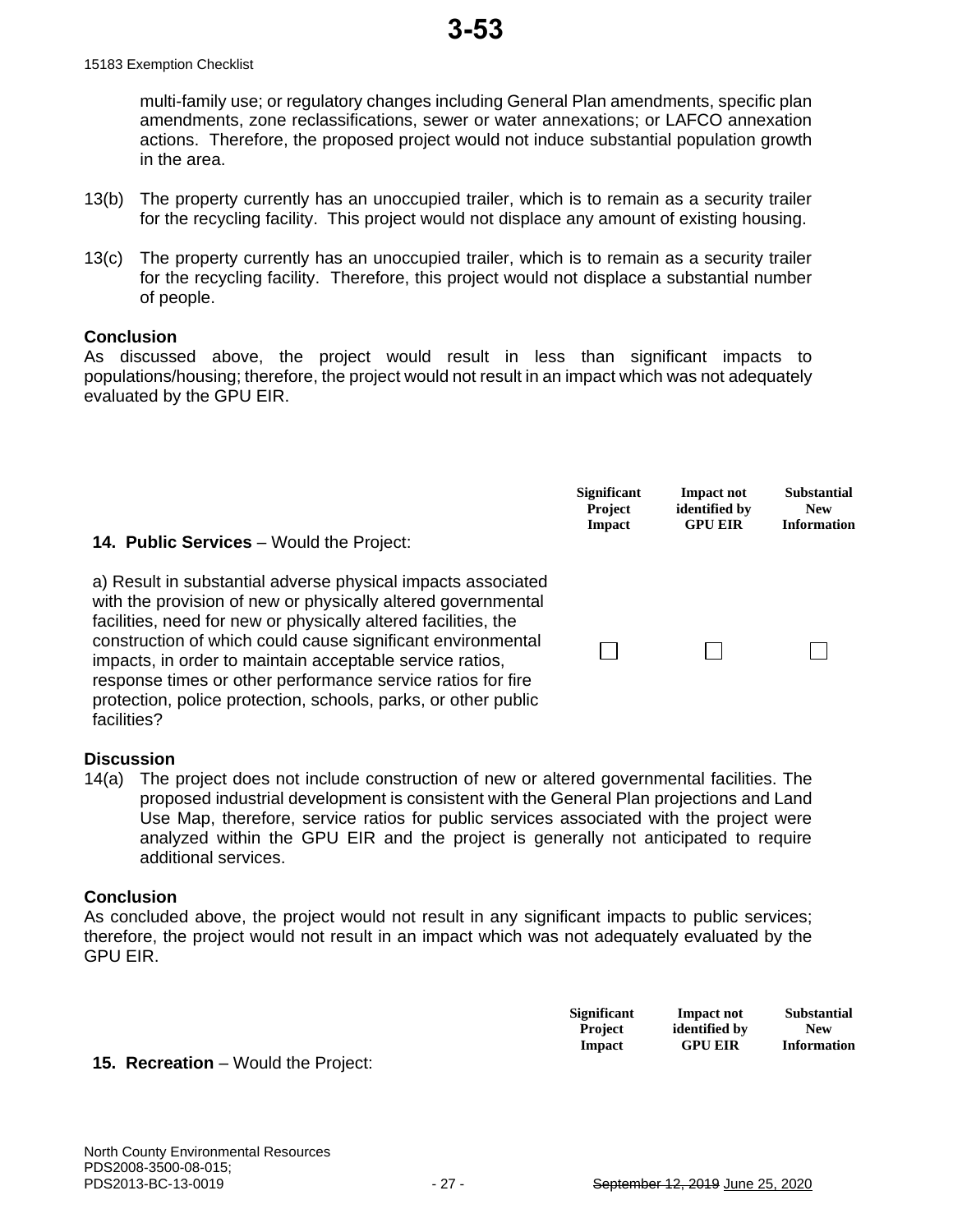multi-family use; or regulatory changes including General Plan amendments, specific plan amendments, zone reclassifications, sewer or water annexations; or LAFCO annexation actions. Therefore, the proposed project would not induce substantial population growth in the area.

13(b) The property currently has an unoccupied trailer, which is to remain as a security trailer for the recycling facility. This project would not displace any amount of existing housing.

13(c) The property currently has an unoccupied trailer, which is to remain as a security trailer for the recycling facility. Therefore, this project would not displace a substantial number of people.

**Conclusion**
As discussed above, the project would result in less than significant impacts to populations/housing; therefore, the project would not result in an impact which was not adequately evaluated by the GPU EIR.

| **14. Public Services** – Would the Project: | Significant Project Impact | Impact not identified by GPU EIR | Substantial New Information |
|---|---|---|---|
| a) Result in substantial adverse physical impacts associated with the provision of new or physically altered governmental facilities, need for new or physically altered facilities, the construction of which could cause significant environmental impacts, in order to maintain acceptable service ratios, response times or other performance service ratios for fire protection, police protection, schools, parks, or other public facilities? | ☐ | ☐ | ☐ |

**Discussion**

14(a) The project does not include construction of new or altered governmental facilities. The proposed industrial development is consistent with the General Plan projections and Land Use Map, therefore, service ratios for public services associated with the project were analyzed within the GPU EIR and the project is generally not anticipated to require additional services.

**Conclusion**
As concluded above, the project would not result in any significant impacts to public services; therefore, the project would not result in an impact which was not adequately evaluated by the GPU EIR.

| **15. Recreation** – Would the Project: | Significant Project Impact | Impact not identified by GPU EIR | Substantial New Information |
|---|---|---|---|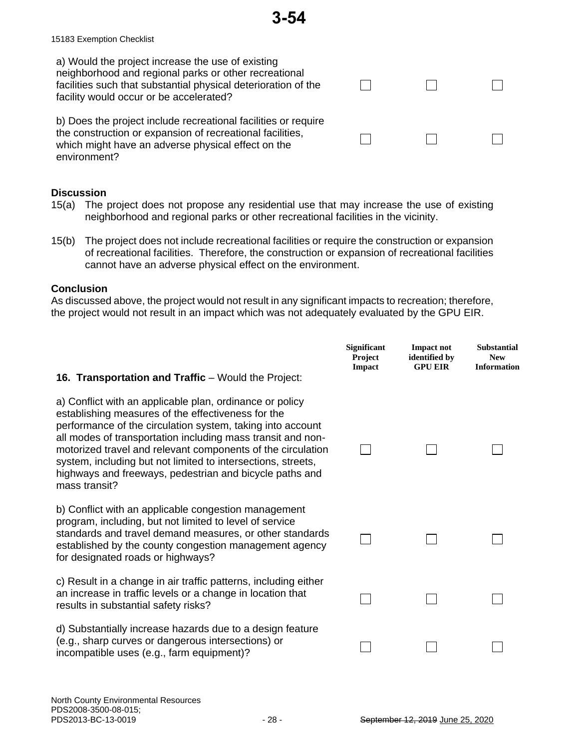a) Would the project increase the use of existing neighborhood and regional parks or other recreational facilities such that substantial physical deterioration of the facility would occur or be accelerated? ☐ ☐ ☐

b) Does the project include recreational facilities or require the construction or expansion of recreational facilities, which might have an adverse physical effect on the environment? ☐ ☐ ☐

**Discussion**

15(a) The project does not propose any residential use that may increase the use of existing neighborhood and regional parks or other recreational facilities in the vicinity.

15(b) The project does not include recreational facilities or require the construction or expansion of recreational facilities. Therefore, the construction or expansion of recreational facilities cannot have an adverse physical effect on the environment.

**Conclusion**

As discussed above, the project would not result in any significant impacts to recreation; therefore, the project would not result in an impact which was not adequately evaluated by the GPU EIR.

| **16. Transportation and Traffic** – Would the Project: | **Significant Project Impact** | **Impact not identified by GPU EIR** | **Substantial New Information** |
|---|---|---|---|
| a) Conflict with an applicable plan, ordinance or policy establishing measures of the effectiveness for the performance of the circulation system, taking into account all modes of transportation including mass transit and non-motorized travel and relevant components of the circulation system, including but not limited to intersections, streets, highways and freeways, pedestrian and bicycle paths and mass transit? | ☐ | ☐ | ☐ |
| b) Conflict with an applicable congestion management program, including, but not limited to level of service standards and travel demand measures, or other standards established by the county congestion management agency for designated roads or highways? | ☐ | ☐ | ☐ |
| c) Result in a change in air traffic patterns, including either an increase in traffic levels or a change in location that results in substantial safety risks? | ☐ | ☐ | ☐ |
| d) Substantially increase hazards due to a design feature (e.g., sharp curves or dangerous intersections) or incompatible uses (e.g., farm equipment)? | ☐ | ☐ | ☐ |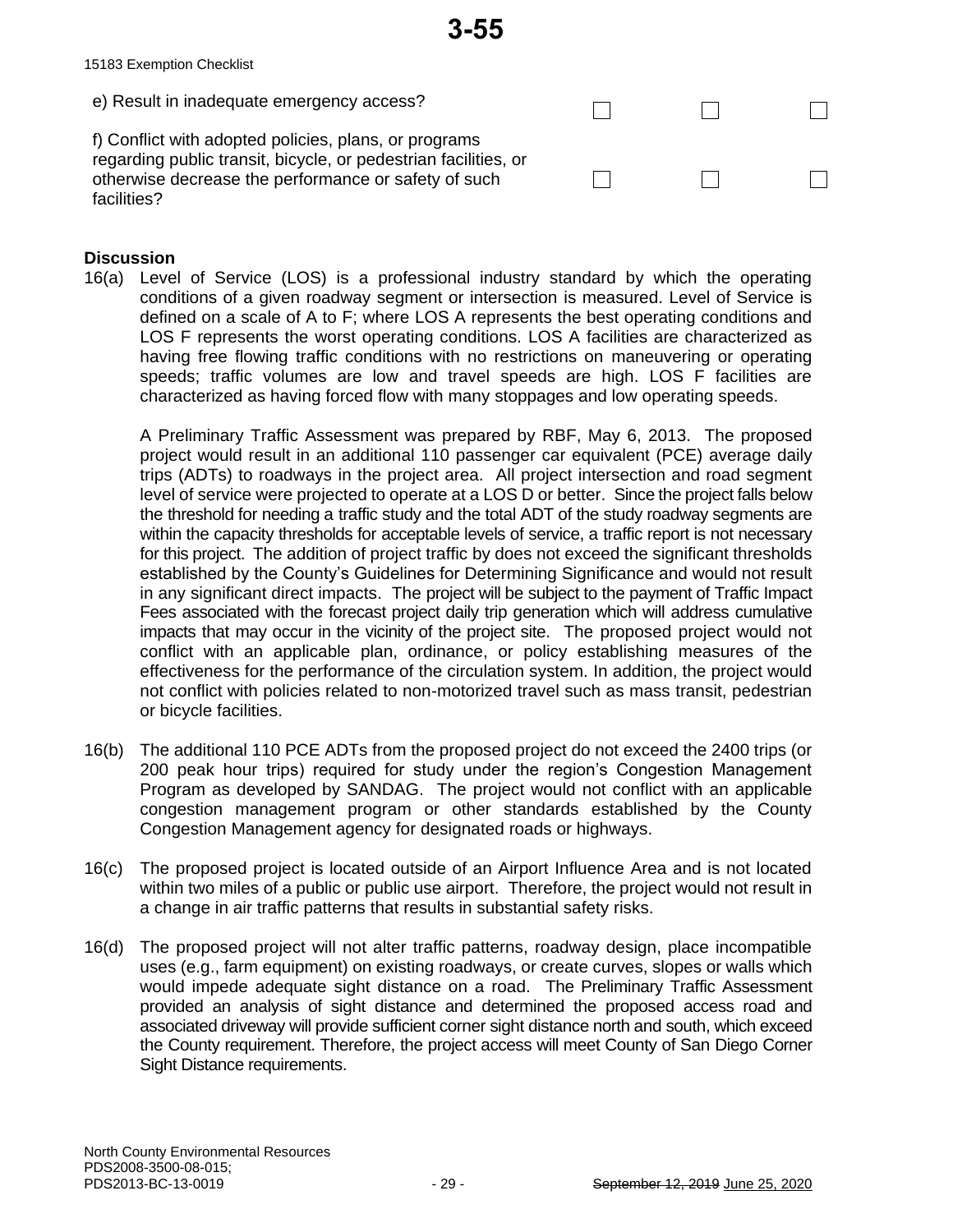e) Result in inadequate emergency access? ☐ ☐ ☐

f) Conflict with adopted policies, plans, or programs regarding public transit, bicycle, or pedestrian facilities, or otherwise decrease the performance or safety of such facilities? ☐ ☐ ☐

**Discussion**

16(a) Level of Service (LOS) is a professional industry standard by which the operating conditions of a given roadway segment or intersection is measured. Level of Service is defined on a scale of A to F; where LOS A represents the best operating conditions and LOS F represents the worst operating conditions. LOS A facilities are characterized as having free flowing traffic conditions with no restrictions on maneuvering or operating speeds; traffic volumes are low and travel speeds are high. LOS F facilities are characterized as having forced flow with many stoppages and low operating speeds.

A Preliminary Traffic Assessment was prepared by RBF, May 6, 2013. The proposed project would result in an additional 110 passenger car equivalent (PCE) average daily trips (ADTs) to roadways in the project area. All project intersection and road segment level of service were projected to operate at a LOS D or better. Since the project falls below the threshold for needing a traffic study and the total ADT of the study roadway segments are within the capacity thresholds for acceptable levels of service, a traffic report is not necessary for this project. The addition of project traffic by does not exceed the significant thresholds established by the County's Guidelines for Determining Significance and would not result in any significant direct impacts. The project will be subject to the payment of Traffic Impact Fees associated with the forecast project daily trip generation which will address cumulative impacts that may occur in the vicinity of the project site. The proposed project would not conflict with an applicable plan, ordinance, or policy establishing measures of the effectiveness for the performance of the circulation system. In addition, the project would not conflict with policies related to non-motorized travel such as mass transit, pedestrian or bicycle facilities.

16(b) The additional 110 PCE ADTs from the proposed project do not exceed the 2400 trips (or 200 peak hour trips) required for study under the region's Congestion Management Program as developed by SANDAG. The project would not conflict with an applicable congestion management program or other standards established by the County Congestion Management agency for designated roads or highways.

16(c) The proposed project is located outside of an Airport Influence Area and is not located within two miles of a public or public use airport. Therefore, the project would not result in a change in air traffic patterns that results in substantial safety risks.

16(d) The proposed project will not alter traffic patterns, roadway design, place incompatible uses (e.g., farm equipment) on existing roadways, or create curves, slopes or walls which would impede adequate sight distance on a road. The Preliminary Traffic Assessment provided an analysis of sight distance and determined the proposed access road and associated driveway will provide sufficient corner sight distance north and south, which exceed the County requirement. Therefore, the project access will meet County of San Diego Corner Sight Distance requirements.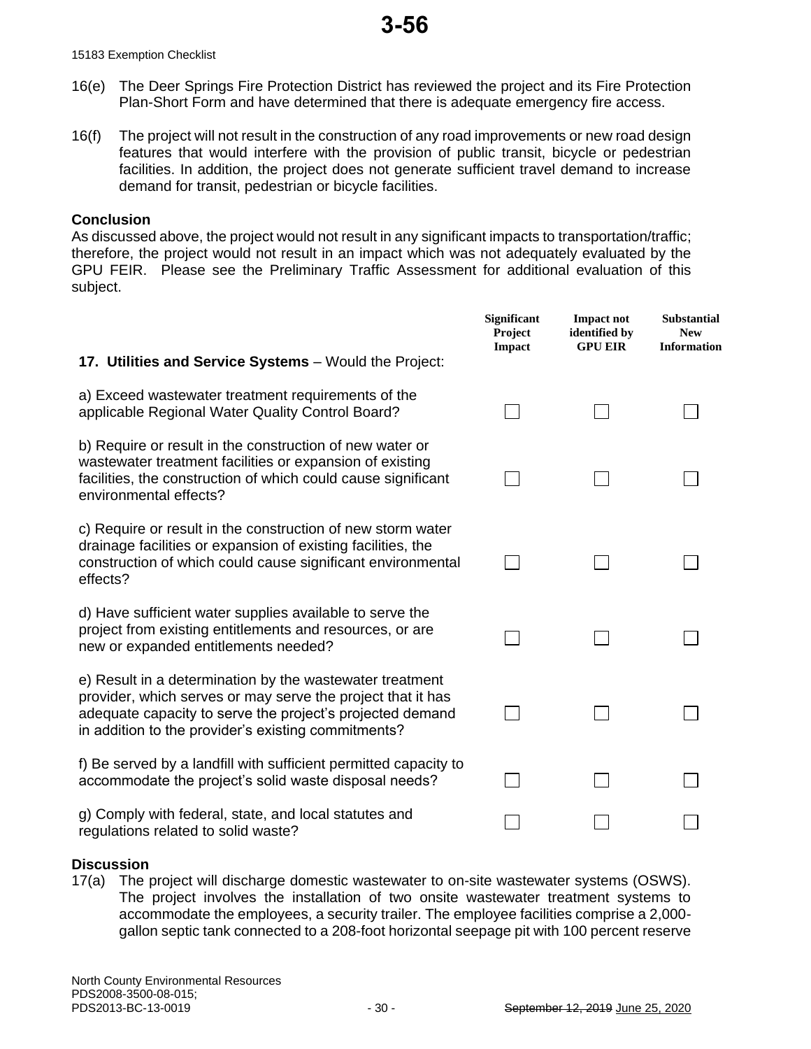16(e) The Deer Springs Fire Protection District has reviewed the project and its Fire Protection Plan-Short Form and have determined that there is adequate emergency fire access.

16(f) The project will not result in the construction of any road improvements or new road design features that would interfere with the provision of public transit, bicycle or pedestrian facilities. In addition, the project does not generate sufficient travel demand to increase demand for transit, pedestrian or bicycle facilities.

**Conclusion**

As discussed above, the project would not result in any significant impacts to transportation/traffic; therefore, the project would not result in an impact which was not adequately evaluated by the GPU FEIR. Please see the Preliminary Traffic Assessment for additional evaluation of this subject.

| **17. Utilities and Service Systems** – Would the Project: | Significant Project Impact | Impact not identified by GPU EIR | Substantial New Information |
|---|---|---|---|
| a) Exceed wastewater treatment requirements of the applicable Regional Water Quality Control Board? | ☐ | ☐ | ☐ |
| b) Require or result in the construction of new water or wastewater treatment facilities or expansion of existing facilities, the construction of which could cause significant environmental effects? | ☐ | ☐ | ☐ |
| c) Require or result in the construction of new storm water drainage facilities or expansion of existing facilities, the construction of which could cause significant environmental effects? | ☐ | ☐ | ☐ |
| d) Have sufficient water supplies available to serve the project from existing entitlements and resources, or are new or expanded entitlements needed? | ☐ | ☐ | ☐ |
| e) Result in a determination by the wastewater treatment provider, which serves or may serve the project that it has adequate capacity to serve the project's projected demand in addition to the provider's existing commitments? | ☐ | ☐ | ☐ |
| f) Be served by a landfill with sufficient permitted capacity to accommodate the project's solid waste disposal needs? | ☐ | ☐ | ☐ |
| g) Comply with federal, state, and local statutes and regulations related to solid waste? | ☐ | ☐ | ☐ |

**Discussion**

17(a) The project will discharge domestic wastewater to on-site wastewater systems (OSWS). The project involves the installation of two onsite wastewater treatment systems to accommodate the employees, a security trailer. The employee facilities comprise a 2,000-gallon septic tank connected to a 208-foot horizontal seepage pit with 100 percent reserve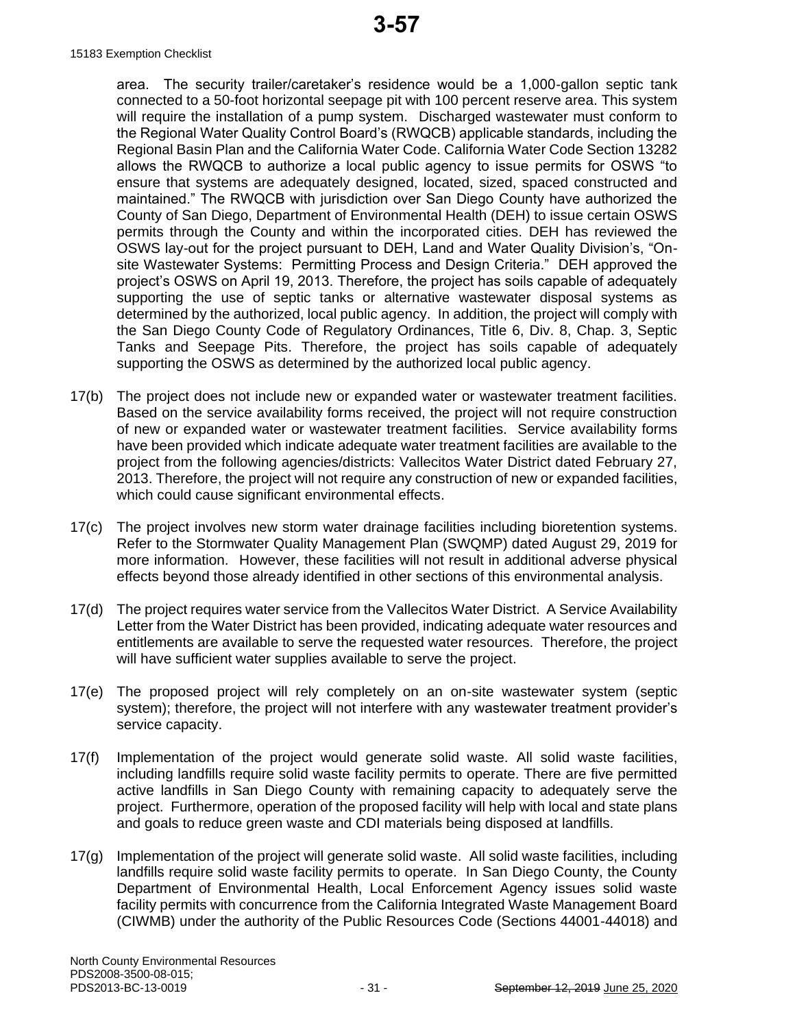area. The security trailer/caretaker's residence would be a 1,000-gallon septic tank connected to a 50-foot horizontal seepage pit with 100 percent reserve area. This system will require the installation of a pump system. Discharged wastewater must conform to the Regional Water Quality Control Board's (RWQCB) applicable standards, including the Regional Basin Plan and the California Water Code. California Water Code Section 13282 allows the RWQCB to authorize a local public agency to issue permits for OSWS "to ensure that systems are adequately designed, located, sized, spaced constructed and maintained." The RWQCB with jurisdiction over San Diego County have authorized the County of San Diego, Department of Environmental Health (DEH) to issue certain OSWS permits through the County and within the incorporated cities. DEH has reviewed the OSWS lay-out for the project pursuant to DEH, Land and Water Quality Division's, "On-site Wastewater Systems: Permitting Process and Design Criteria." DEH approved the project's OSWS on April 19, 2013. Therefore, the project has soils capable of adequately supporting the use of septic tanks or alternative wastewater disposal systems as determined by the authorized, local public agency. In addition, the project will comply with the San Diego County Code of Regulatory Ordinances, Title 6, Div. 8, Chap. 3, Septic Tanks and Seepage Pits. Therefore, the project has soils capable of adequately supporting the OSWS as determined by the authorized local public agency.

17(b) The project does not include new or expanded water or wastewater treatment facilities. Based on the service availability forms received, the project will not require construction of new or expanded water or wastewater treatment facilities. Service availability forms have been provided which indicate adequate water treatment facilities are available to the project from the following agencies/districts: Vallecitos Water District dated February 27, 2013. Therefore, the project will not require any construction of new or expanded facilities, which could cause significant environmental effects.

17(c) The project involves new storm water drainage facilities including bioretention systems. Refer to the Stormwater Quality Management Plan (SWQMP) dated August 29, 2019 for more information. However, these facilities will not result in additional adverse physical effects beyond those already identified in other sections of this environmental analysis.

17(d) The project requires water service from the Vallecitos Water District. A Service Availability Letter from the Water District has been provided, indicating adequate water resources and entitlements are available to serve the requested water resources. Therefore, the project will have sufficient water supplies available to serve the project.

17(e) The proposed project will rely completely on an on-site wastewater system (septic system); therefore, the project will not interfere with any wastewater treatment provider's service capacity.

17(f) Implementation of the project would generate solid waste. All solid waste facilities, including landfills require solid waste facility permits to operate. There are five permitted active landfills in San Diego County with remaining capacity to adequately serve the project. Furthermore, operation of the proposed facility will help with local and state plans and goals to reduce green waste and CDI materials being disposed at landfills.

17(g) Implementation of the project will generate solid waste. All solid waste facilities, including landfills require solid waste facility permits to operate. In San Diego County, the County Department of Environmental Health, Local Enforcement Agency issues solid waste facility permits with concurrence from the California Integrated Waste Management Board (CIWMB) under the authority of the Public Resources Code (Sections 44001-44018) and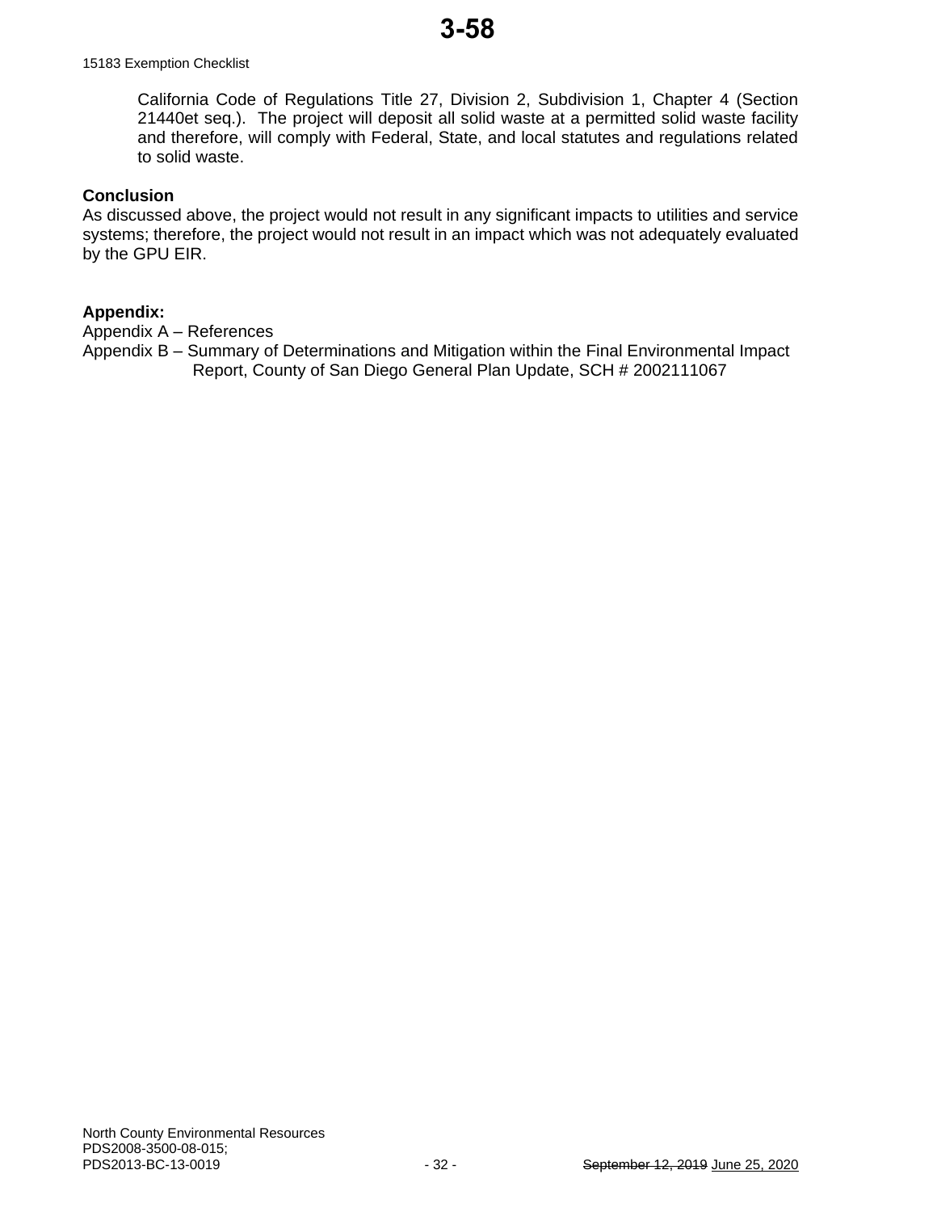California Code of Regulations Title 27, Division 2, Subdivision 1, Chapter 4 (Section 21440et seq.). The project will deposit all solid waste at a permitted solid waste facility and therefore, will comply with Federal, State, and local statutes and regulations related to solid waste.

**Conclusion**

As discussed above, the project would not result in any significant impacts to utilities and service systems; therefore, the project would not result in an impact which was not adequately evaluated by the GPU EIR.

**Appendix:**

Appendix A – References

Appendix B – Summary of Determinations and Mitigation within the Final Environmental Impact Report, County of San Diego General Plan Update, SCH # 2002111067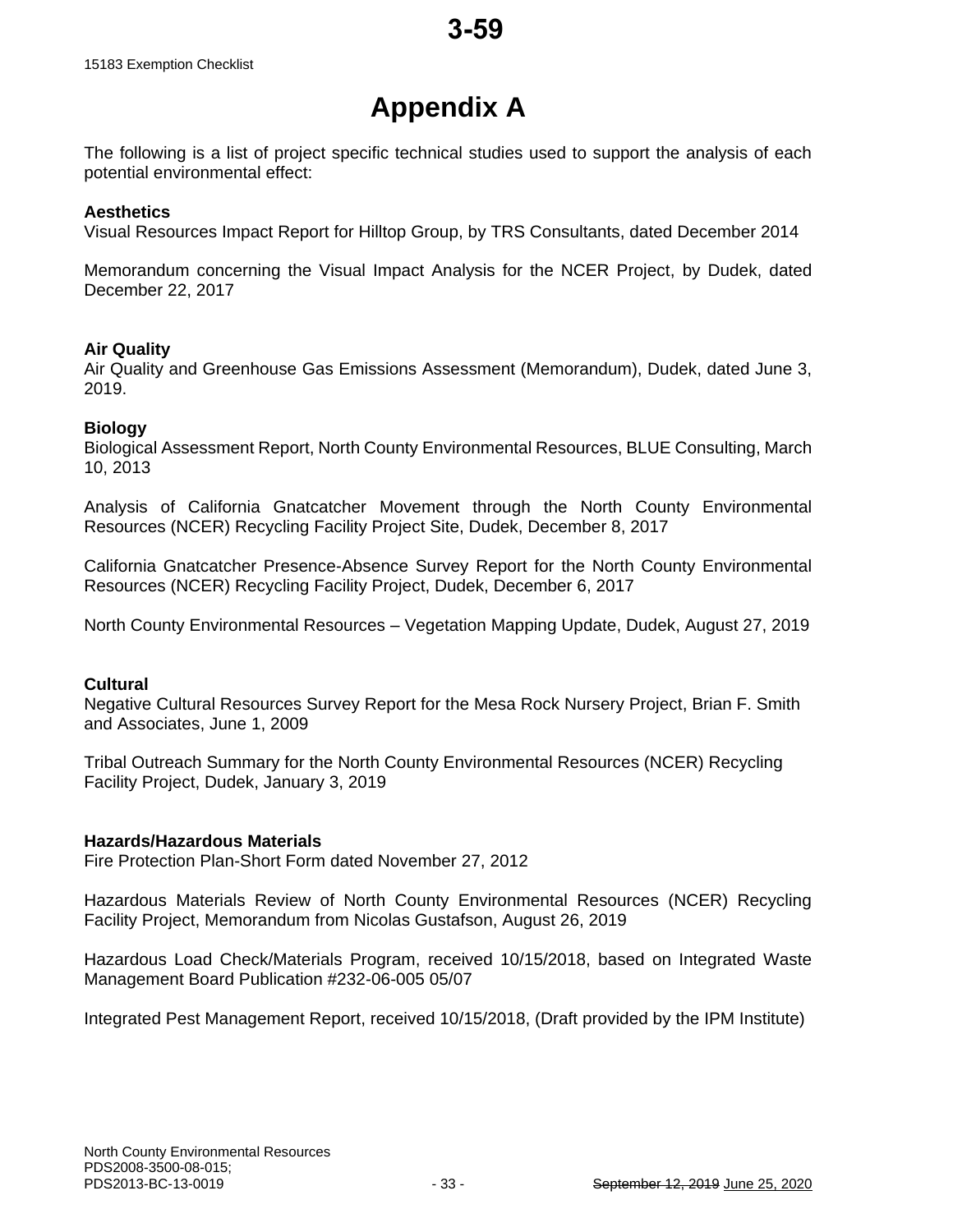# Appendix A

The following is a list of project specific technical studies used to support the analysis of each potential environmental effect:

**Aesthetics**
Visual Resources Impact Report for Hilltop Group, by TRS Consultants, dated December 2014

Memorandum concerning the Visual Impact Analysis for the NCER Project, by Dudek, dated December 22, 2017

**Air Quality**
Air Quality and Greenhouse Gas Emissions Assessment (Memorandum), Dudek, dated June 3, 2019.

**Biology**
Biological Assessment Report, North County Environmental Resources, BLUE Consulting, March 10, 2013

Analysis of California Gnatcatcher Movement through the North County Environmental Resources (NCER) Recycling Facility Project Site, Dudek, December 8, 2017

California Gnatcatcher Presence-Absence Survey Report for the North County Environmental Resources (NCER) Recycling Facility Project, Dudek, December 6, 2017

North County Environmental Resources – Vegetation Mapping Update, Dudek, August 27, 2019

**Cultural**
Negative Cultural Resources Survey Report for the Mesa Rock Nursery Project, Brian F. Smith and Associates, June 1, 2009

Tribal Outreach Summary for the North County Environmental Resources (NCER) Recycling Facility Project, Dudek, January 3, 2019

**Hazards/Hazardous Materials**
Fire Protection Plan-Short Form dated November 27, 2012

Hazardous Materials Review of North County Environmental Resources (NCER) Recycling Facility Project, Memorandum from Nicolas Gustafson, August 26, 2019

Hazardous Load Check/Materials Program, received 10/15/2018, based on Integrated Waste Management Board Publication #232-06-005 05/07

Integrated Pest Management Report, received 10/15/2018, (Draft provided by the IPM Institute)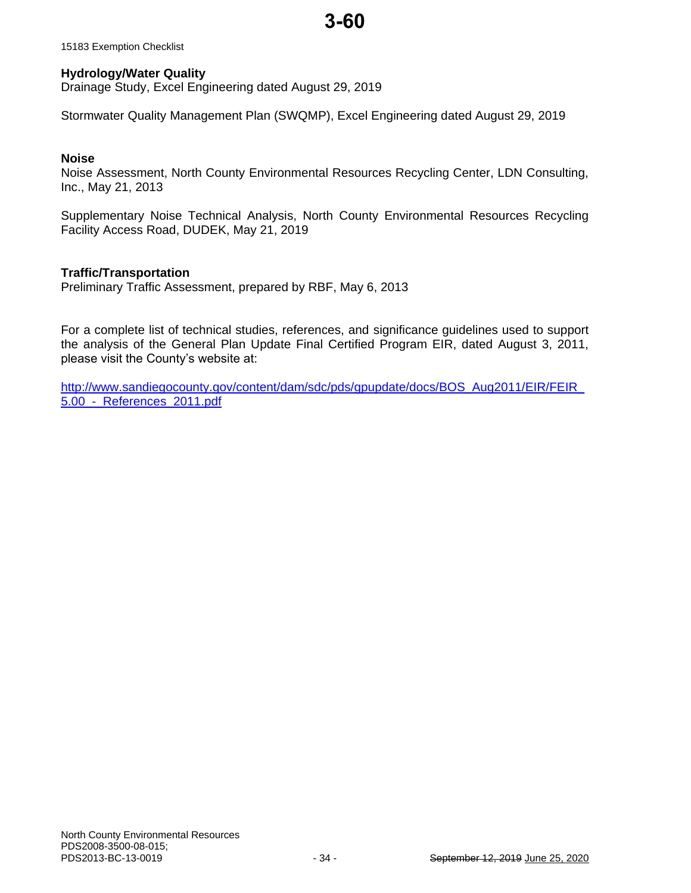**Hydrology/Water Quality**

Drainage Study, Excel Engineering dated August 29, 2019

Stormwater Quality Management Plan (SWQMP), Excel Engineering dated August 29, 2019

**Noise**

Noise Assessment, North County Environmental Resources Recycling Center, LDN Consulting, Inc., May 21, 2013

Supplementary Noise Technical Analysis, North County Environmental Resources Recycling Facility Access Road, DUDEK, May 21, 2019

**Traffic/Transportation**

Preliminary Traffic Assessment, prepared by RBF, May 6, 2013

For a complete list of technical studies, references, and significance guidelines used to support the analysis of the General Plan Update Final Certified Program EIR, dated August 3, 2011, please visit the County's website at:

http://www.sandiegocounty.gov/content/dam/sdc/pds/gpupdate/docs/BOS_Aug2011/EIR/FEIR_5.00_-_References_2011.pdf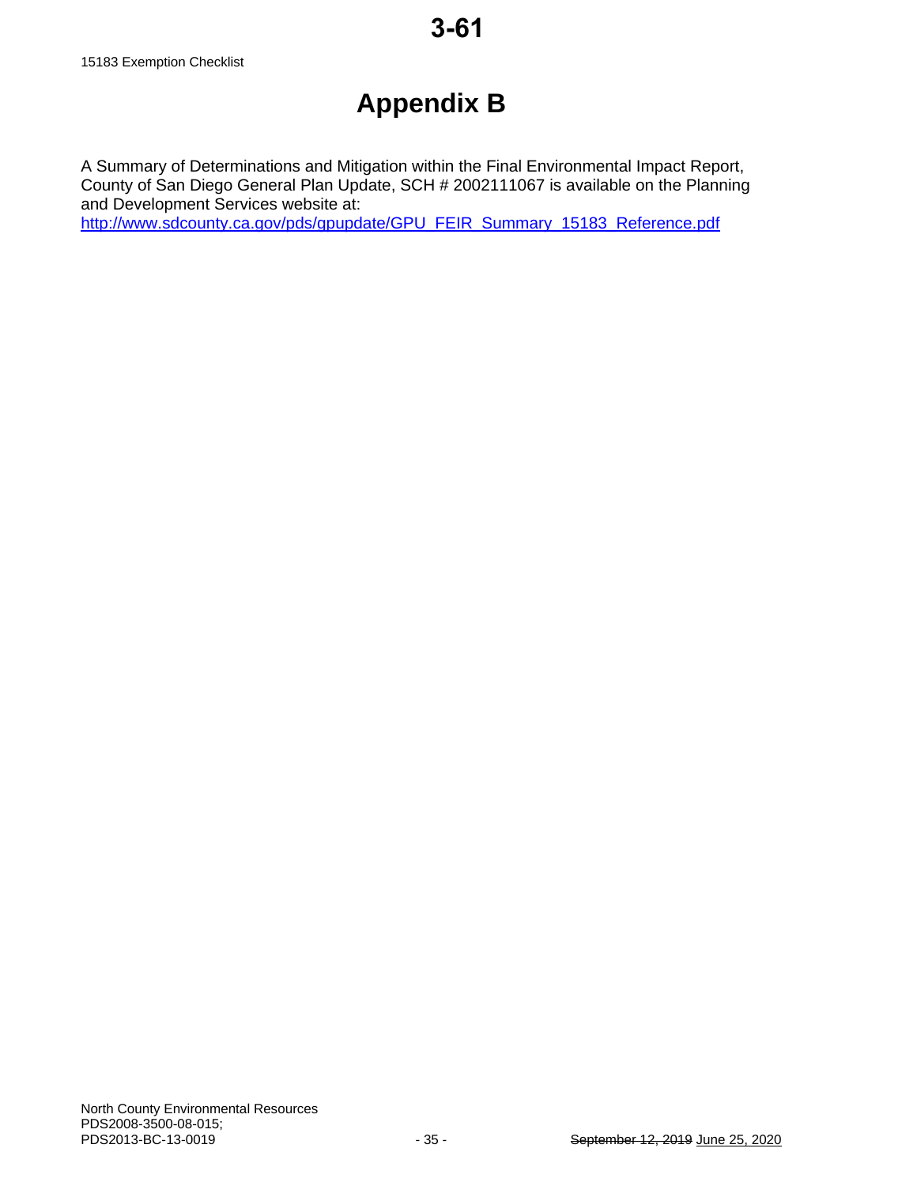# Appendix B

A Summary of Determinations and Mitigation within the Final Environmental Impact Report, County of San Diego General Plan Update, SCH # 2002111067 is available on the Planning and Development Services website at:
http://www.sdcounty.ca.gov/pds/gpupdate/GPU_FEIR_Summary_15183_Reference.pdf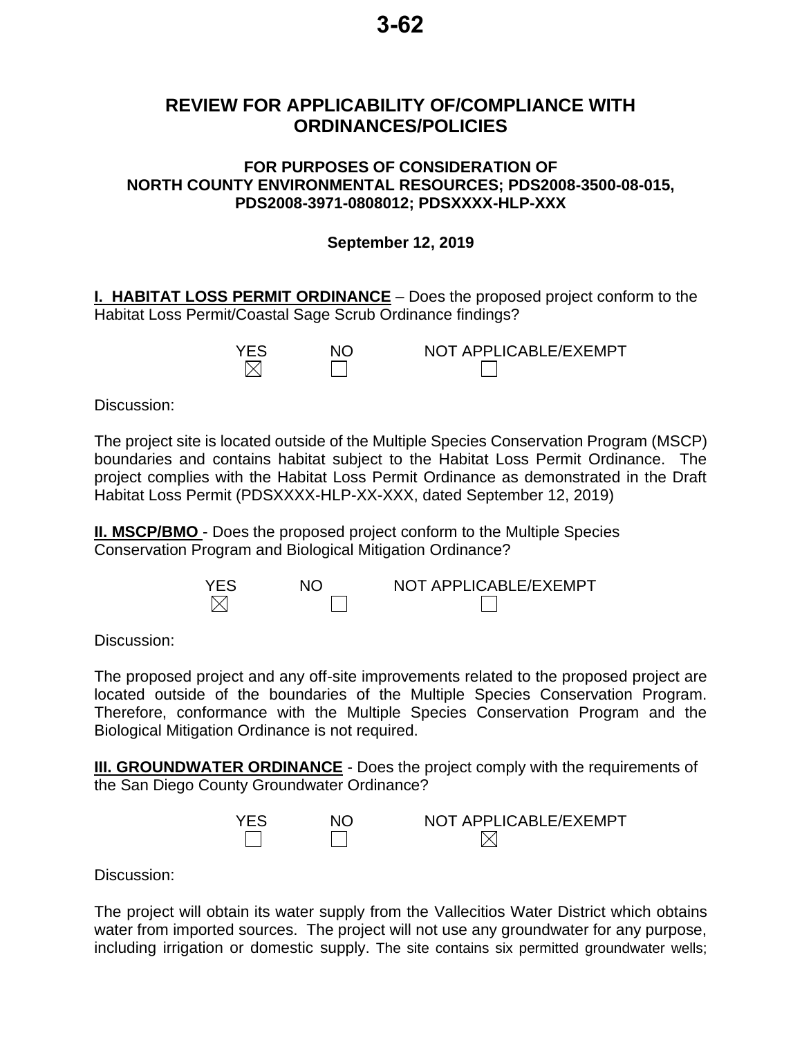# REVIEW FOR APPLICABILITY OF/COMPLIANCE WITH ORDINANCES/POLICIES

### FOR PURPOSES OF CONSIDERATION OF NORTH COUNTY ENVIRONMENTAL RESOURCES; PDS2008-3500-08-015, PDS2008-3971-0808012; PDSXXXX-HLP-XXX

**September 12, 2019**

**I. HABITAT LOSS PERMIT ORDINANCE** – Does the proposed project conform to the Habitat Loss Permit/Coastal Sage Scrub Ordinance findings?

| YES | NO | NOT APPLICABLE/EXEMPT |
|---|---|---|
| ☒ | ☐ | ☐ |

Discussion:

The project site is located outside of the Multiple Species Conservation Program (MSCP) boundaries and contains habitat subject to the Habitat Loss Permit Ordinance. The project complies with the Habitat Loss Permit Ordinance as demonstrated in the Draft Habitat Loss Permit (PDSXXXX-HLP-XX-XXX, dated September 12, 2019)

**II. MSCP/BMO** - Does the proposed project conform to the Multiple Species Conservation Program and Biological Mitigation Ordinance?

| YES | NO | NOT APPLICABLE/EXEMPT |
|---|---|---|
| ☒ | ☐ | ☐ |

Discussion:

The proposed project and any off-site improvements related to the proposed project are located outside of the boundaries of the Multiple Species Conservation Program. Therefore, conformance with the Multiple Species Conservation Program and the Biological Mitigation Ordinance is not required.

**III. GROUNDWATER ORDINANCE** - Does the project comply with the requirements of the San Diego County Groundwater Ordinance?

| YES | NO | NOT APPLICABLE/EXEMPT |
|---|---|---|
| ☐ | ☐ | ☒ |

Discussion:

The project will obtain its water supply from the Vallecitios Water District which obtains water from imported sources. The project will not use any groundwater for any purpose, including irrigation or domestic supply. The site contains six permitted groundwater wells;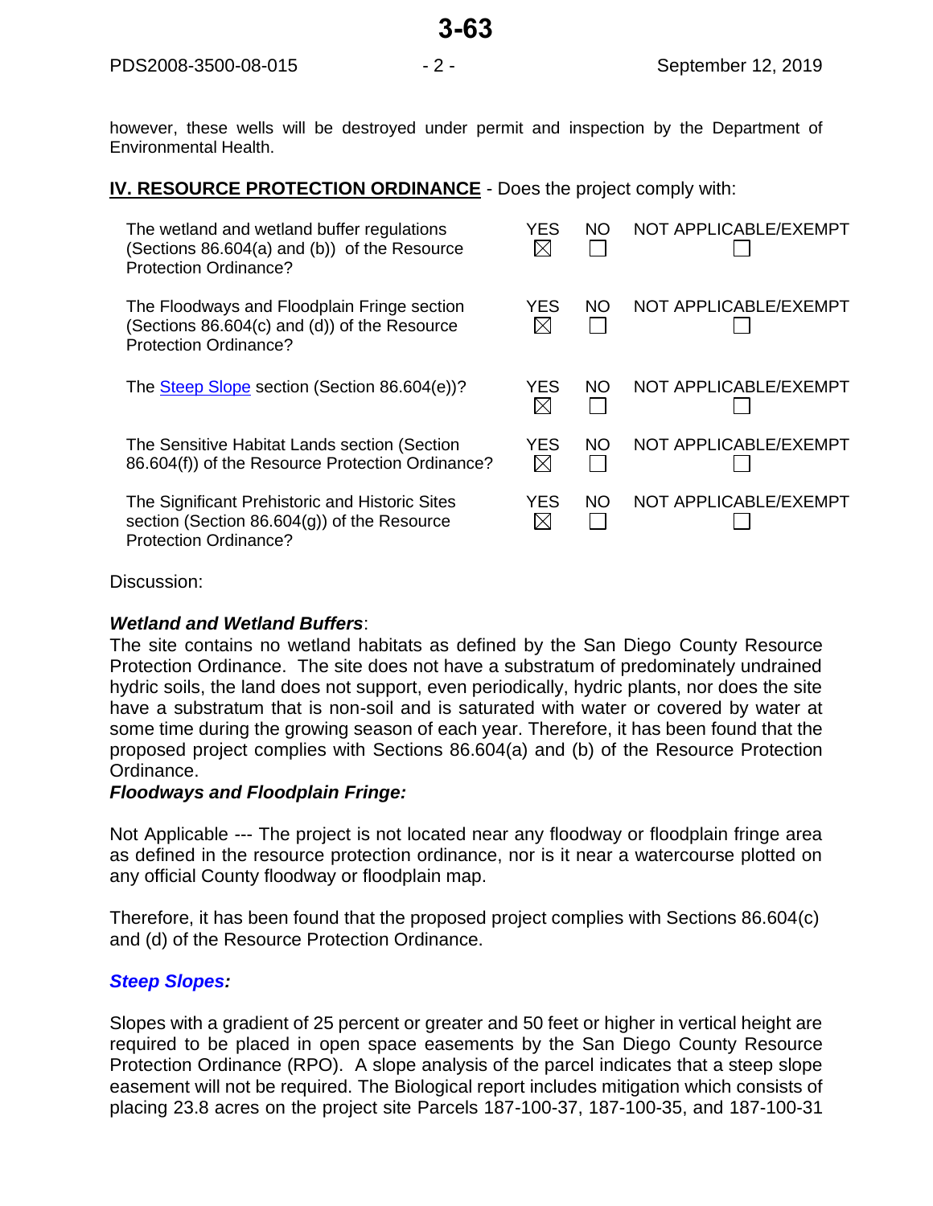however, these wells will be destroyed under permit and inspection by the Department of Environmental Health.

## IV. RESOURCE PROTECTION ORDINANCE - Does the project comply with:

| | YES | NO | NOT APPLICABLE/EXEMPT |
|---|---|---|---|
| The wetland and wetland buffer regulations (Sections 86.604(a) and (b)) of the Resource Protection Ordinance? | ☒ | ☐ | ☐ |
| The Floodways and Floodplain Fringe section (Sections 86.604(c) and (d)) of the Resource Protection Ordinance? | ☒ | ☐ | ☐ |
| The Steep Slope section (Section 86.604(e))? | ☒ | ☐ | ☐ |
| The Sensitive Habitat Lands section (Section 86.604(f)) of the Resource Protection Ordinance? | ☒ | ☐ | ☐ |
| The Significant Prehistoric and Historic Sites section (Section 86.604(g)) of the Resource Protection Ordinance? | ☒ | ☐ | ☐ |

Discussion:

***Wetland and Wetland Buffers***:
The site contains no wetland habitats as defined by the San Diego County Resource Protection Ordinance. The site does not have a substratum of predominately undrained hydric soils, the land does not support, even periodically, hydric plants, nor does the site have a substratum that is non-soil and is saturated with water or covered by water at some time during the growing season of each year. Therefore, it has been found that the proposed project complies with Sections 86.604(a) and (b) of the Resource Protection Ordinance.

***Floodways and Floodplain Fringe:***

Not Applicable --- The project is not located near any floodway or floodplain fringe area as defined in the resource protection ordinance, nor is it near a watercourse plotted on any official County floodway or floodplain map.

Therefore, it has been found that the proposed project complies with Sections 86.604(c) and (d) of the Resource Protection Ordinance.

***Steep Slopes:***

Slopes with a gradient of 25 percent or greater and 50 feet or higher in vertical height are required to be placed in open space easements by the San Diego County Resource Protection Ordinance (RPO). A slope analysis of the parcel indicates that a steep slope easement will not be required. The Biological report includes mitigation which consists of placing 23.8 acres on the project site Parcels 187-100-37, 187-100-35, and 187-100-31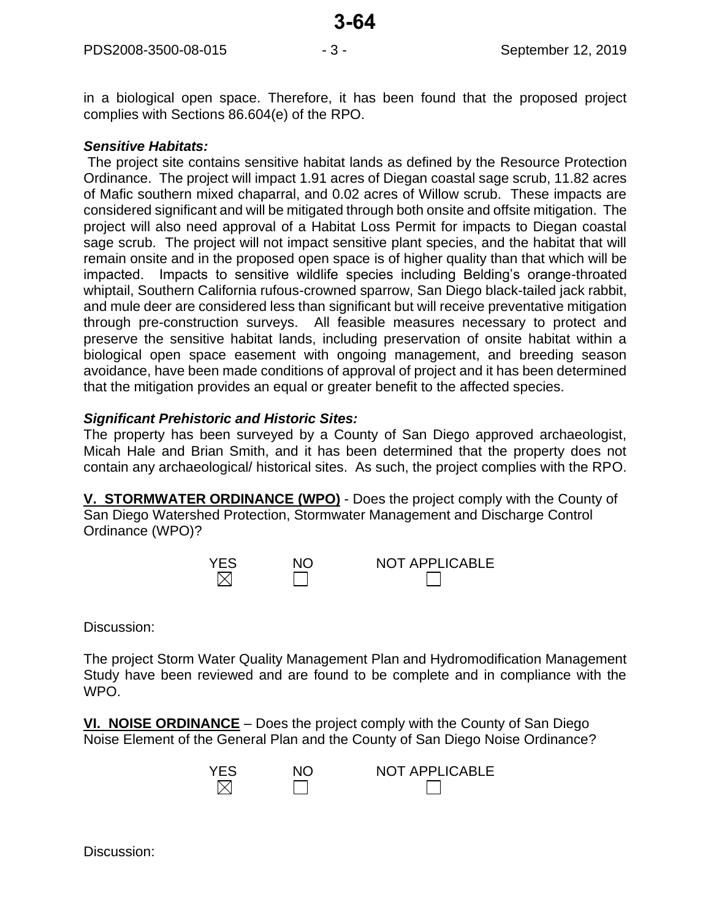in a biological open space. Therefore, it has been found that the proposed project complies with Sections 86.604(e) of the RPO.

***Sensitive Habitats:***

The project site contains sensitive habitat lands as defined by the Resource Protection Ordinance. The project will impact 1.91 acres of Diegan coastal sage scrub, 11.82 acres of Mafic southern mixed chaparral, and 0.02 acres of Willow scrub. These impacts are considered significant and will be mitigated through both onsite and offsite mitigation. The project will also need approval of a Habitat Loss Permit for impacts to Diegan coastal sage scrub. The project will not impact sensitive plant species, and the habitat that will remain onsite and in the proposed open space is of higher quality than that which will be impacted. Impacts to sensitive wildlife species including Belding's orange-throated whiptail, Southern California rufous-crowned sparrow, San Diego black-tailed jack rabbit, and mule deer are considered less than significant but will receive preventative mitigation through pre-construction surveys. All feasible measures necessary to protect and preserve the sensitive habitat lands, including preservation of onsite habitat within a biological open space easement with ongoing management, and breeding season avoidance, have been made conditions of approval of project and it has been determined that the mitigation provides an equal or greater benefit to the affected species.

***Significant Prehistoric and Historic Sites:***

The property has been surveyed by a County of San Diego approved archaeologist, Micah Hale and Brian Smith, and it has been determined that the property does not contain any archaeological/ historical sites. As such, the project complies with the RPO.

**V. STORMWATER ORDINANCE (WPO)** - Does the project comply with the County of San Diego Watershed Protection, Stormwater Management and Discharge Control Ordinance (WPO)?

| YES | NO | NOT APPLICABLE |
|---|---|---|
| ☒ | ☐ | ☐ |

Discussion:

The project Storm Water Quality Management Plan and Hydromodification Management Study have been reviewed and are found to be complete and in compliance with the WPO.

**VI. NOISE ORDINANCE** – Does the project comply with the County of San Diego Noise Element of the General Plan and the County of San Diego Noise Ordinance?

| YES | NO | NOT APPLICABLE |
|---|---|---|
| ☒ | ☐ | ☐ |

Discussion: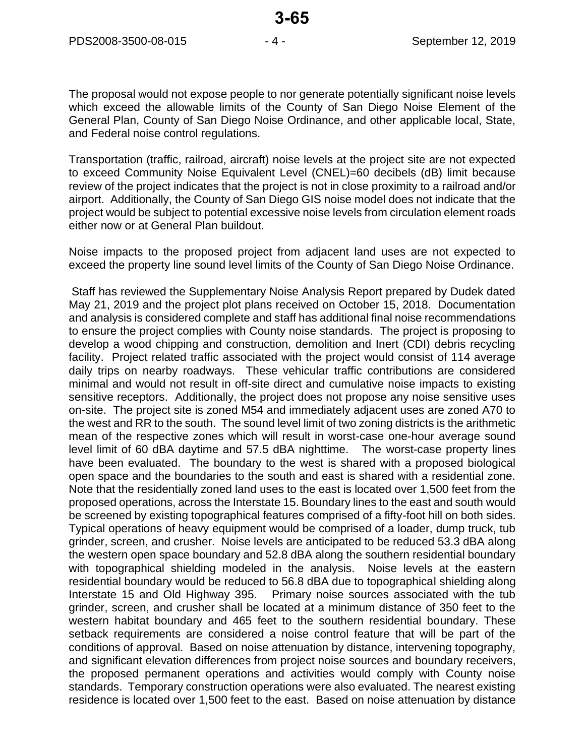The proposal would not expose people to nor generate potentially significant noise levels which exceed the allowable limits of the County of San Diego Noise Element of the General Plan, County of San Diego Noise Ordinance, and other applicable local, State, and Federal noise control regulations.

Transportation (traffic, railroad, aircraft) noise levels at the project site are not expected to exceed Community Noise Equivalent Level (CNEL)=60 decibels (dB) limit because review of the project indicates that the project is not in close proximity to a railroad and/or airport. Additionally, the County of San Diego GIS noise model does not indicate that the project would be subject to potential excessive noise levels from circulation element roads either now or at General Plan buildout.

Noise impacts to the proposed project from adjacent land uses are not expected to exceed the property line sound level limits of the County of San Diego Noise Ordinance.

Staff has reviewed the Supplementary Noise Analysis Report prepared by Dudek dated May 21, 2019 and the project plot plans received on October 15, 2018. Documentation and analysis is considered complete and staff has additional final noise recommendations to ensure the project complies with County noise standards. The project is proposing to develop a wood chipping and construction, demolition and Inert (CDI) debris recycling facility. Project related traffic associated with the project would consist of 114 average daily trips on nearby roadways. These vehicular traffic contributions are considered minimal and would not result in off-site direct and cumulative noise impacts to existing sensitive receptors. Additionally, the project does not propose any noise sensitive uses on-site. The project site is zoned M54 and immediately adjacent uses are zoned A70 to the west and RR to the south. The sound level limit of two zoning districts is the arithmetic mean of the respective zones which will result in worst-case one-hour average sound level limit of 60 dBA daytime and 57.5 dBA nighttime. The worst-case property lines have been evaluated. The boundary to the west is shared with a proposed biological open space and the boundaries to the south and east is shared with a residential zone. Note that the residentially zoned land uses to the east is located over 1,500 feet from the proposed operations, across the Interstate 15. Boundary lines to the east and south would be screened by existing topographical features comprised of a fifty-foot hill on both sides. Typical operations of heavy equipment would be comprised of a loader, dump truck, tub grinder, screen, and crusher. Noise levels are anticipated to be reduced 53.3 dBA along the western open space boundary and 52.8 dBA along the southern residential boundary with topographical shielding modeled in the analysis. Noise levels at the eastern residential boundary would be reduced to 56.8 dBA due to topographical shielding along Interstate 15 and Old Highway 395. Primary noise sources associated with the tub grinder, screen, and crusher shall be located at a minimum distance of 350 feet to the western habitat boundary and 465 feet to the southern residential boundary. These setback requirements are considered a noise control feature that will be part of the conditions of approval. Based on noise attenuation by distance, intervening topography, and significant elevation differences from project noise sources and boundary receivers, the proposed permanent operations and activities would comply with County noise standards. Temporary construction operations were also evaluated. The nearest existing residence is located over 1,500 feet to the east. Based on noise attenuation by distance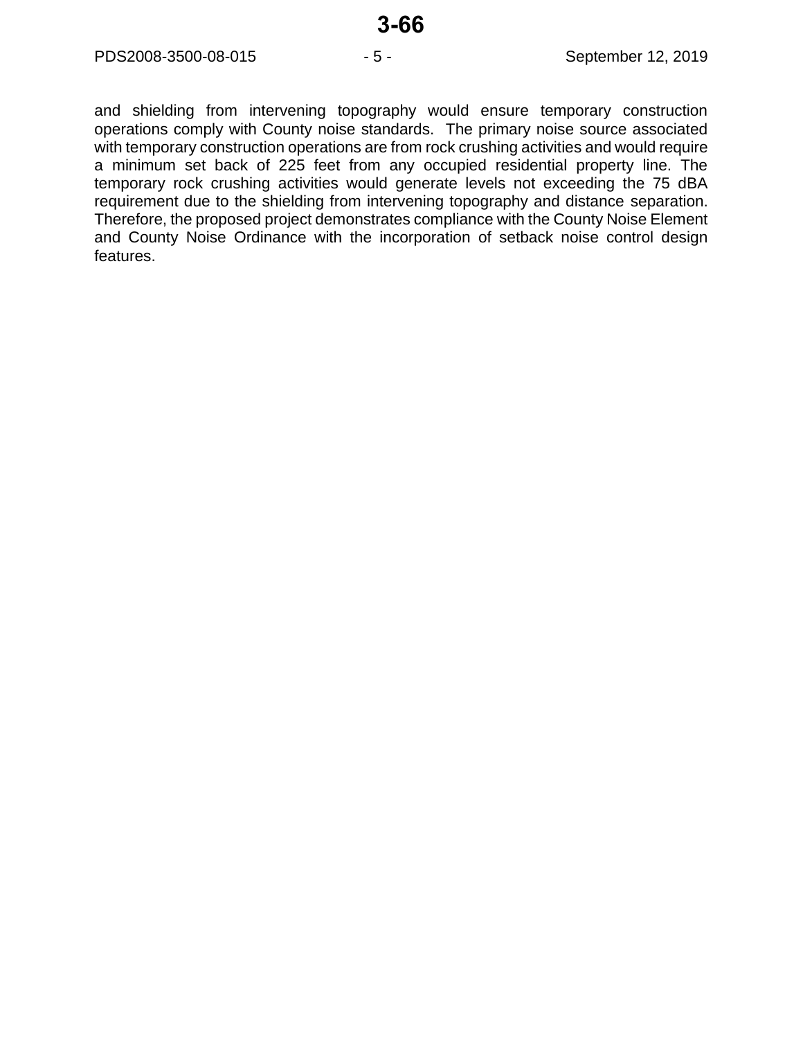and shielding from intervening topography would ensure temporary construction operations comply with County noise standards.  The primary noise source associated with temporary construction operations are from rock crushing activities and would require a minimum set back of 225 feet from any occupied residential property line. The temporary rock crushing activities would generate levels not exceeding the 75 dBA requirement due to the shielding from intervening topography and distance separation. Therefore, the proposed project demonstrates compliance with the County Noise Element and County Noise Ordinance with the incorporation of setback noise control design features.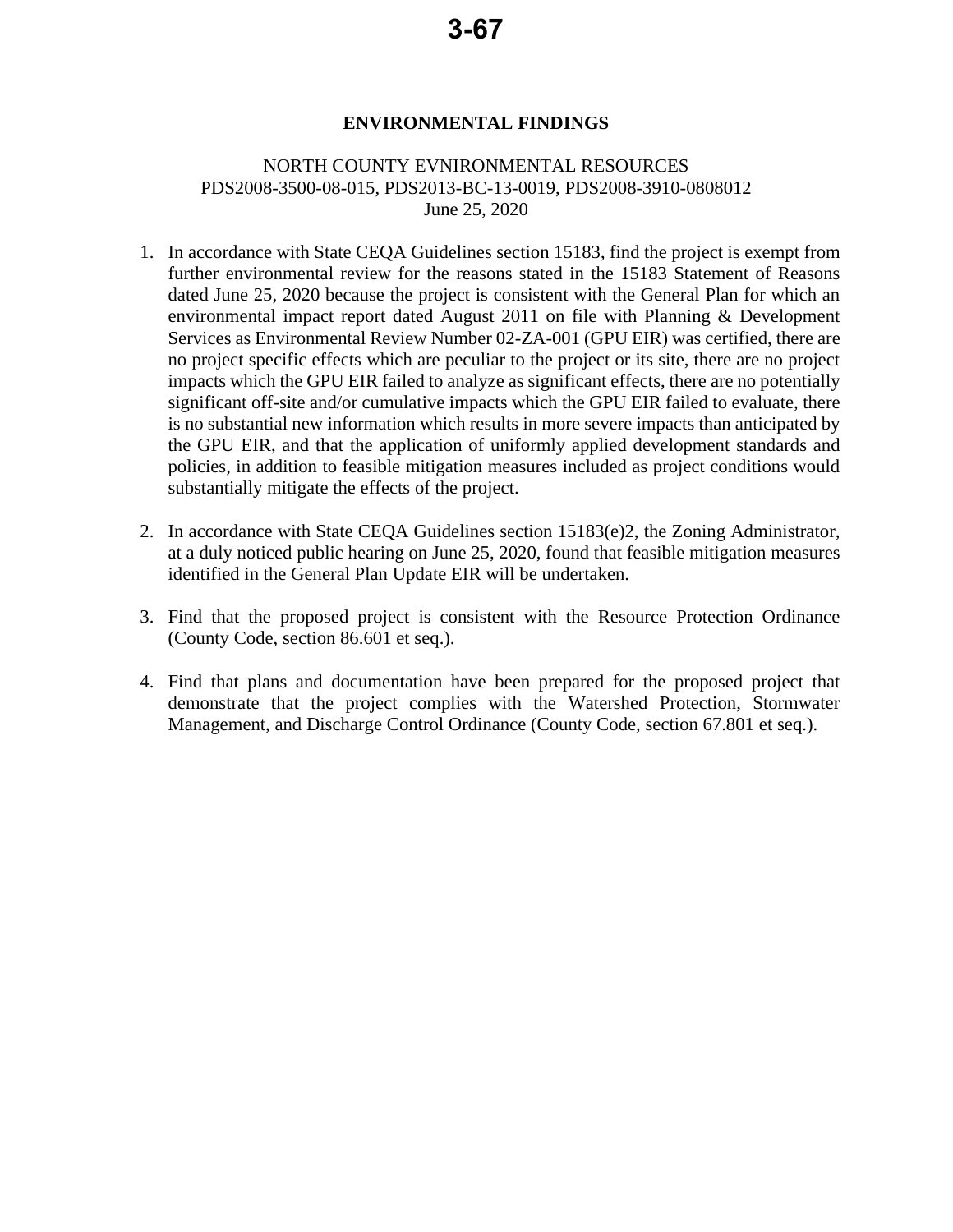# ENVIRONMENTAL FINDINGS

NORTH COUNTY EVNIRONMENTAL RESOURCES
PDS2008-3500-08-015, PDS2013-BC-13-0019, PDS2008-3910-0808012
June 25, 2020

1. In accordance with State CEQA Guidelines section 15183, find the project is exempt from further environmental review for the reasons stated in the 15183 Statement of Reasons dated June 25, 2020 because the project is consistent with the General Plan for which an environmental impact report dated August 2011 on file with Planning & Development Services as Environmental Review Number 02-ZA-001 (GPU EIR) was certified, there are no project specific effects which are peculiar to the project or its site, there are no project impacts which the GPU EIR failed to analyze as significant effects, there are no potentially significant off-site and/or cumulative impacts which the GPU EIR failed to evaluate, there is no substantial new information which results in more severe impacts than anticipated by the GPU EIR, and that the application of uniformly applied development standards and policies, in addition to feasible mitigation measures included as project conditions would substantially mitigate the effects of the project.

2. In accordance with State CEQA Guidelines section 15183(e)2, the Zoning Administrator, at a duly noticed public hearing on June 25, 2020, found that feasible mitigation measures identified in the General Plan Update EIR will be undertaken.

3. Find that the proposed project is consistent with the Resource Protection Ordinance (County Code, section 86.601 et seq.).

4. Find that plans and documentation have been prepared for the proposed project that demonstrate that the project complies with the Watershed Protection, Stormwater Management, and Discharge Control Ordinance (County Code, section 67.801 et seq.).